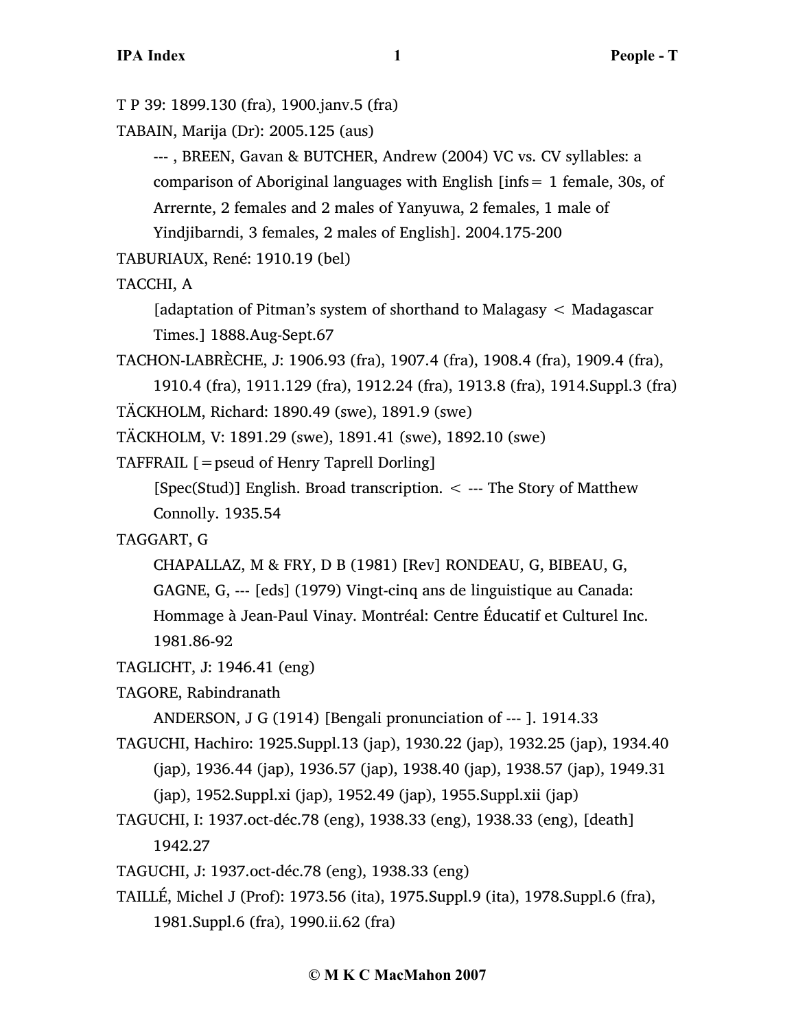T P 39: 1899.130 (fra), 1900.janv.5 (fra)

TABAIN, Marija (Dr): 2005.125 (aus)

--- , BREEN, Gavan & BUTCHER, Andrew (2004) VC vs. CV syllables: a comparison of Aboriginal languages with English [infs = 1 female, 30s, of Arrernte, 2 females and 2 males of Yanyuwa, 2 females, 1 male of Yindjibarndi, 3 females, 2 males of English]. 2004.175-200

TABURIAUX, René: 1910.19 (bel)

TACCHI, A

[adaptation of Pitman's system of shorthand to Malagasy < Madagascar Times.] 1888.Aug-Sept.67

TACHON-LABRÈCHE, J: 1906.93 (fra), 1907.4 (fra), 1908.4 (fra), 1909.4 (fra), 1910.4 (fra), 1911.129 (fra), 1912.24 (fra), 1913.8 (fra), 1914.Suppl.3 (fra)

TÄCKHOLM, Richard: 1890.49 (swe), 1891.9 (swe)

TÄCKHOLM, V: 1891.29 (swe), 1891.41 (swe), 1892.10 (swe)

TAFFRAIL [=pseud of Henry Taprell Dorling]

[Spec(Stud)] English. Broad transcription. < --- The Story of Matthew Connolly. 1935.54

TAGGART, G

CHAPALLAZ, M & FRY, D B (1981) [Rev] RONDEAU, G, BIBEAU, G, GAGNE, G, --- [eds] (1979) Vingt-cinq ans de linguistique au Canada: Hommage à Jean-Paul Vinay. Montréal: Centre Éducatif et Culturel Inc. 1981.86-92

TAGLICHT, J: 1946.41 (eng)

TAGORE, Rabindranath

ANDERSON, J G (1914) [Bengali pronunciation of --- ]. 1914.33

TAGUCHI, Hachiro: 1925.Suppl.13 (jap), 1930.22 (jap), 1932.25 (jap), 1934.40 (jap), 1936.44 (jap), 1936.57 (jap), 1938.40 (jap), 1938.57 (jap), 1949.31 (jap), 1952.Suppl.xi (jap), 1952.49 (jap), 1955.Suppl.xii (jap)

TAGUCHI, I: 1937.oct-déc.78 (eng), 1938.33 (eng), 1938.33 (eng), [death] 1942.27

TAGUCHI, J: 1937.oct-déc.78 (eng), 1938.33 (eng)

TAILLÉ, Michel J (Prof): 1973.56 (ita), 1975.Suppl.9 (ita), 1978.Suppl.6 (fra), 1981.Suppl.6 (fra), 1990.ii.62 (fra)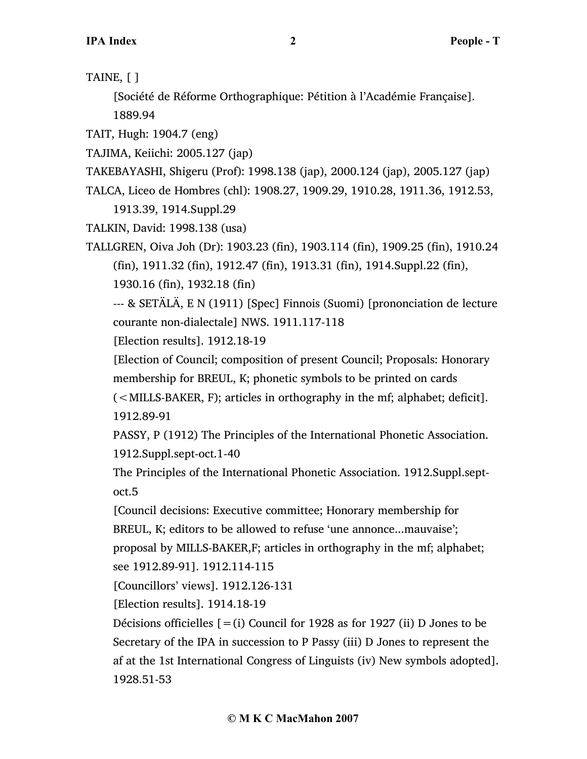TAINE, [ ]

[Société de Réforme Orthographique: Pétition à l'Académie Française]. 1889.94

TAIT, Hugh: 1904.7 (eng)

TAJIMA, Keiichi: 2005.127 (jap)

TAKEBAYASHI, Shigeru (Prof): 1998.138 (jap), 2000.124 (jap), 2005.127 (jap)

TALCA, Liceo de Hombres (chl): 1908.27, 1909.29, 1910.28, 1911.36, 1912.53, 1913.39, 1914.Suppl.29

TALKIN, David: 1998.138 (usa)

TALLGREN, Oiva Joh (Dr): 1903.23 (fin), 1903.114 (fin), 1909.25 (fin), 1910.24 (fin), 1911.32 (fin), 1912.47 (fin), 1913.31 (fin), 1914.Suppl.22 (fin), 1930.16 (fin), 1932.18 (fin)

--- & SETÄLÄ, E N (1911) [Spec] Finnois (Suomi) [prononciation de lecture courante non-dialectale] NWS. 1911.117-118

[Election results]. 1912.18-19

[Election of Council; composition of present Council; Proposals: Honorary membership for BREUL, K; phonetic symbols to be printed on cards (<MILLS-BAKER, F); articles in orthography in the mf; alphabet; deficit]. 1912.89-91

PASSY, P (1912) The Principles of the International Phonetic Association. 1912.Suppl.sept-oct.1-40

The Principles of the International Phonetic Association. 1912.Suppl.sept-oct.5

[Council decisions: Executive committee; Honorary membership for BREUL, K; editors to be allowed to refuse 'une annonce...mauvaise'; proposal by MILLS-BAKER,F; articles in orthography in the mf; alphabet; see 1912.89-91]. 1912.114-115

[Councillors' views]. 1912.126-131

[Election results]. 1914.18-19

Décisions officielles [=(i) Council for 1928 as for 1927 (ii) D Jones to be Secretary of the IPA in succession to P Passy (iii) D Jones to represent the af at the 1st International Congress of Linguists (iv) New symbols adopted]. 1928.51-53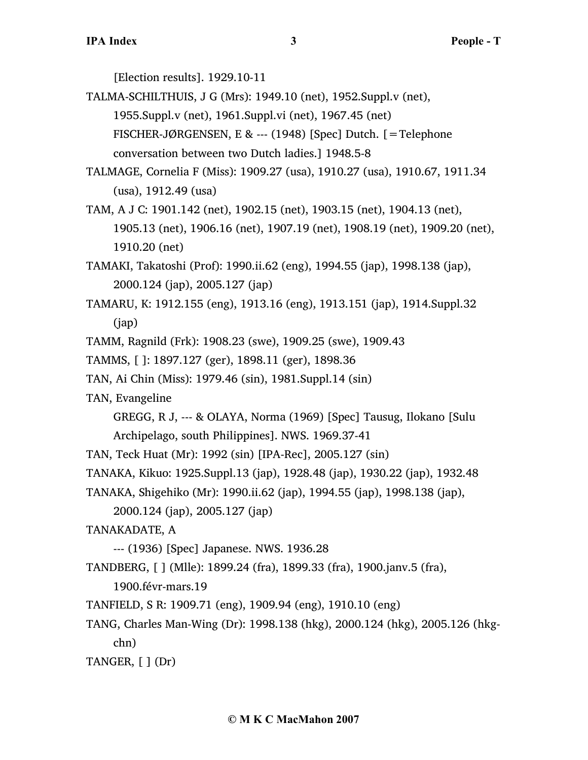[Election results]. 1929.10-11

TALMA-SCHILTHUIS, J G (Mrs): 1949.10 (net), 1952.Suppl.v (net), 1955.Suppl.v (net), 1961.Suppl.vi (net), 1967.45 (net)

FISCHER-JØRGENSEN, E & --- (1948) [Spec] Dutch. [=Telephone conversation between two Dutch ladies.] 1948.5-8

TALMAGE, Cornelia F (Miss): 1909.27 (usa), 1910.27 (usa), 1910.67, 1911.34 (usa), 1912.49 (usa)

TAM, A J C: 1901.142 (net), 1902.15 (net), 1903.15 (net), 1904.13 (net), 1905.13 (net), 1906.16 (net), 1907.19 (net), 1908.19 (net), 1909.20 (net), 1910.20 (net)

TAMAKI, Takatoshi (Prof): 1990.ii.62 (eng), 1994.55 (jap), 1998.138 (jap), 2000.124 (jap), 2005.127 (jap)

TAMARU, K: 1912.155 (eng), 1913.16 (eng), 1913.151 (jap), 1914.Suppl.32 (jap)

TAMM, Ragnild (Frk): 1908.23 (swe), 1909.25 (swe), 1909.43

TAMMS, [ ]: 1897.127 (ger), 1898.11 (ger), 1898.36

TAN, Ai Chin (Miss): 1979.46 (sin), 1981.Suppl.14 (sin)

TAN, Evangeline

GREGG, R J, --- & OLAYA, Norma (1969) [Spec] Tausug, Ilokano [Sulu Archipelago, south Philippines]. NWS. 1969.37-41

TAN, Teck Huat (Mr): 1992 (sin) [IPA-Rec], 2005.127 (sin)

TANAKA, Kikuo: 1925.Suppl.13 (jap), 1928.48 (jap), 1930.22 (jap), 1932.48

TANAKA, Shigehiko (Mr): 1990.ii.62 (jap), 1994.55 (jap), 1998.138 (jap), 2000.124 (jap), 2005.127 (jap)

TANAKADATE, A

--- (1936) [Spec] Japanese. NWS. 1936.28

TANDBERG, [ ] (Mlle): 1899.24 (fra), 1899.33 (fra), 1900.janv.5 (fra), 1900.févr-mars.19

TANFIELD, S R: 1909.71 (eng), 1909.94 (eng), 1910.10 (eng)

TANG, Charles Man-Wing (Dr): 1998.138 (hkg), 2000.124 (hkg), 2005.126 (hkg-chn)

TANGER, [ ] (Dr)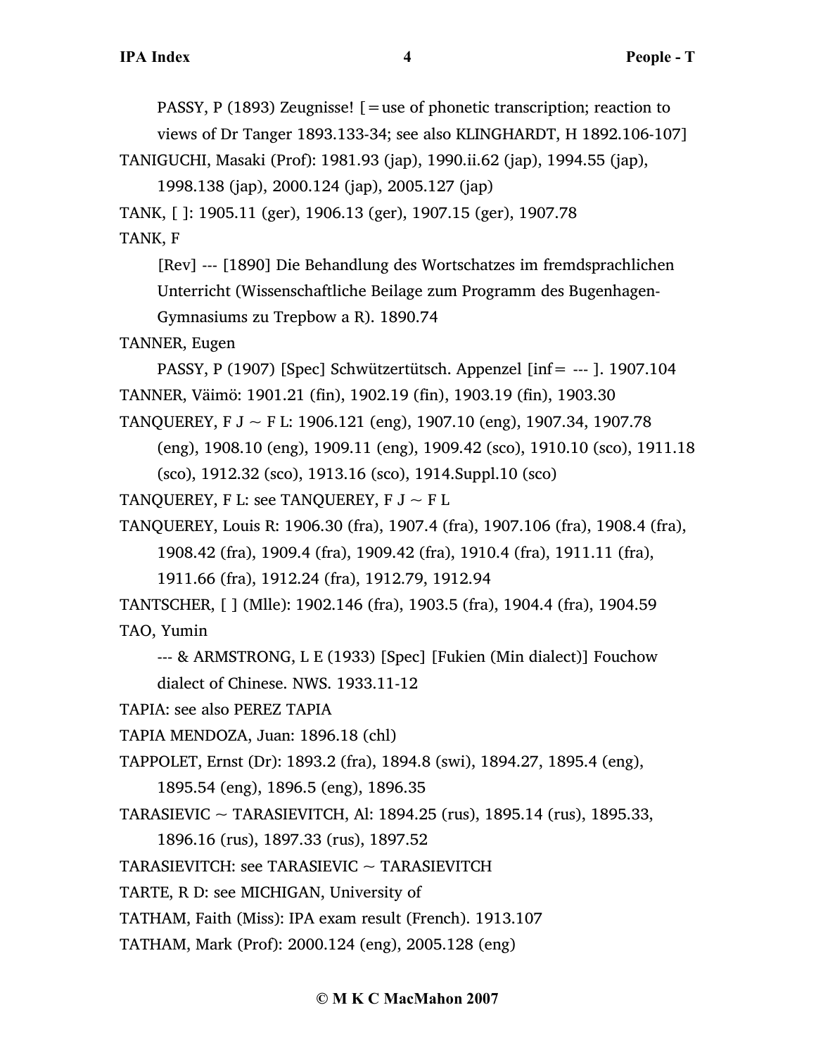PASSY, P (1893) Zeugnisse! [=use of phonetic transcription; reaction to views of Dr Tanger 1893.133-34; see also KLINGHARDT, H 1892.106-107]

TANIGUCHI, Masaki (Prof): 1981.93 (jap), 1990.ii.62 (jap), 1994.55 (jap), 1998.138 (jap), 2000.124 (jap), 2005.127 (jap)

TANK, [ ]: 1905.11 (ger), 1906.13 (ger), 1907.15 (ger), 1907.78

TANK, F

[Rev] --- [1890] Die Behandlung des Wortschatzes im fremdsprachlichen Unterricht (Wissenschaftliche Beilage zum Programm des Bugenhagen-Gymnasiums zu Trepbow a R). 1890.74

TANNER, Eugen

PASSY, P (1907) [Spec] Schwützertütsch. Appenzel [inf= --- ]. 1907.104

TANNER, Väimö: 1901.21 (fin), 1902.19 (fin), 1903.19 (fin), 1903.30

TANQUEREY, F J ~ F L: 1906.121 (eng), 1907.10 (eng), 1907.34, 1907.78 (eng), 1908.10 (eng), 1909.11 (eng), 1909.42 (sco), 1910.10 (sco), 1911.18 (sco), 1912.32 (sco), 1913.16 (sco), 1914.Suppl.10 (sco)

TANQUEREY, F L: see TANQUEREY, F J ~ F L

TANQUEREY, Louis R: 1906.30 (fra), 1907.4 (fra), 1907.106 (fra), 1908.4 (fra), 1908.42 (fra), 1909.4 (fra), 1909.42 (fra), 1910.4 (fra), 1911.11 (fra), 1911.66 (fra), 1912.24 (fra), 1912.79, 1912.94

TANTSCHER, [ ] (Mlle): 1902.146 (fra), 1903.5 (fra), 1904.4 (fra), 1904.59

TAO, Yumin

--- & ARMSTRONG, L E (1933) [Spec] [Fukien (Min dialect)] Fouchow dialect of Chinese. NWS. 1933.11-12

TAPIA: see also PEREZ TAPIA

TAPIA MENDOZA, Juan: 1896.18 (chl)

TAPPOLET, Ernst (Dr): 1893.2 (fra), 1894.8 (swi), 1894.27, 1895.4 (eng), 1895.54 (eng), 1896.5 (eng), 1896.35

TARASIEVIC ~ TARASIEVITCH, Al: 1894.25 (rus), 1895.14 (rus), 1895.33, 1896.16 (rus), 1897.33 (rus), 1897.52

TARASIEVITCH: see TARASIEVIC ~ TARASIEVITCH

TARTE, R D: see MICHIGAN, University of

TATHAM, Faith (Miss): IPA exam result (French). 1913.107

TATHAM, Mark (Prof): 2000.124 (eng), 2005.128 (eng)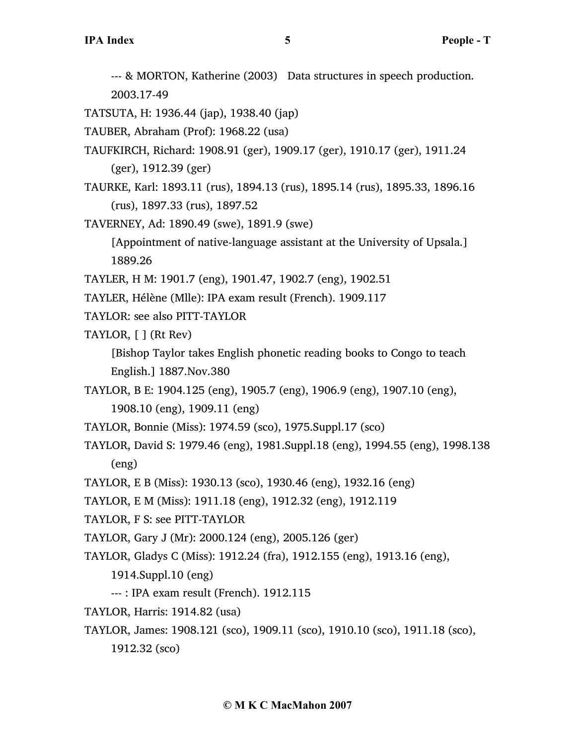--- & MORTON, Katherine (2003) Data structures in speech production. 2003.17-49

TATSUTA, H: 1936.44 (jap), 1938.40 (jap)

TAUBER, Abraham (Prof): 1968.22 (usa)

TAUFKIRCH, Richard: 1908.91 (ger), 1909.17 (ger), 1910.17 (ger), 1911.24 (ger), 1912.39 (ger)

TAURKE, Karl: 1893.11 (rus), 1894.13 (rus), 1895.14 (rus), 1895.33, 1896.16 (rus), 1897.33 (rus), 1897.52

TAVERNEY, Ad: 1890.49 (swe), 1891.9 (swe)

[Appointment of native-language assistant at the University of Upsala.] 1889.26

TAYLER, H M: 1901.7 (eng), 1901.47, 1902.7 (eng), 1902.51

TAYLER, Hélène (Mlle): IPA exam result (French). 1909.117

TAYLOR: see also PITT-TAYLOR

TAYLOR, [ ] (Rt Rev)

[Bishop Taylor takes English phonetic reading books to Congo to teach English.] 1887.Nov.380

TAYLOR, B E: 1904.125 (eng), 1905.7 (eng), 1906.9 (eng), 1907.10 (eng), 1908.10 (eng), 1909.11 (eng)

TAYLOR, Bonnie (Miss): 1974.59 (sco), 1975.Suppl.17 (sco)

TAYLOR, David S: 1979.46 (eng), 1981.Suppl.18 (eng), 1994.55 (eng), 1998.138 (eng)

TAYLOR, E B (Miss): 1930.13 (sco), 1930.46 (eng), 1932.16 (eng)

TAYLOR, E M (Miss): 1911.18 (eng), 1912.32 (eng), 1912.119

TAYLOR, F S: see PITT-TAYLOR

TAYLOR, Gary J (Mr): 2000.124 (eng), 2005.126 (ger)

TAYLOR, Gladys C (Miss): 1912.24 (fra), 1912.155 (eng), 1913.16 (eng), 1914.Suppl.10 (eng)

--- : IPA exam result (French). 1912.115

TAYLOR, Harris: 1914.82 (usa)

TAYLOR, James: 1908.121 (sco), 1909.11 (sco), 1910.10 (sco), 1911.18 (sco), 1912.32 (sco)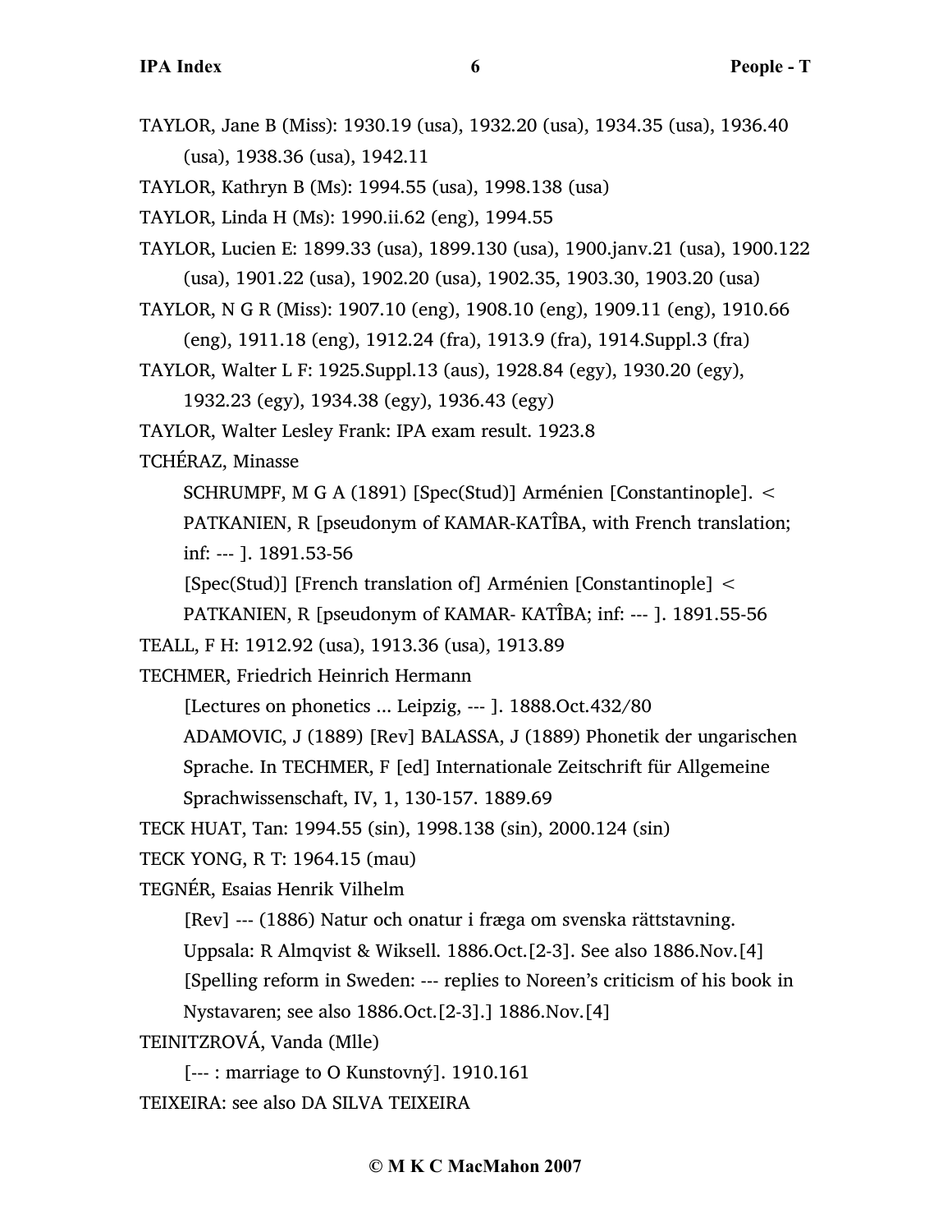TAYLOR, Jane B (Miss): 1930.19 (usa), 1932.20 (usa), 1934.35 (usa), 1936.40 (usa), 1938.36 (usa), 1942.11

TAYLOR, Kathryn B (Ms): 1994.55 (usa), 1998.138 (usa)

TAYLOR, Linda H (Ms): 1990.ii.62 (eng), 1994.55

TAYLOR, Lucien E: 1899.33 (usa), 1899.130 (usa), 1900.janv.21 (usa), 1900.122 (usa), 1901.22 (usa), 1902.20 (usa), 1902.35, 1903.30, 1903.20 (usa)

TAYLOR, N G R (Miss): 1907.10 (eng), 1908.10 (eng), 1909.11 (eng), 1910.66 (eng), 1911.18 (eng), 1912.24 (fra), 1913.9 (fra), 1914.Suppl.3 (fra)

TAYLOR, Walter L F: 1925.Suppl.13 (aus), 1928.84 (egy), 1930.20 (egy), 1932.23 (egy), 1934.38 (egy), 1936.43 (egy)

TAYLOR, Walter Lesley Frank: IPA exam result. 1923.8

TCHÉRAZ, Minasse

SCHRUMPF, M G A (1891) [Spec(Stud)] Arménien [Constantinople]. < PATKANIEN, R [pseudonym of KAMAR-KATÎBA, with French translation; inf: --- ]. 1891.53-56

[Spec(Stud)] [French translation of] Arménien [Constantinople] < PATKANIEN, R [pseudonym of KAMAR- KATÎBA; inf: --- ]. 1891.55-56

TEALL, F H: 1912.92 (usa), 1913.36 (usa), 1913.89

TECHMER, Friedrich Heinrich Hermann

[Lectures on phonetics ... Leipzig, --- ]. 1888.Oct.432/80

ADAMOVIC, J (1889) [Rev] BALASSA, J (1889) Phonetik der ungarischen Sprache. In TECHMER, F [ed] Internationale Zeitschrift für Allgemeine Sprachwissenschaft, IV, 1, 130-157. 1889.69

TECK HUAT, Tan: 1994.55 (sin), 1998.138 (sin), 2000.124 (sin)

TECK YONG, R T: 1964.15 (mau)

TEGNÉR, Esaias Henrik Vilhelm

[Rev] --- (1886) Natur och onatur i fræga om svenska rättstavning. Uppsala: R Almqvist & Wiksell. 1886.Oct.[2-3]. See also 1886.Nov.[4]

[Spelling reform in Sweden: --- replies to Noreen's criticism of his book in Nystavaren; see also 1886.Oct.[2-3].] 1886.Nov.[4]

TEINITZROVÁ, Vanda (Mlle)

[--- : marriage to O Kunstovný]. 1910.161

TEIXEIRA: see also DA SILVA TEIXEIRA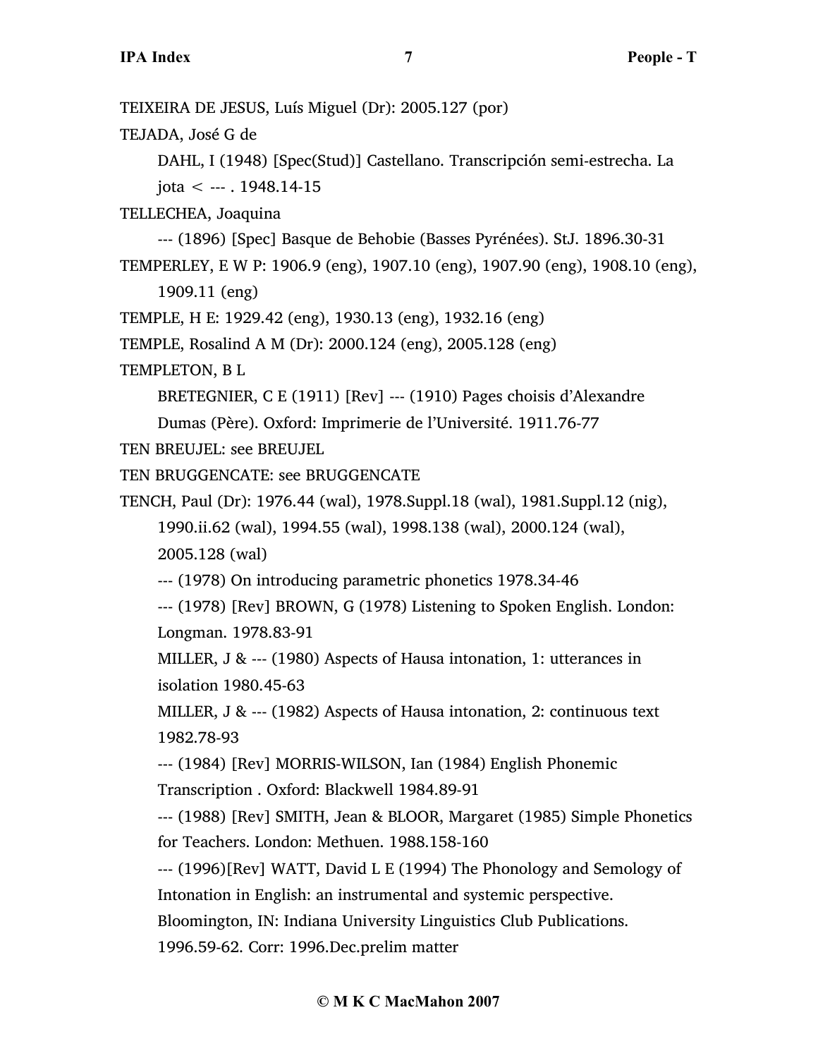TEIXEIRA DE JESUS, Luís Miguel (Dr): 2005.127 (por)

TEJADA, José G de

DAHL, I (1948) [Spec(Stud)] Castellano. Transcripción semi-estrecha. La jota < --- . 1948.14-15

TELLECHEA, Joaquina

--- (1896) [Spec] Basque de Behobie (Basses Pyrénées). StJ. 1896.30-31

TEMPERLEY, E W P: 1906.9 (eng), 1907.10 (eng), 1907.90 (eng), 1908.10 (eng), 1909.11 (eng)

TEMPLE, H E: 1929.42 (eng), 1930.13 (eng), 1932.16 (eng)

TEMPLE, Rosalind A M (Dr): 2000.124 (eng), 2005.128 (eng)

TEMPLETON, B L

BRETEGNIER, C E (1911) [Rev] --- (1910) Pages choisis d'Alexandre Dumas (Père). Oxford: Imprimerie de l'Université. 1911.76-77

TEN BREUJEL: see BREUJEL

TEN BRUGGENCATE: see BRUGGENCATE

TENCH, Paul (Dr): 1976.44 (wal), 1978.Suppl.18 (wal), 1981.Suppl.12 (nig), 1990.ii.62 (wal), 1994.55 (wal), 1998.138 (wal), 2000.124 (wal), 2005.128 (wal)

--- (1978) On introducing parametric phonetics 1978.34-46

--- (1978) [Rev] BROWN, G (1978) Listening to Spoken English. London: Longman. 1978.83-91

MILLER, J & --- (1980) Aspects of Hausa intonation, 1: utterances in isolation 1980.45-63

MILLER, J & --- (1982) Aspects of Hausa intonation, 2: continuous text 1982.78-93

--- (1984) [Rev] MORRIS-WILSON, Ian (1984) English Phonemic Transcription . Oxford: Blackwell 1984.89-91

--- (1988) [Rev] SMITH, Jean & BLOOR, Margaret (1985) Simple Phonetics for Teachers. London: Methuen. 1988.158-160

--- (1996)[Rev] WATT, David L E (1994) The Phonology and Semology of Intonation in English: an instrumental and systemic perspective. Bloomington, IN: Indiana University Linguistics Club Publications. 1996.59-62. Corr: 1996.Dec.prelim matter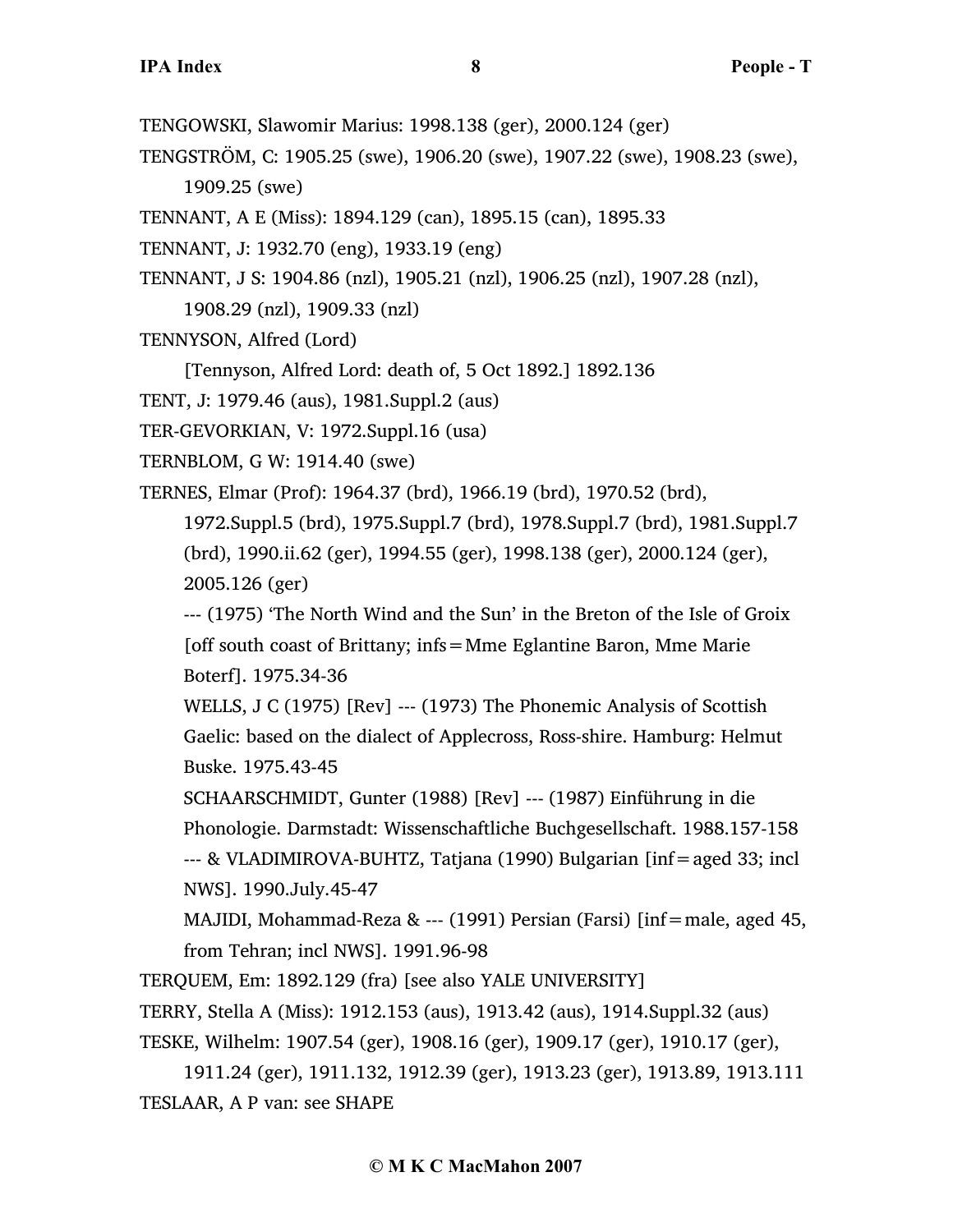TENGOWSKI, Slawomir Marius: 1998.138 (ger), 2000.124 (ger)

TENGSTRÖM, C: 1905.25 (swe), 1906.20 (swe), 1907.22 (swe), 1908.23 (swe), 1909.25 (swe)

TENNANT, A E (Miss): 1894.129 (can), 1895.15 (can), 1895.33

TENNANT, J: 1932.70 (eng), 1933.19 (eng)

TENNANT, J S: 1904.86 (nzl), 1905.21 (nzl), 1906.25 (nzl), 1907.28 (nzl), 1908.29 (nzl), 1909.33 (nzl)

TENNYSON, Alfred (Lord)

[Tennyson, Alfred Lord: death of, 5 Oct 1892.] 1892.136

TENT, J: 1979.46 (aus), 1981.Suppl.2 (aus)

TER-GEVORKIAN, V: 1972.Suppl.16 (usa)

TERNBLOM, G W: 1914.40 (swe)

TERNES, Elmar (Prof): 1964.37 (brd), 1966.19 (brd), 1970.52 (brd), 1972.Suppl.5 (brd), 1975.Suppl.7 (brd), 1978.Suppl.7 (brd), 1981.Suppl.7 (brd), 1990.ii.62 (ger), 1994.55 (ger), 1998.138 (ger), 2000.124 (ger), 2005.126 (ger)

--- (1975) 'The North Wind and the Sun' in the Breton of the Isle of Groix [off south coast of Brittany; infs=Mme Eglantine Baron, Mme Marie Boterf]. 1975.34-36

WELLS, J C (1975) [Rev] --- (1973) The Phonemic Analysis of Scottish Gaelic: based on the dialect of Applecross, Ross-shire. Hamburg: Helmut Buske. 1975.43-45

SCHAARSCHMIDT, Gunter (1988) [Rev] --- (1987) Einführung in die Phonologie. Darmstadt: Wissenschaftliche Buchgesellschaft. 1988.157-158

--- & VLADIMIROVA-BUHTZ, Tatjana (1990) Bulgarian [inf=aged 33; incl NWS]. 1990.July.45-47

MAJIDI, Mohammad-Reza & --- (1991) Persian (Farsi) [inf=male, aged 45, from Tehran; incl NWS]. 1991.96-98

TERQUEM, Em: 1892.129 (fra) [see also YALE UNIVERSITY]

TERRY, Stella A (Miss): 1912.153 (aus), 1913.42 (aus), 1914.Suppl.32 (aus)

TESKE, Wilhelm: 1907.54 (ger), 1908.16 (ger), 1909.17 (ger), 1910.17 (ger), 1911.24 (ger), 1911.132, 1912.39 (ger), 1913.23 (ger), 1913.89, 1913.111

TESLAAR, A P van: see SHAPE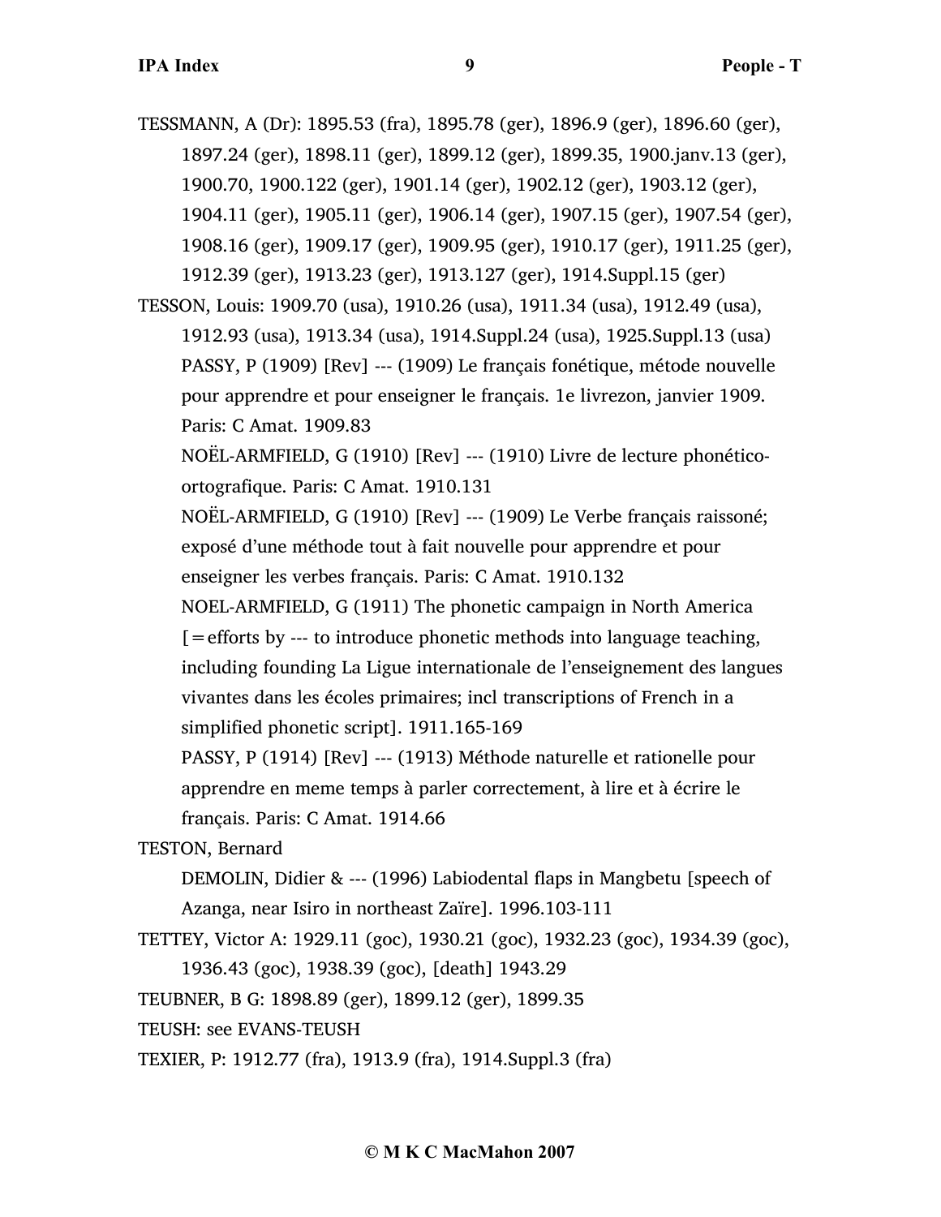TESSMANN, A (Dr): 1895.53 (fra), 1895.78 (ger), 1896.9 (ger), 1896.60 (ger), 1897.24 (ger), 1898.11 (ger), 1899.12 (ger), 1899.35, 1900.janv.13 (ger), 1900.70, 1900.122 (ger), 1901.14 (ger), 1902.12 (ger), 1903.12 (ger), 1904.11 (ger), 1905.11 (ger), 1906.14 (ger), 1907.15 (ger), 1907.54 (ger), 1908.16 (ger), 1909.17 (ger), 1909.95 (ger), 1910.17 (ger), 1911.25 (ger), 1912.39 (ger), 1913.23 (ger), 1913.127 (ger), 1914.Suppl.15 (ger)

TESSON, Louis: 1909.70 (usa), 1910.26 (usa), 1911.34 (usa), 1912.49 (usa), 1912.93 (usa), 1913.34 (usa), 1914.Suppl.24 (usa), 1925.Suppl.13 (usa)

PASSY, P (1909) [Rev] --- (1909) Le français fonétique, métode nouvelle pour apprendre et pour enseigner le français. 1e livrezon, janvier 1909. Paris: C Amat. 1909.83

NOËL-ARMFIELD, G (1910) [Rev] --- (1910) Livre de lecture phonético-ortografique. Paris: C Amat. 1910.131

NOËL-ARMFIELD, G (1910) [Rev] --- (1909) Le Verbe français raissoné; exposé d'une méthode tout à fait nouvelle pour apprendre et pour enseigner les verbes français. Paris: C Amat. 1910.132

NOEL-ARMFIELD, G (1911) The phonetic campaign in North America [=efforts by --- to introduce phonetic methods into language teaching, including founding La Ligue internationale de l'enseignement des langues vivantes dans les écoles primaires; incl transcriptions of French in a simplified phonetic script]. 1911.165-169

PASSY, P (1914) [Rev] --- (1913) Méthode naturelle et rationelle pour apprendre en meme temps à parler correctement, à lire et à écrire le français. Paris: C Amat. 1914.66

TESTON, Bernard

DEMOLIN, Didier & --- (1996) Labiodental flaps in Mangbetu [speech of Azanga, near Isiro in northeast Zaïre]. 1996.103-111

TETTEY, Victor A: 1929.11 (goc), 1930.21 (goc), 1932.23 (goc), 1934.39 (goc), 1936.43 (goc), 1938.39 (goc), [death] 1943.29

TEUBNER, B G: 1898.89 (ger), 1899.12 (ger), 1899.35

TEUSH: see EVANS-TEUSH

TEXIER, P: 1912.77 (fra), 1913.9 (fra), 1914.Suppl.3 (fra)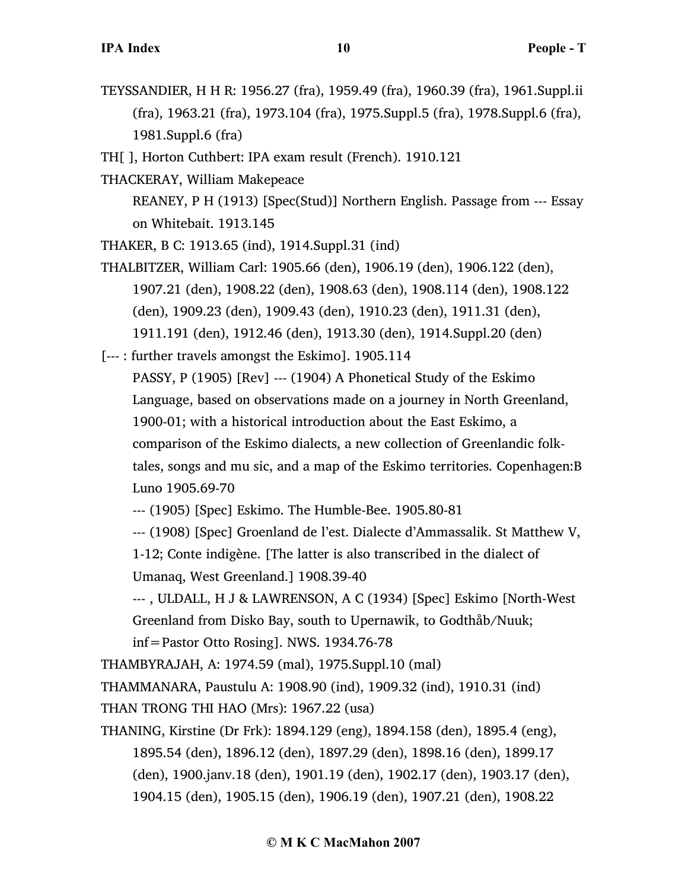TEYSSANDIER, H H R: 1956.27 (fra), 1959.49 (fra), 1960.39 (fra), 1961.Suppl.ii (fra), 1963.21 (fra), 1973.104 (fra), 1975.Suppl.5 (fra), 1978.Suppl.6 (fra), 1981.Suppl.6 (fra)

TH[ ], Horton Cuthbert: IPA exam result (French). 1910.121

THACKERAY, William Makepeace

REANEY, P H (1913) [Spec(Stud)] Northern English. Passage from --- Essay on Whitebait. 1913.145

THAKER, B C: 1913.65 (ind), 1914.Suppl.31 (ind)

THALBITZER, William Carl: 1905.66 (den), 1906.19 (den), 1906.122 (den), 1907.21 (den), 1908.22 (den), 1908.63 (den), 1908.114 (den), 1908.122 (den), 1909.23 (den), 1909.43 (den), 1910.23 (den), 1911.31 (den), 1911.191 (den), 1912.46 (den), 1913.30 (den), 1914.Suppl.20 (den)

[--- : further travels amongst the Eskimo]. 1905.114

PASSY, P (1905) [Rev] --- (1904) A Phonetical Study of the Eskimo Language, based on observations made on a journey in North Greenland, 1900-01; with a historical introduction about the East Eskimo, a comparison of the Eskimo dialects, a new collection of Greenlandic folk-tales, songs and mu sic, and a map of the Eskimo territories. Copenhagen:B Luno 1905.69-70

--- (1905) [Spec] Eskimo. The Humble-Bee. 1905.80-81

--- (1908) [Spec] Groenland de l'est. Dialecte d'Ammassalik. St Matthew V, 1-12; Conte indigène. [The latter is also transcribed in the dialect of Umanaq, West Greenland.] 1908.39-40

--- , ULDALL, H J & LAWRENSON, A C (1934) [Spec] Eskimo [North-West Greenland from Disko Bay, south to Upernawik, to Godthåb/Nuuk; inf=Pastor Otto Rosing]. NWS. 1934.76-78

THAMBYRAJAH, A: 1974.59 (mal), 1975.Suppl.10 (mal)

THAMMANARA, Paustulu A: 1908.90 (ind), 1909.32 (ind), 1910.31 (ind)

THAN TRONG THI HAO (Mrs): 1967.22 (usa)

THANING, Kirstine (Dr Frk): 1894.129 (eng), 1894.158 (den), 1895.4 (eng), 1895.54 (den), 1896.12 (den), 1897.29 (den), 1898.16 (den), 1899.17 (den), 1900.janv.18 (den), 1901.19 (den), 1902.17 (den), 1903.17 (den), 1904.15 (den), 1905.15 (den), 1906.19 (den), 1907.21 (den), 1908.22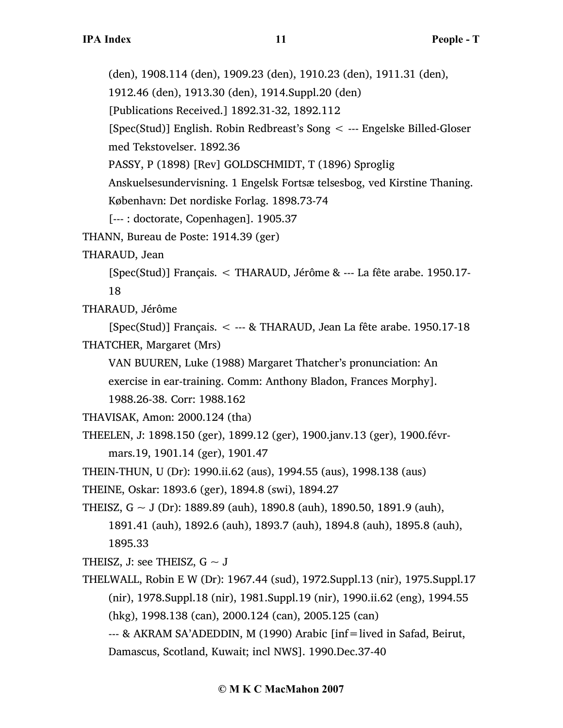(den), 1908.114 (den), 1909.23 (den), 1910.23 (den), 1911.31 (den), 1912.46 (den), 1913.30 (den), 1914.Suppl.20 (den)

[Publications Received.] 1892.31-32, 1892.112

[Spec(Stud)] English. Robin Redbreast's Song < --- Engelske Billed-Gloser med Tekstovelser. 1892.36

PASSY, P (1898) [Rev] GOLDSCHMIDT, T (1896) Sproglig Anskuelsesundervisning. 1 Engelsk Fortsæ telsesbog, ved Kirstine Thaning. København: Det nordiske Forlag. 1898.73-74

[--- : doctorate, Copenhagen]. 1905.37

THANN, Bureau de Poste: 1914.39 (ger)

THARAUD, Jean

[Spec(Stud)] Français. < THARAUD, Jérôme & --- La fête arabe. 1950.17-18

THARAUD, Jérôme

[Spec(Stud)] Français. < --- & THARAUD, Jean La fête arabe. 1950.17-18

THATCHER, Margaret (Mrs)

VAN BUUREN, Luke (1988) Margaret Thatcher's pronunciation: An exercise in ear-training. Comm: Anthony Bladon, Frances Morphy]. 1988.26-38. Corr: 1988.162

THAVISAK, Amon: 2000.124 (tha)

THEELEN, J: 1898.150 (ger), 1899.12 (ger), 1900.janv.13 (ger), 1900.févr-mars.19, 1901.14 (ger), 1901.47

THEIN-THUN, U (Dr): 1990.ii.62 (aus), 1994.55 (aus), 1998.138 (aus)

THEINE, Oskar: 1893.6 (ger), 1894.8 (swi), 1894.27

THEISZ, G ~ J (Dr): 1889.89 (auh), 1890.8 (auh), 1890.50, 1891.9 (auh), 1891.41 (auh), 1892.6 (auh), 1893.7 (auh), 1894.8 (auh), 1895.8 (auh), 1895.33

THEISZ, J: see THEISZ, G ~ J

THELWALL, Robin E W (Dr): 1967.44 (sud), 1972.Suppl.13 (nir), 1975.Suppl.17 (nir), 1978.Suppl.18 (nir), 1981.Suppl.19 (nir), 1990.ii.62 (eng), 1994.55 (hkg), 1998.138 (can), 2000.124 (can), 2005.125 (can)

--- & AKRAM SA'ADEDDIN, M (1990) Arabic [inf=lived in Safad, Beirut, Damascus, Scotland, Kuwait; incl NWS]. 1990.Dec.37-40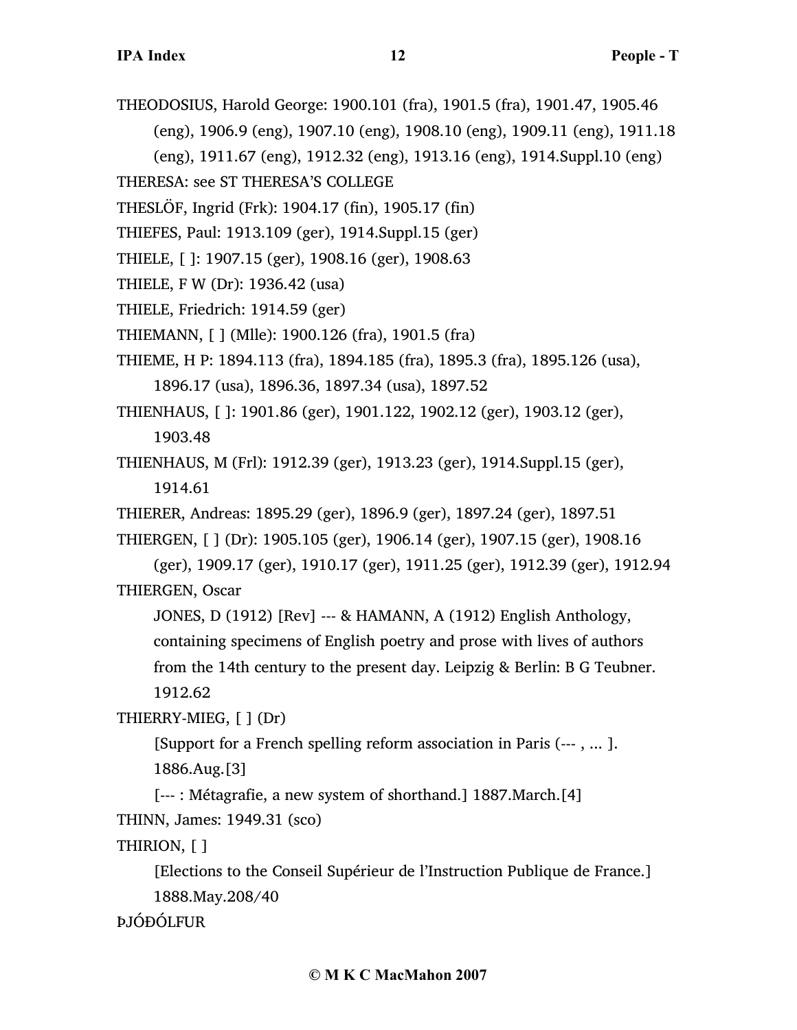THEODOSIUS, Harold George: 1900.101 (fra), 1901.5 (fra), 1901.47, 1905.46 (eng), 1906.9 (eng), 1907.10 (eng), 1908.10 (eng), 1909.11 (eng), 1911.18 (eng), 1911.67 (eng), 1912.32 (eng), 1913.16 (eng), 1914.Suppl.10 (eng)

THERESA: see ST THERESA'S COLLEGE

THESLÖF, Ingrid (Frk): 1904.17 (fin), 1905.17 (fin)

THIEFES, Paul: 1913.109 (ger), 1914.Suppl.15 (ger)

THIELE, [ ]: 1907.15 (ger), 1908.16 (ger), 1908.63

THIELE, F W (Dr): 1936.42 (usa)

THIELE, Friedrich: 1914.59 (ger)

THIEMANN, [ ] (Mlle): 1900.126 (fra), 1901.5 (fra)

THIEME, H P: 1894.113 (fra), 1894.185 (fra), 1895.3 (fra), 1895.126 (usa), 1896.17 (usa), 1896.36, 1897.34 (usa), 1897.52

THIENHAUS, [ ]: 1901.86 (ger), 1901.122, 1902.12 (ger), 1903.12 (ger), 1903.48

THIENHAUS, M (Frl): 1912.39 (ger), 1913.23 (ger), 1914.Suppl.15 (ger), 1914.61

THIERER, Andreas: 1895.29 (ger), 1896.9 (ger), 1897.24 (ger), 1897.51

THIERGEN, [ ] (Dr): 1905.105 (ger), 1906.14 (ger), 1907.15 (ger), 1908.16 (ger), 1909.17 (ger), 1910.17 (ger), 1911.25 (ger), 1912.39 (ger), 1912.94

THIERGEN, Oscar

JONES, D (1912) [Rev] --- & HAMANN, A (1912) English Anthology, containing specimens of English poetry and prose with lives of authors from the 14th century to the present day. Leipzig & Berlin: B G Teubner. 1912.62

THIERRY-MIEG, [ ] (Dr)

[Support for a French spelling reform association in Paris (--- , ... ]. 1886.Aug.[3]

[--- : Métagrafie, a new system of shorthand.] 1887.March.[4]

THINN, James: 1949.31 (sco)

THIRION, [ ]

[Elections to the Conseil Supérieur de l'Instruction Publique de France.] 1888.May.208/40

ÞJÓÐÓLFUR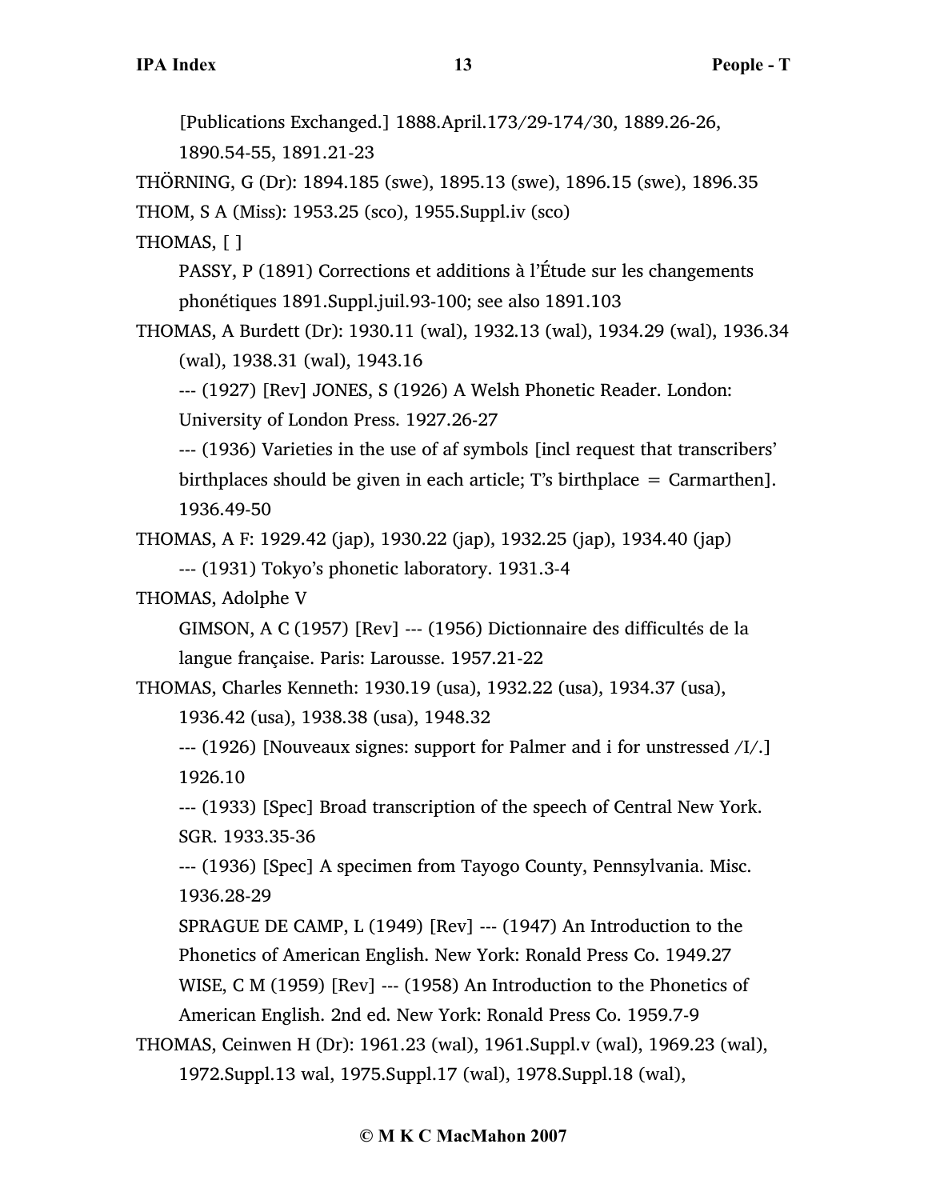[Publications Exchanged.] 1888.April.173/29-174/30, 1889.26-26, 1890.54-55, 1891.21-23

THÖRNING, G (Dr): 1894.185 (swe), 1895.13 (swe), 1896.15 (swe), 1896.35

THOM, S A (Miss): 1953.25 (sco), 1955.Suppl.iv (sco)

THOMAS, [ ]

PASSY, P (1891) Corrections et additions à l'Étude sur les changements phonétiques 1891.Suppl.juil.93-100; see also 1891.103

THOMAS, A Burdett (Dr): 1930.11 (wal), 1932.13 (wal), 1934.29 (wal), 1936.34 (wal), 1938.31 (wal), 1943.16

--- (1927) [Rev] JONES, S (1926) A Welsh Phonetic Reader. London: University of London Press. 1927.26-27

--- (1936) Varieties in the use of af symbols [incl request that transcribers' birthplaces should be given in each article; T's birthplace = Carmarthen]. 1936.49-50

THOMAS, A F: 1929.42 (jap), 1930.22 (jap), 1932.25 (jap), 1934.40 (jap)

--- (1931) Tokyo's phonetic laboratory. 1931.3-4

THOMAS, Adolphe V

GIMSON, A C (1957) [Rev] --- (1956) Dictionnaire des difficultés de la langue française. Paris: Larousse. 1957.21-22

THOMAS, Charles Kenneth: 1930.19 (usa), 1932.22 (usa), 1934.37 (usa), 1936.42 (usa), 1938.38 (usa), 1948.32

--- (1926) [Nouveaux signes: support for Palmer and i for unstressed /I/.] 1926.10

--- (1933) [Spec] Broad transcription of the speech of Central New York. SGR. 1933.35-36

--- (1936) [Spec] A specimen from Tayogo County, Pennsylvania. Misc. 1936.28-29

SPRAGUE DE CAMP, L (1949) [Rev] --- (1947) An Introduction to the Phonetics of American English. New York: Ronald Press Co. 1949.27

WISE, C M (1959) [Rev] --- (1958) An Introduction to the Phonetics of American English. 2nd ed. New York: Ronald Press Co. 1959.7-9

THOMAS, Ceinwen H (Dr): 1961.23 (wal), 1961.Suppl.v (wal), 1969.23 (wal), 1972.Suppl.13 wal, 1975.Suppl.17 (wal), 1978.Suppl.18 (wal),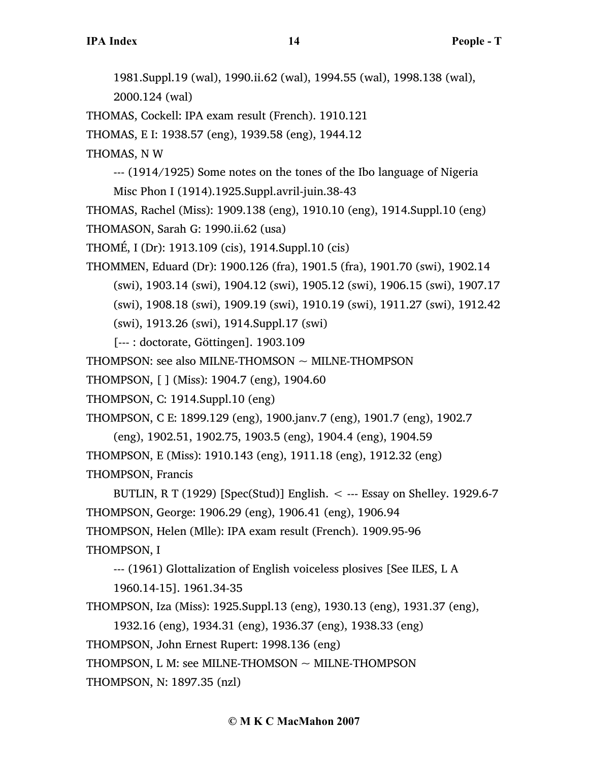1981.Suppl.19 (wal), 1990.ii.62 (wal), 1994.55 (wal), 1998.138 (wal), 2000.124 (wal)

THOMAS, Cockell: IPA exam result (French). 1910.121

THOMAS, E I: 1938.57 (eng), 1939.58 (eng), 1944.12

THOMAS, N W

--- (1914/1925) Some notes on the tones of the Ibo language of Nigeria Misc Phon I (1914).1925.Suppl.avril-juin.38-43

THOMAS, Rachel (Miss): 1909.138 (eng), 1910.10 (eng), 1914.Suppl.10 (eng)

THOMASON, Sarah G: 1990.ii.62 (usa)

THOMÉ, I (Dr): 1913.109 (cis), 1914.Suppl.10 (cis)

THOMMEN, Eduard (Dr): 1900.126 (fra), 1901.5 (fra), 1901.70 (swi), 1902.14 (swi), 1903.14 (swi), 1904.12 (swi), 1905.12 (swi), 1906.15 (swi), 1907.17 (swi), 1908.18 (swi), 1909.19 (swi), 1910.19 (swi), 1911.27 (swi), 1912.42 (swi), 1913.26 (swi), 1914.Suppl.17 (swi)

[--- : doctorate, Göttingen]. 1903.109

THOMPSON: see also MILNE-THOMSON ~ MILNE-THOMPSON

THOMPSON, [ ] (Miss): 1904.7 (eng), 1904.60

THOMPSON, C: 1914.Suppl.10 (eng)

THOMPSON, C E: 1899.129 (eng), 1900.janv.7 (eng), 1901.7 (eng), 1902.7 (eng), 1902.51, 1902.75, 1903.5 (eng), 1904.4 (eng), 1904.59

THOMPSON, E (Miss): 1910.143 (eng), 1911.18 (eng), 1912.32 (eng)

THOMPSON, Francis

BUTLIN, R T (1929) [Spec(Stud)] English. < --- Essay on Shelley. 1929.6-7

THOMPSON, George: 1906.29 (eng), 1906.41 (eng), 1906.94

THOMPSON, Helen (Mlle): IPA exam result (French). 1909.95-96

THOMPSON, I

--- (1961) Glottalization of English voiceless plosives [See ILES, L A 1960.14-15]. 1961.34-35

THOMPSON, Iza (Miss): 1925.Suppl.13 (eng), 1930.13 (eng), 1931.37 (eng), 1932.16 (eng), 1934.31 (eng), 1936.37 (eng), 1938.33 (eng)

THOMPSON, John Ernest Rupert: 1998.136 (eng)

THOMPSON, L M: see MILNE-THOMSON ~ MILNE-THOMPSON

THOMPSON, N: 1897.35 (nzl)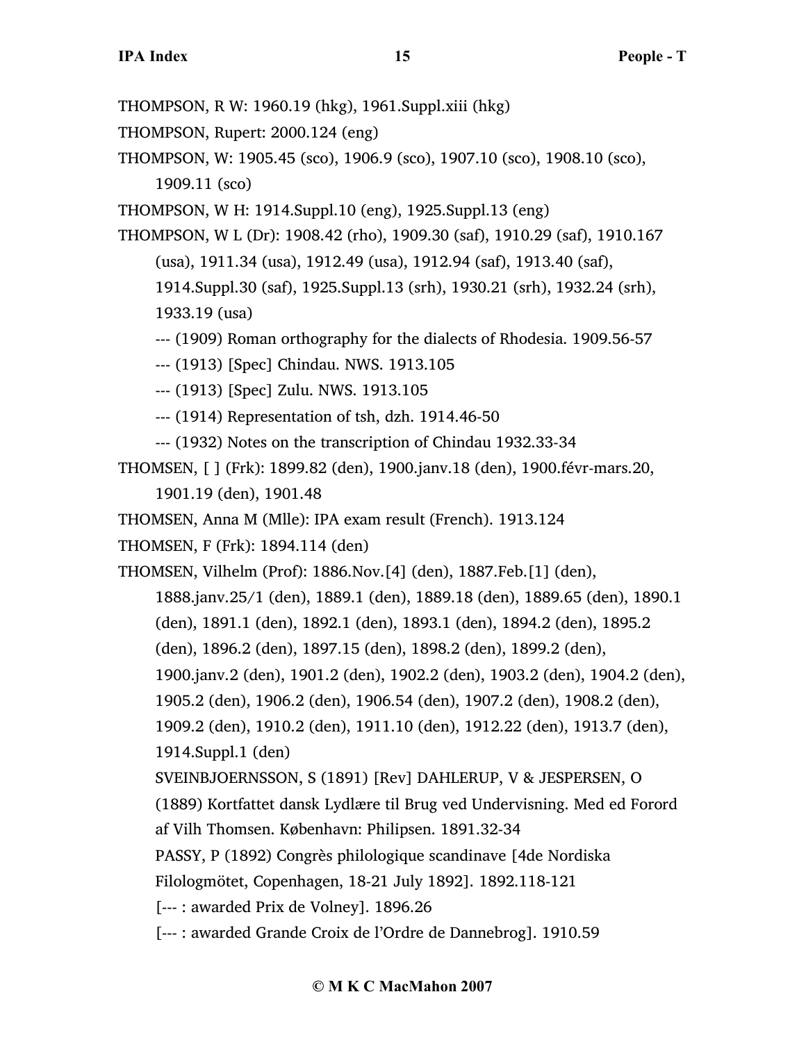THOMPSON, R W: 1960.19 (hkg), 1961.Suppl.xiii (hkg)

THOMPSON, Rupert: 2000.124 (eng)

THOMPSON, W: 1905.45 (sco), 1906.9 (sco), 1907.10 (sco), 1908.10 (sco), 1909.11 (sco)

THOMPSON, W H: 1914.Suppl.10 (eng), 1925.Suppl.13 (eng)

THOMPSON, W L (Dr): 1908.42 (rho), 1909.30 (saf), 1910.29 (saf), 1910.167 (usa), 1911.34 (usa), 1912.49 (usa), 1912.94 (saf), 1913.40 (saf), 1914.Suppl.30 (saf), 1925.Suppl.13 (srh), 1930.21 (srh), 1932.24 (srh), 1933.19 (usa)

--- (1909) Roman orthography for the dialects of Rhodesia. 1909.56-57

--- (1913) [Spec] Chindau. NWS. 1913.105

--- (1913) [Spec] Zulu. NWS. 1913.105

--- (1914) Representation of tsh, dzh. 1914.46-50

--- (1932) Notes on the transcription of Chindau 1932.33-34

THOMSEN, [ ] (Frk): 1899.82 (den), 1900.janv.18 (den), 1900.févr-mars.20, 1901.19 (den), 1901.48

THOMSEN, Anna M (Mlle): IPA exam result (French). 1913.124

THOMSEN, F (Frk): 1894.114 (den)

THOMSEN, Vilhelm (Prof): 1886.Nov.[4] (den), 1887.Feb.[1] (den), 1888.janv.25/1 (den), 1889.1 (den), 1889.18 (den), 1889.65 (den), 1890.1 (den), 1891.1 (den), 1892.1 (den), 1893.1 (den), 1894.2 (den), 1895.2 (den), 1896.2 (den), 1897.15 (den), 1898.2 (den), 1899.2 (den), 1900.janv.2 (den), 1901.2 (den), 1902.2 (den), 1903.2 (den), 1904.2 (den), 1905.2 (den), 1906.2 (den), 1906.54 (den), 1907.2 (den), 1908.2 (den), 1909.2 (den), 1910.2 (den), 1911.10 (den), 1912.22 (den), 1913.7 (den), 1914.Suppl.1 (den)

SVEINBJOERNSSON, S (1891) [Rev] DAHLERUP, V & JESPERSEN, O (1889) Kortfattet dansk Lydlære til Brug ved Undervisning. Med ed Forord af Vilh Thomsen. København: Philipsen. 1891.32-34

PASSY, P (1892) Congrès philologique scandinave [4de Nordiska Filologmötet, Copenhagen, 18-21 July 1892]. 1892.118-121

[--- : awarded Prix de Volney]. 1896.26

[--- : awarded Grande Croix de l'Ordre de Dannebrog]. 1910.59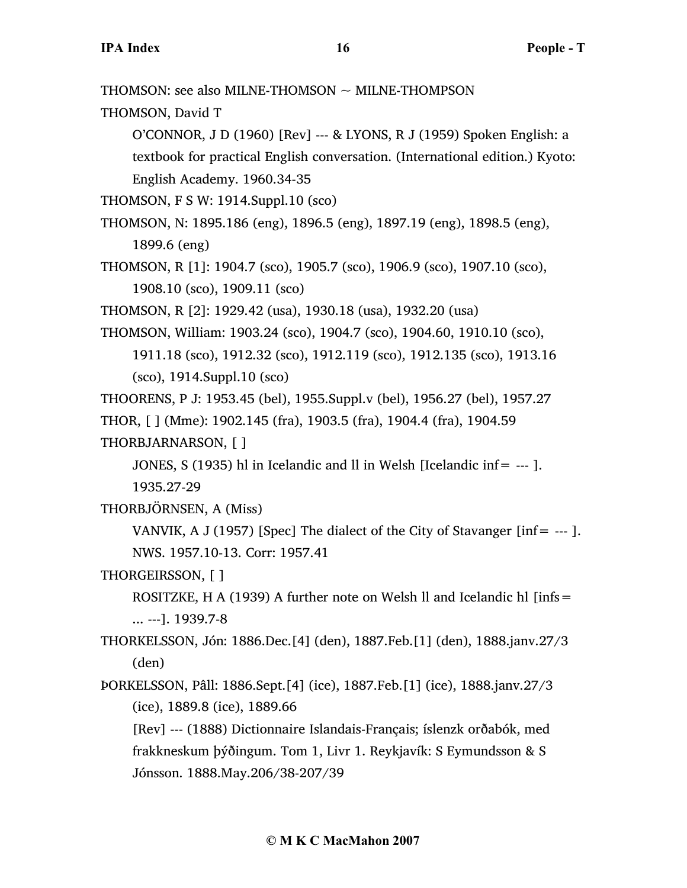THOMSON: see also MILNE-THOMSON ~ MILNE-THOMPSON

THOMSON, David T

O'CONNOR, J D (1960) [Rev] --- & LYONS, R J (1959) Spoken English: a textbook for practical English conversation. (International edition.) Kyoto: English Academy. 1960.34-35

THOMSON, F S W: 1914.Suppl.10 (sco)

THOMSON, N: 1895.186 (eng), 1896.5 (eng), 1897.19 (eng), 1898.5 (eng), 1899.6 (eng)

THOMSON, R [1]: 1904.7 (sco), 1905.7 (sco), 1906.9 (sco), 1907.10 (sco), 1908.10 (sco), 1909.11 (sco)

THOMSON, R [2]: 1929.42 (usa), 1930.18 (usa), 1932.20 (usa)

THOMSON, William: 1903.24 (sco), 1904.7 (sco), 1904.60, 1910.10 (sco), 1911.18 (sco), 1912.32 (sco), 1912.119 (sco), 1912.135 (sco), 1913.16 (sco), 1914.Suppl.10 (sco)

THOORENS, P J: 1953.45 (bel), 1955.Suppl.v (bel), 1956.27 (bel), 1957.27

THOR, [ ] (Mme): 1902.145 (fra), 1903.5 (fra), 1904.4 (fra), 1904.59

THORBJARNARSON, [ ]

JONES, S (1935) hl in Icelandic and ll in Welsh [Icelandic inf= --- ]. 1935.27-29

THORBJÖRNSEN, A (Miss)

VANVIK, A J (1957) [Spec] The dialect of the City of Stavanger [inf= --- ]. NWS. 1957.10-13. Corr: 1957.41

THORGEIRSSON, [ ]

ROSITZKE, H A (1939) A further note on Welsh ll and Icelandic hl [infs= ... ---]. 1939.7-8

THORKELSSON, Jón: 1886.Dec.[4] (den), 1887.Feb.[1] (den), 1888.janv.27/3 (den)

ÞORKELSSON, Pâll: 1886.Sept.[4] (ice), 1887.Feb.[1] (ice), 1888.janv.27/3 (ice), 1889.8 (ice), 1889.66

[Rev] --- (1888) Dictionnaire Islandais-Français; íslenzk orðabók, med frakkneskum þýðingum. Tom 1, Livr 1. Reykjavík: S Eymundsson & S Jónsson. 1888.May.206/38-207/39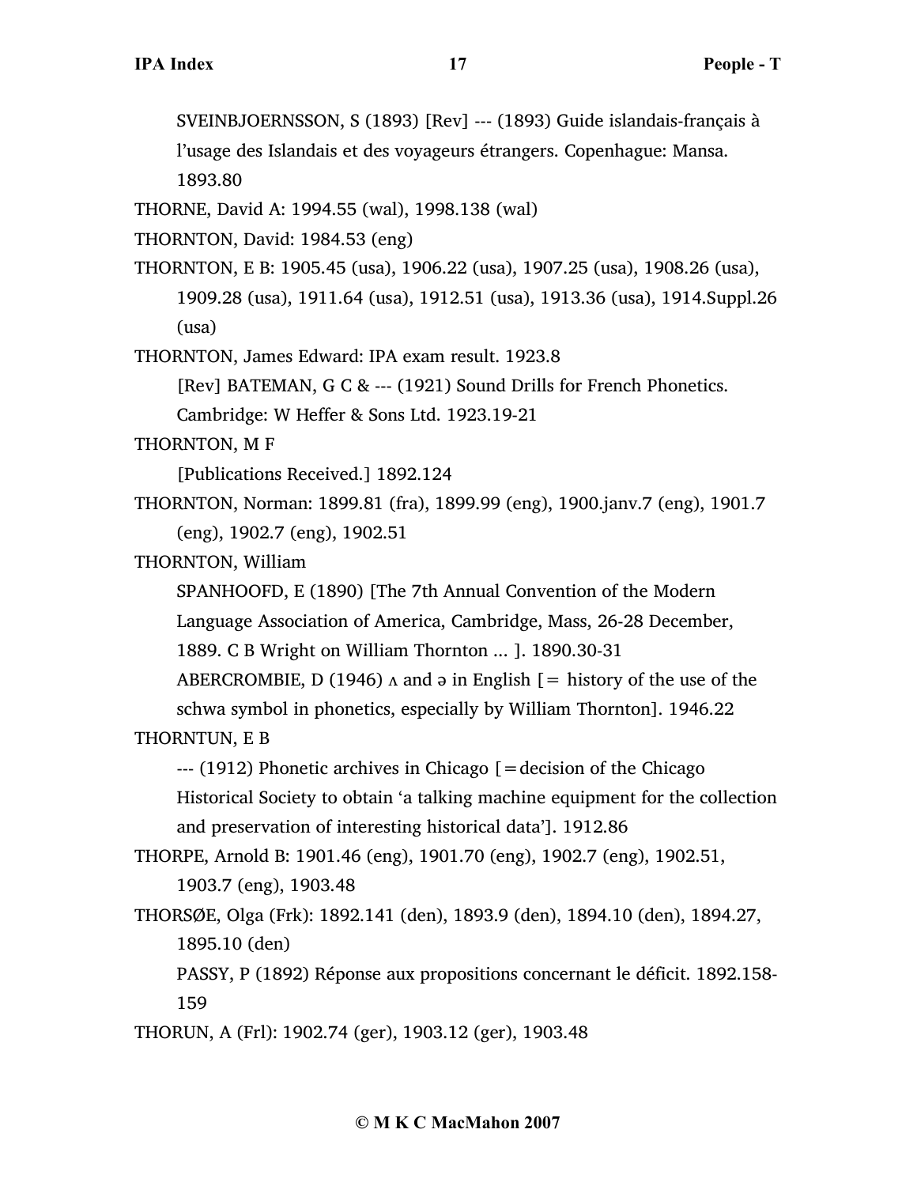SVEINBJOERNSSON, S (1893) [Rev] --- (1893) Guide islandais-français à l'usage des Islandais et des voyageurs étrangers. Copenhague: Mansa. 1893.80

THORNE, David A: 1994.55 (wal), 1998.138 (wal)

THORNTON, David: 1984.53 (eng)

THORNTON, E B: 1905.45 (usa), 1906.22 (usa), 1907.25 (usa), 1908.26 (usa), 1909.28 (usa), 1911.64 (usa), 1912.51 (usa), 1913.36 (usa), 1914.Suppl.26 (usa)

THORNTON, James Edward: IPA exam result. 1923.8

[Rev] BATEMAN, G C & --- (1921) Sound Drills for French Phonetics. Cambridge: W Heffer & Sons Ltd. 1923.19-21

THORNTON, M F

[Publications Received.] 1892.124

THORNTON, Norman: 1899.81 (fra), 1899.99 (eng), 1900.janv.7 (eng), 1901.7 (eng), 1902.7 (eng), 1902.51

THORNTON, William

SPANHOOFD, E (1890) [The 7th Annual Convention of the Modern Language Association of America, Cambridge, Mass, 26-28 December, 1889. C B Wright on William Thornton ... ]. 1890.30-31

ABERCROMBIE, D (1946) ʌ and ə in English [= history of the use of the schwa symbol in phonetics, especially by William Thornton]. 1946.22

THORNTUN, E B

--- (1912) Phonetic archives in Chicago [=decision of the Chicago Historical Society to obtain 'a talking machine equipment for the collection and preservation of interesting historical data']. 1912.86

THORPE, Arnold B: 1901.46 (eng), 1901.70 (eng), 1902.7 (eng), 1902.51, 1903.7 (eng), 1903.48

THORSØE, Olga (Frk): 1892.141 (den), 1893.9 (den), 1894.10 (den), 1894.27, 1895.10 (den)

PASSY, P (1892) Réponse aux propositions concernant le déficit. 1892.158-159

THORUN, A (Frl): 1902.74 (ger), 1903.12 (ger), 1903.48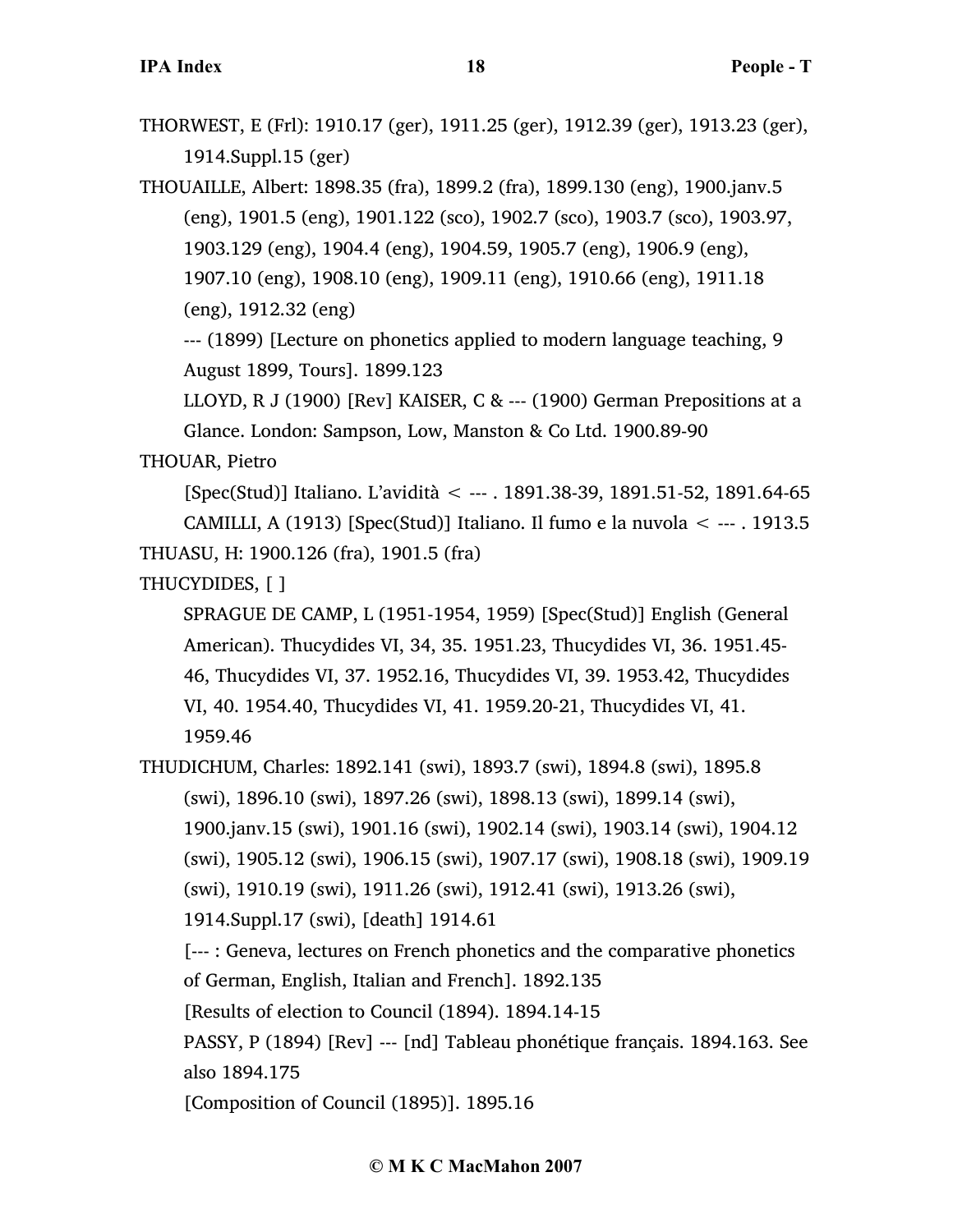THORWEST, E (Frl): 1910.17 (ger), 1911.25 (ger), 1912.39 (ger), 1913.23 (ger), 1914.Suppl.15 (ger)

THOUAILLE, Albert: 1898.35 (fra), 1899.2 (fra), 1899.130 (eng), 1900.janv.5 (eng), 1901.5 (eng), 1901.122 (sco), 1902.7 (sco), 1903.7 (sco), 1903.97, 1903.129 (eng), 1904.4 (eng), 1904.59, 1905.7 (eng), 1906.9 (eng), 1907.10 (eng), 1908.10 (eng), 1909.11 (eng), 1910.66 (eng), 1911.18 (eng), 1912.32 (eng)

--- (1899) [Lecture on phonetics applied to modern language teaching, 9 August 1899, Tours]. 1899.123

LLOYD, R J (1900) [Rev] KAISER, C & --- (1900) German Prepositions at a Glance. London: Sampson, Low, Manston & Co Ltd. 1900.89-90

THOUAR, Pietro

[Spec(Stud)] Italiano. L'avidità < --- . 1891.38-39, 1891.51-52, 1891.64-65

CAMILLI, A (1913) [Spec(Stud)] Italiano. Il fumo e la nuvola < --- . 1913.5

THUASU, H: 1900.126 (fra), 1901.5 (fra)

THUCYDIDES, [ ]

SPRAGUE DE CAMP, L (1951-1954, 1959) [Spec(Stud)] English (General American). Thucydides VI, 34, 35. 1951.23, Thucydides VI, 36. 1951.45-46, Thucydides VI, 37. 1952.16, Thucydides VI, 39. 1953.42, Thucydides VI, 40. 1954.40, Thucydides VI, 41. 1959.20-21, Thucydides VI, 41. 1959.46

THUDICHUM, Charles: 1892.141 (swi), 1893.7 (swi), 1894.8 (swi), 1895.8 (swi), 1896.10 (swi), 1897.26 (swi), 1898.13 (swi), 1899.14 (swi), 1900.janv.15 (swi), 1901.16 (swi), 1902.14 (swi), 1903.14 (swi), 1904.12 (swi), 1905.12 (swi), 1906.15 (swi), 1907.17 (swi), 1908.18 (swi), 1909.19 (swi), 1910.19 (swi), 1911.26 (swi), 1912.41 (swi), 1913.26 (swi), 1914.Suppl.17 (swi), [death] 1914.61

[--- : Geneva, lectures on French phonetics and the comparative phonetics of German, English, Italian and French]. 1892.135

[Results of election to Council (1894). 1894.14-15

PASSY, P (1894) [Rev] --- [nd] Tableau phonétique français. 1894.163. See also 1894.175

[Composition of Council (1895)]. 1895.16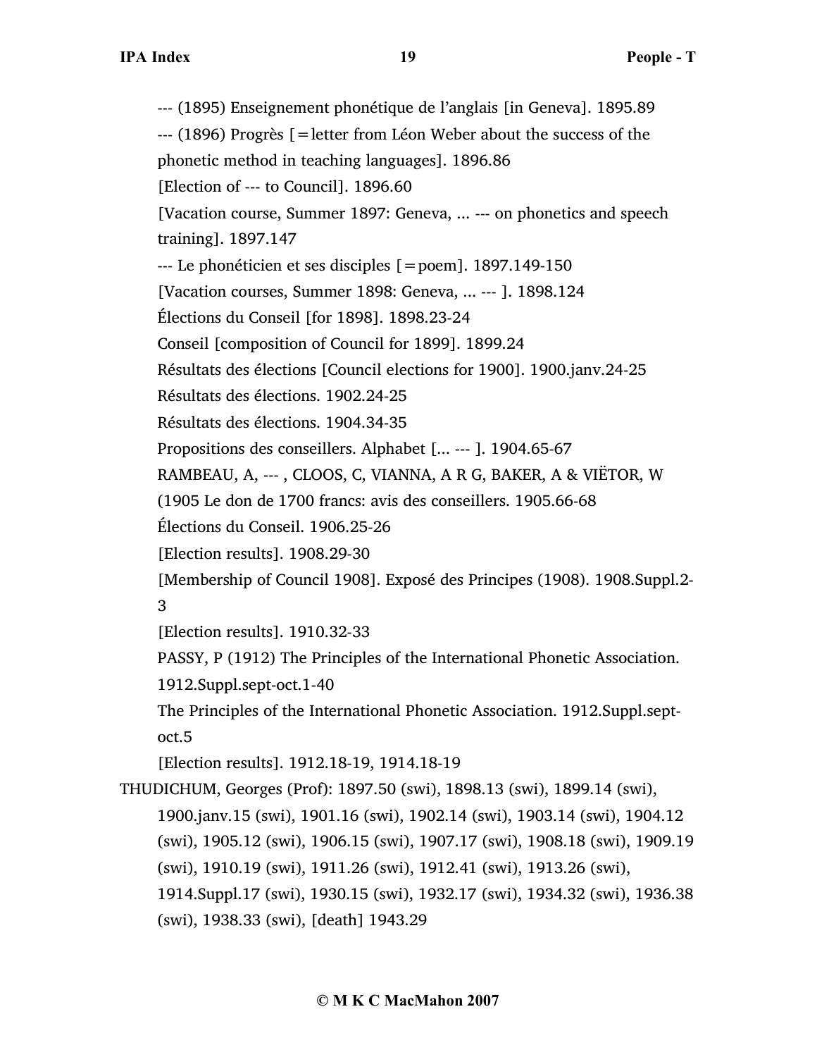--- (1895) Enseignement phonétique de l'anglais [in Geneva]. 1895.89

--- (1896) Progrès [=letter from Léon Weber about the success of the phonetic method in teaching languages]. 1896.86

[Election of --- to Council]. 1896.60

[Vacation course, Summer 1897: Geneva, ... --- on phonetics and speech training]. 1897.147

--- Le phonéticien et ses disciples [=poem]. 1897.149-150

[Vacation courses, Summer 1898: Geneva, ... --- ]. 1898.124

Élections du Conseil [for 1898]. 1898.23-24

Conseil [composition of Council for 1899]. 1899.24

Résultats des élections [Council elections for 1900]. 1900.janv.24-25

Résultats des élections. 1902.24-25

Résultats des élections. 1904.34-35

Propositions des conseillers. Alphabet [... --- ]. 1904.65-67

RAMBEAU, A, --- , CLOOS, C, VIANNA, A R G, BAKER, A & VIËTOR, W (1905 Le don de 1700 francs: avis des conseillers. 1905.66-68

Élections du Conseil. 1906.25-26

[Election results]. 1908.29-30

[Membership of Council 1908]. Exposé des Principes (1908). 1908.Suppl.2-3

[Election results]. 1910.32-33

PASSY, P (1912) The Principles of the International Phonetic Association. 1912.Suppl.sept-oct.1-40

The Principles of the International Phonetic Association. 1912.Suppl.sept-oct.5

[Election results]. 1912.18-19, 1914.18-19

THUDICHUM, Georges (Prof): 1897.50 (swi), 1898.13 (swi), 1899.14 (swi), 1900.janv.15 (swi), 1901.16 (swi), 1902.14 (swi), 1903.14 (swi), 1904.12 (swi), 1905.12 (swi), 1906.15 (swi), 1907.17 (swi), 1908.18 (swi), 1909.19 (swi), 1910.19 (swi), 1911.26 (swi), 1912.41 (swi), 1913.26 (swi), 1914.Suppl.17 (swi), 1930.15 (swi), 1932.17 (swi), 1934.32 (swi), 1936.38 (swi), 1938.33 (swi), [death] 1943.29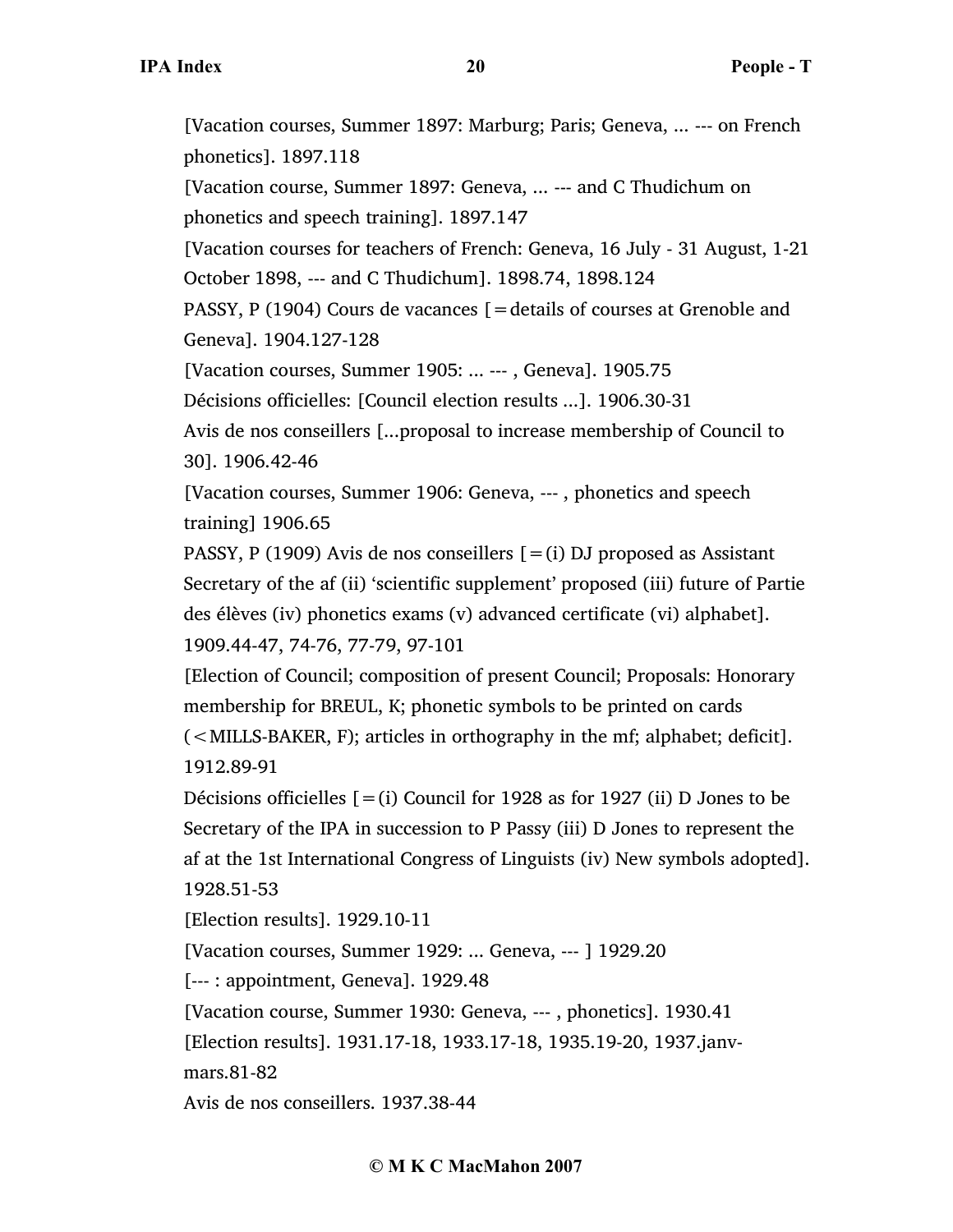[Vacation courses, Summer 1897: Marburg; Paris; Geneva, ... --- on French phonetics]. 1897.118

[Vacation course, Summer 1897: Geneva, ... --- and C Thudichum on phonetics and speech training]. 1897.147

[Vacation courses for teachers of French: Geneva, 16 July - 31 August, 1-21 October 1898, --- and C Thudichum]. 1898.74, 1898.124

PASSY, P (1904) Cours de vacances [=details of courses at Grenoble and Geneva]. 1904.127-128

[Vacation courses, Summer 1905: ... --- , Geneva]. 1905.75

Décisions officielles: [Council election results ...]. 1906.30-31

Avis de nos conseillers [...proposal to increase membership of Council to 30]. 1906.42-46

[Vacation courses, Summer 1906: Geneva, --- , phonetics and speech training] 1906.65

PASSY, P (1909) Avis de nos conseillers [=(i) DJ proposed as Assistant Secretary of the af (ii) 'scientific supplement' proposed (iii) future of Partie des élèves (iv) phonetics exams (v) advanced certificate (vi) alphabet]. 1909.44-47, 74-76, 77-79, 97-101

[Election of Council; composition of present Council; Proposals: Honorary membership for BREUL, K; phonetic symbols to be printed on cards (<MILLS-BAKER, F); articles in orthography in the mf; alphabet; deficit]. 1912.89-91

Décisions officielles [=(i) Council for 1928 as for 1927 (ii) D Jones to be Secretary of the IPA in succession to P Passy (iii) D Jones to represent the af at the 1st International Congress of Linguists (iv) New symbols adopted]. 1928.51-53

[Election results]. 1929.10-11

[Vacation courses, Summer 1929: ... Geneva, --- ] 1929.20

[--- : appointment, Geneva]. 1929.48

[Vacation course, Summer 1930: Geneva, --- , phonetics]. 1930.41

[Election results]. 1931.17-18, 1933.17-18, 1935.19-20, 1937.janv-mars.81-82

Avis de nos conseillers. 1937.38-44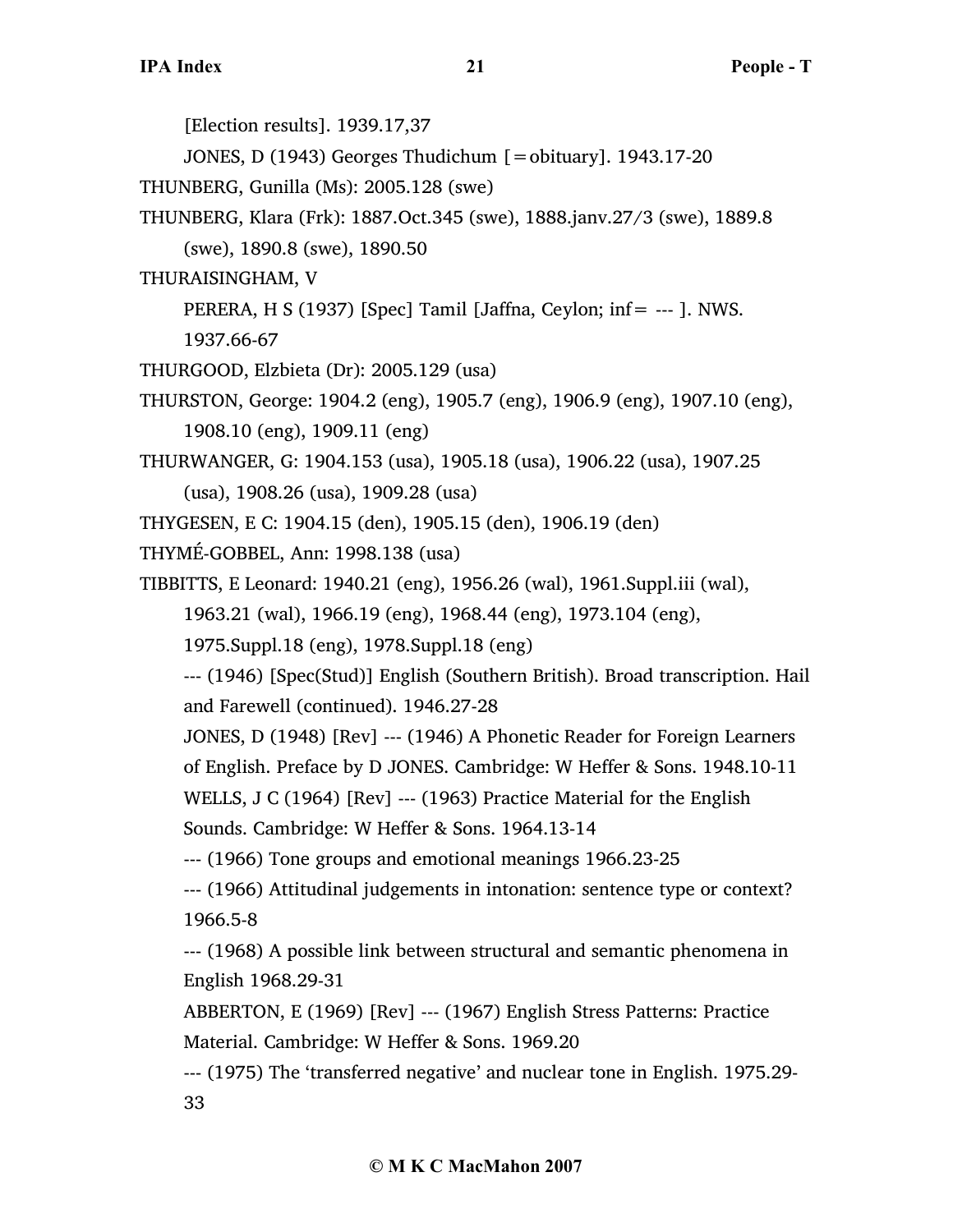[Election results]. 1939.17,37

JONES, D (1943) Georges Thudichum [=obituary]. 1943.17-20

THUNBERG, Gunilla (Ms): 2005.128 (swe)

THUNBERG, Klara (Frk): 1887.Oct.345 (swe), 1888.janv.27/3 (swe), 1889.8 (swe), 1890.8 (swe), 1890.50

THURAISINGHAM, V

PERERA, H S (1937) [Spec] Tamil [Jaffna, Ceylon; inf= --- ]. NWS. 1937.66-67

THURGOOD, Elzbieta (Dr): 2005.129 (usa)

THURSTON, George: 1904.2 (eng), 1905.7 (eng), 1906.9 (eng), 1907.10 (eng), 1908.10 (eng), 1909.11 (eng)

THURWANGER, G: 1904.153 (usa), 1905.18 (usa), 1906.22 (usa), 1907.25 (usa), 1908.26 (usa), 1909.28 (usa)

THYGESEN, E C: 1904.15 (den), 1905.15 (den), 1906.19 (den)

THYMÉ-GOBBEL, Ann: 1998.138 (usa)

TIBBITTS, E Leonard: 1940.21 (eng), 1956.26 (wal), 1961.Suppl.iii (wal), 1963.21 (wal), 1966.19 (eng), 1968.44 (eng), 1973.104 (eng), 1975.Suppl.18 (eng), 1978.Suppl.18 (eng)

--- (1946) [Spec(Stud)] English (Southern British). Broad transcription. Hail and Farewell (continued). 1946.27-28

JONES, D (1948) [Rev] --- (1946) A Phonetic Reader for Foreign Learners of English. Preface by D JONES. Cambridge: W Heffer & Sons. 1948.10-11

WELLS, J C (1964) [Rev] --- (1963) Practice Material for the English Sounds. Cambridge: W Heffer & Sons. 1964.13-14

--- (1966) Tone groups and emotional meanings 1966.23-25

--- (1966) Attitudinal judgements in intonation: sentence type or context? 1966.5-8

--- (1968) A possible link between structural and semantic phenomena in English 1968.29-31

ABBERTON, E (1969) [Rev] --- (1967) English Stress Patterns: Practice Material. Cambridge: W Heffer & Sons. 1969.20

--- (1975) The 'transferred negative' and nuclear tone in English. 1975.29-33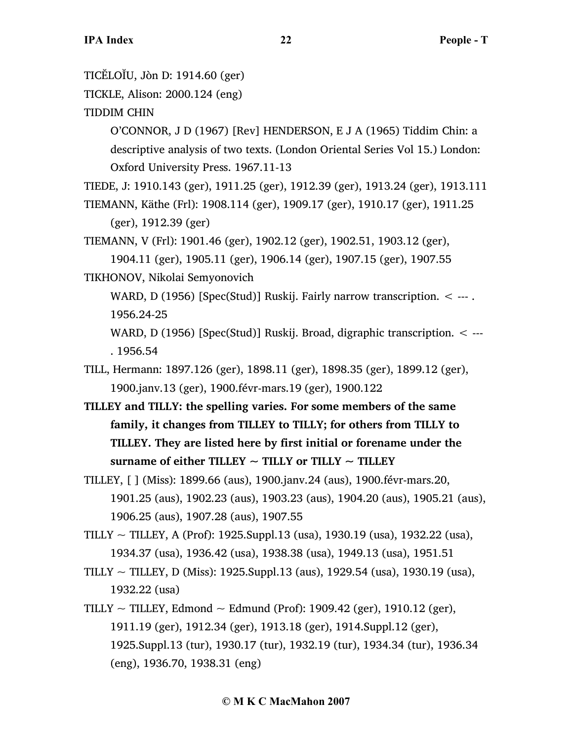TICĔLOĬU, Jòn D: 1914.60 (ger)

TICKLE, Alison: 2000.124 (eng)

TIDDIM CHIN

O'CONNOR, J D (1967) [Rev] HENDERSON, E J A (1965) Tiddim Chin: a descriptive analysis of two texts. (London Oriental Series Vol 15.) London: Oxford University Press. 1967.11-13

TIEDE, J: 1910.143 (ger), 1911.25 (ger), 1912.39 (ger), 1913.24 (ger), 1913.111

TIEMANN, Käthe (Frl): 1908.114 (ger), 1909.17 (ger), 1910.17 (ger), 1911.25 (ger), 1912.39 (ger)

TIEMANN, V (Frl): 1901.46 (ger), 1902.12 (ger), 1902.51, 1903.12 (ger), 1904.11 (ger), 1905.11 (ger), 1906.14 (ger), 1907.15 (ger), 1907.55

TIKHONOV, Nikolai Semyonovich

WARD, D (1956) [Spec(Stud)] Ruskij. Fairly narrow transcription. < --- . 1956.24-25

WARD, D (1956) [Spec(Stud)] Ruskij. Broad, digraphic transcription. < --- . 1956.54

TILL, Hermann: 1897.126 (ger), 1898.11 (ger), 1898.35 (ger), 1899.12 (ger), 1900.janv.13 (ger), 1900.févr-mars.19 (ger), 1900.122

**TILLEY and TILLY: the spelling varies. For some members of the same family, it changes from TILLEY to TILLY; for others from TILLY to TILLEY. They are listed here by first initial or forename under the surname of either TILLEY ~ TILLY or TILLY ~ TILLEY**

TILLEY, [ ] (Miss): 1899.66 (aus), 1900.janv.24 (aus), 1900.févr-mars.20, 1901.25 (aus), 1902.23 (aus), 1903.23 (aus), 1904.20 (aus), 1905.21 (aus), 1906.25 (aus), 1907.28 (aus), 1907.55

TILLY ~ TILLEY, A (Prof): 1925.Suppl.13 (usa), 1930.19 (usa), 1932.22 (usa), 1934.37 (usa), 1936.42 (usa), 1938.38 (usa), 1949.13 (usa), 1951.51

TILLY ~ TILLEY, D (Miss): 1925.Suppl.13 (aus), 1929.54 (usa), 1930.19 (usa), 1932.22 (usa)

TILLY ~ TILLEY, Edmond ~ Edmund (Prof): 1909.42 (ger), 1910.12 (ger), 1911.19 (ger), 1912.34 (ger), 1913.18 (ger), 1914.Suppl.12 (ger), 1925.Suppl.13 (tur), 1930.17 (tur), 1932.19 (tur), 1934.34 (tur), 1936.34 (eng), 1936.70, 1938.31 (eng)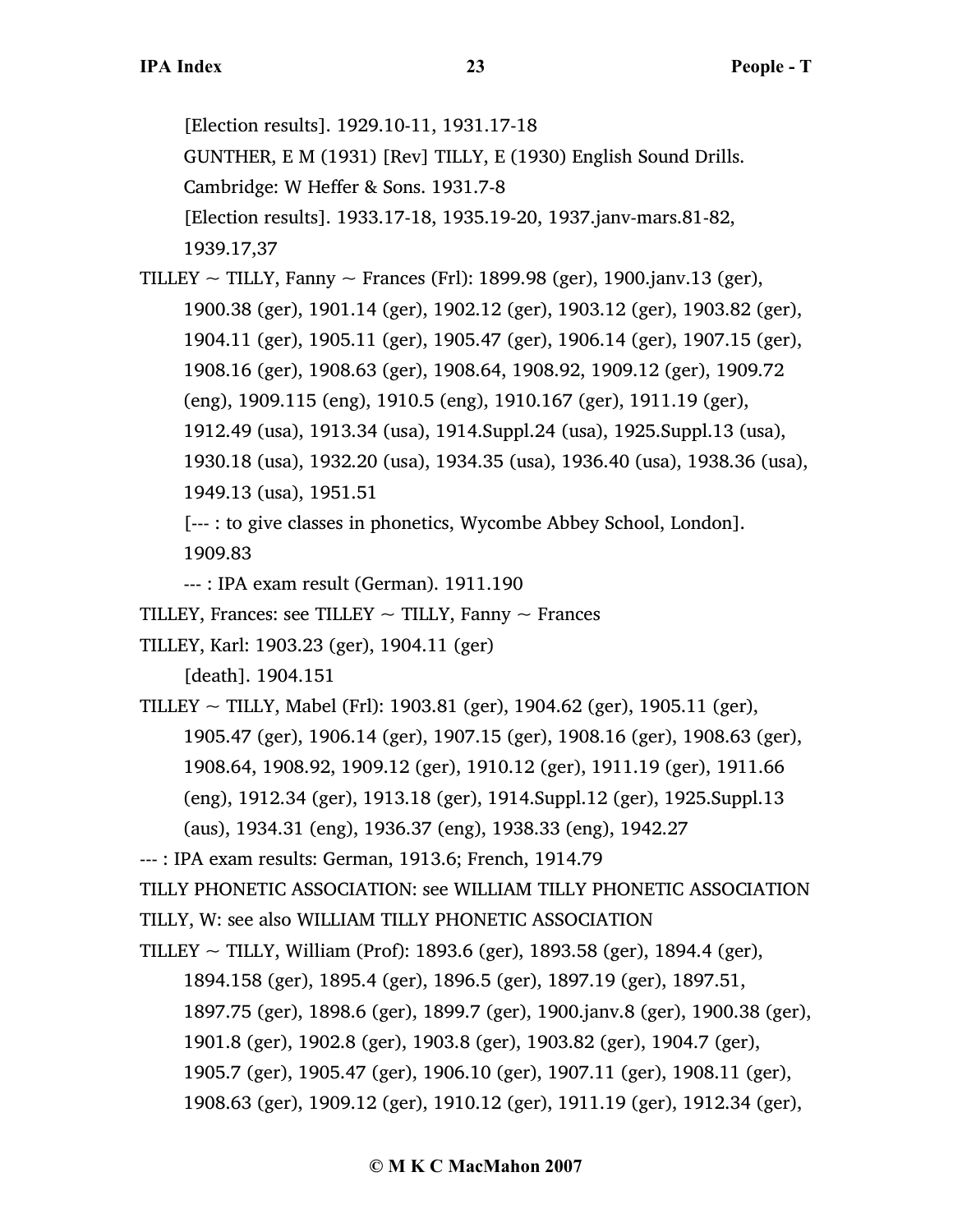[Election results]. 1929.10-11, 1931.17-18

GUNTHER, E M (1931) [Rev] TILLY, E (1930) English Sound Drills. Cambridge: W Heffer & Sons. 1931.7-8

[Election results]. 1933.17-18, 1935.19-20, 1937.janv-mars.81-82, 1939.17,37

TILLEY ~ TILLY, Fanny ~ Frances (Frl): 1899.98 (ger), 1900.janv.13 (ger), 1900.38 (ger), 1901.14 (ger), 1902.12 (ger), 1903.12 (ger), 1903.82 (ger), 1904.11 (ger), 1905.11 (ger), 1905.47 (ger), 1906.14 (ger), 1907.15 (ger), 1908.16 (ger), 1908.63 (ger), 1908.64, 1908.92, 1909.12 (ger), 1909.72 (eng), 1909.115 (eng), 1910.5 (eng), 1910.167 (ger), 1911.19 (ger), 1912.49 (usa), 1913.34 (usa), 1914.Suppl.24 (usa), 1925.Suppl.13 (usa), 1930.18 (usa), 1932.20 (usa), 1934.35 (usa), 1936.40 (usa), 1938.36 (usa), 1949.13 (usa), 1951.51

[--- : to give classes in phonetics, Wycombe Abbey School, London]. 1909.83

--- : IPA exam result (German). 1911.190

TILLEY, Frances: see TILLEY ~ TILLY, Fanny ~ Frances

TILLEY, Karl: 1903.23 (ger), 1904.11 (ger)

[death]. 1904.151

TILLEY ~ TILLY, Mabel (Frl): 1903.81 (ger), 1904.62 (ger), 1905.11 (ger), 1905.47 (ger), 1906.14 (ger), 1907.15 (ger), 1908.16 (ger), 1908.63 (ger), 1908.64, 1908.92, 1909.12 (ger), 1910.12 (ger), 1911.19 (ger), 1911.66 (eng), 1912.34 (ger), 1913.18 (ger), 1914.Suppl.12 (ger), 1925.Suppl.13 (aus), 1934.31 (eng), 1936.37 (eng), 1938.33 (eng), 1942.27

--- : IPA exam results: German, 1913.6; French, 1914.79

TILLY PHONETIC ASSOCIATION: see WILLIAM TILLY PHONETIC ASSOCIATION

TILLY, W: see also WILLIAM TILLY PHONETIC ASSOCIATION

TILLEY ~ TILLY, William (Prof): 1893.6 (ger), 1893.58 (ger), 1894.4 (ger), 1894.158 (ger), 1895.4 (ger), 1896.5 (ger), 1897.19 (ger), 1897.51, 1897.75 (ger), 1898.6 (ger), 1899.7 (ger), 1900.janv.8 (ger), 1900.38 (ger), 1901.8 (ger), 1902.8 (ger), 1903.8 (ger), 1903.82 (ger), 1904.7 (ger), 1905.7 (ger), 1905.47 (ger), 1906.10 (ger), 1907.11 (ger), 1908.11 (ger), 1908.63 (ger), 1909.12 (ger), 1910.12 (ger), 1911.19 (ger), 1912.34 (ger),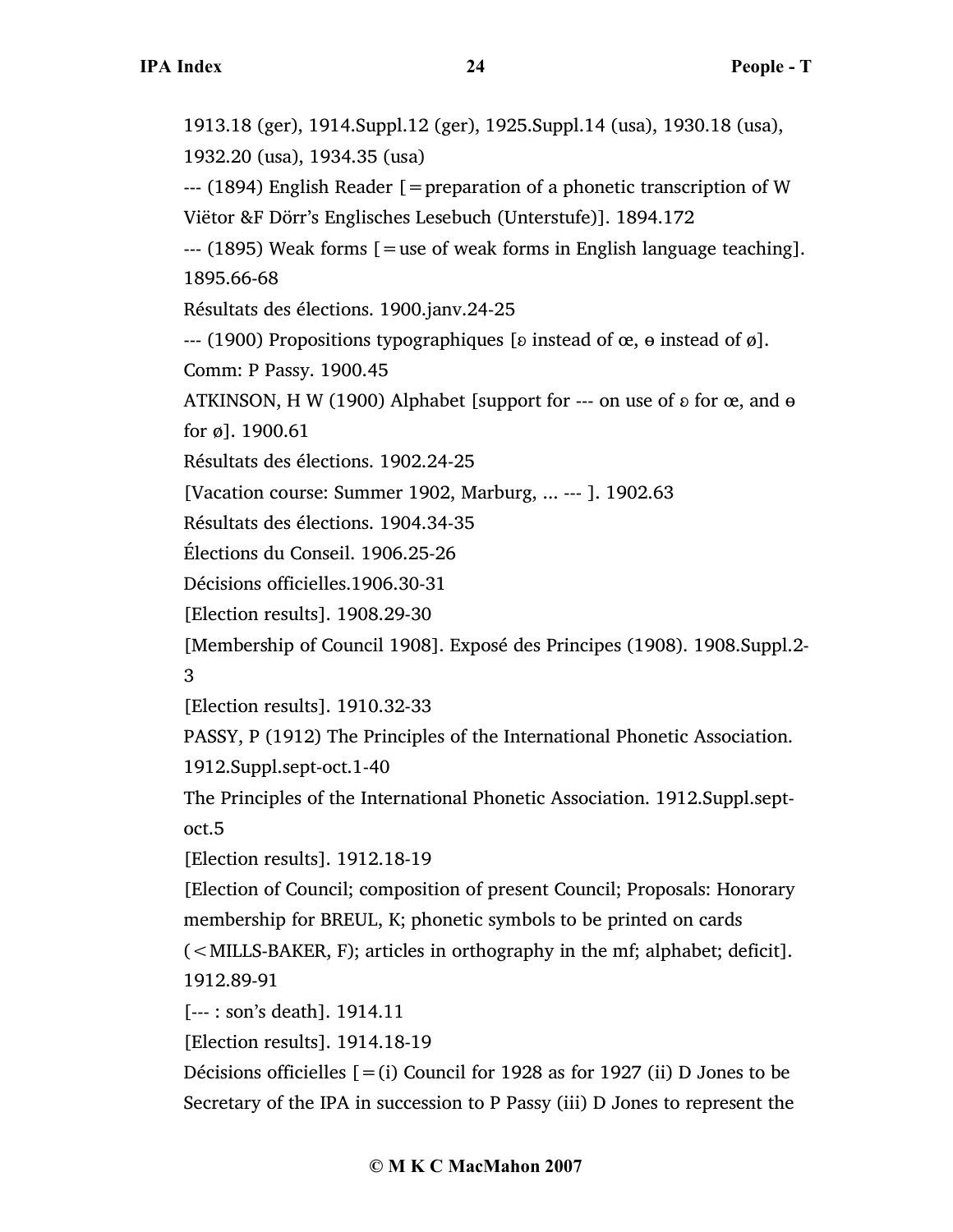1913.18 (ger), 1914.Suppl.12 (ger), 1925.Suppl.14 (usa), 1930.18 (usa), 1932.20 (usa), 1934.35 (usa)

--- (1894) English Reader [=preparation of a phonetic transcription of W Viëtor &F Dörr's Englisches Lesebuch (Unterstufe)]. 1894.172

--- (1895) Weak forms [=use of weak forms in English language teaching]. 1895.66-68

Résultats des élections. 1900.janv.24-25

--- (1900) Propositions typographiques [ɐ instead of œ, ɵ instead of ø]. Comm: P Passy. 1900.45

ATKINSON, H W (1900) Alphabet [support for --- on use of ɐ for œ, and ɵ for ø]. 1900.61

Résultats des élections. 1902.24-25

[Vacation course: Summer 1902, Marburg, ... --- ]. 1902.63

Résultats des élections. 1904.34-35

Élections du Conseil. 1906.25-26

Décisions officielles.1906.30-31

[Election results]. 1908.29-30

[Membership of Council 1908]. Exposé des Principes (1908). 1908.Suppl.2-3

[Election results]. 1910.32-33

PASSY, P (1912) The Principles of the International Phonetic Association. 1912.Suppl.sept-oct.1-40

The Principles of the International Phonetic Association. 1912.Suppl.sept-oct.5

[Election results]. 1912.18-19

[Election of Council; composition of present Council; Proposals: Honorary membership for BREUL, K; phonetic symbols to be printed on cards (<MILLS-BAKER, F); articles in orthography in the mf; alphabet; deficit]. 1912.89-91

[--- : son's death]. 1914.11

[Election results]. 1914.18-19

Décisions officielles [=(i) Council for 1928 as for 1927 (ii) D Jones to be Secretary of the IPA in succession to P Passy (iii) D Jones to represent the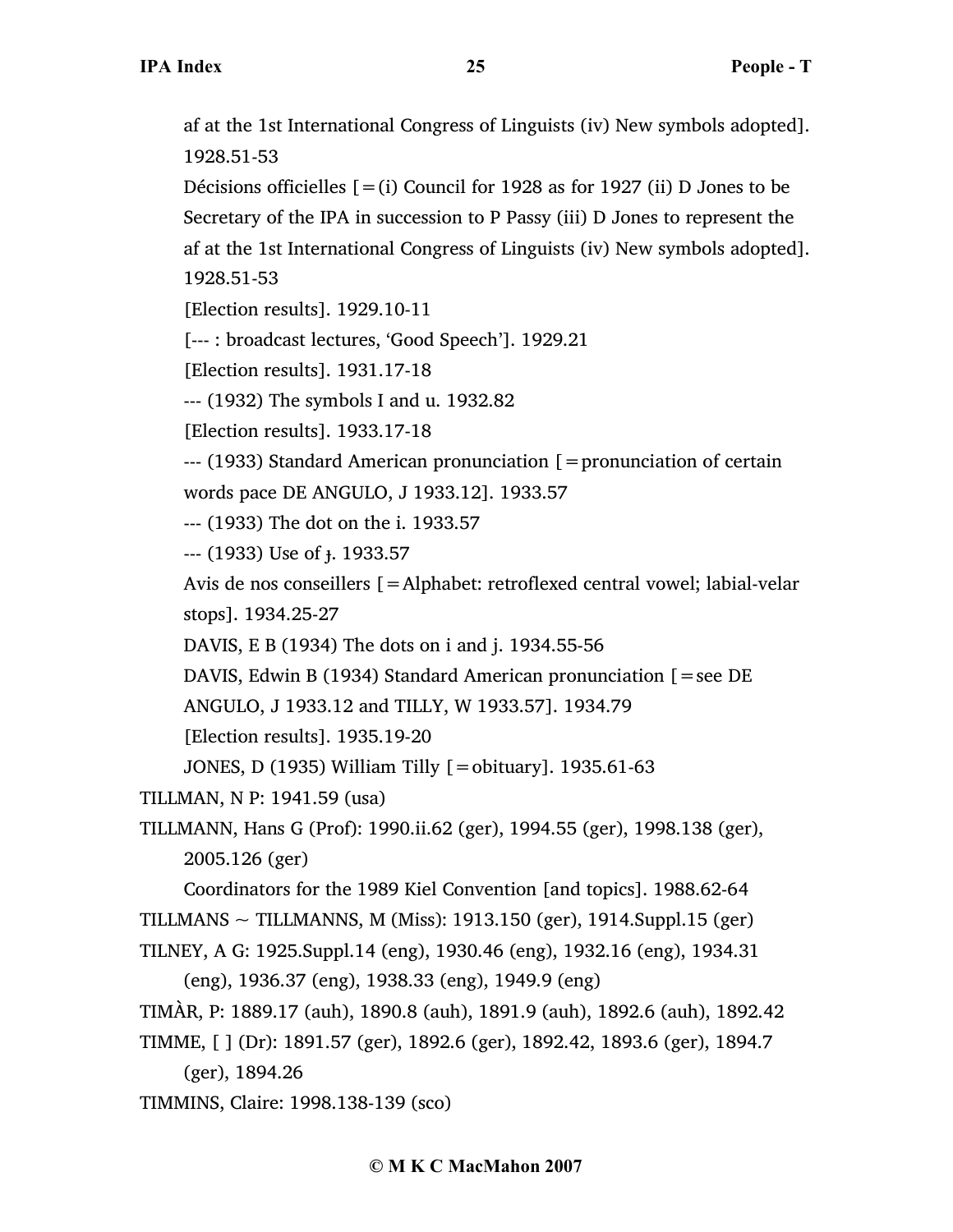af at the 1st International Congress of Linguists (iv) New symbols adopted]. 1928.51-53

Décisions officielles [=(i) Council for 1928 as for 1927 (ii) D Jones to be Secretary of the IPA in succession to P Passy (iii) D Jones to represent the af at the 1st International Congress of Linguists (iv) New symbols adopted]. 1928.51-53

[Election results]. 1929.10-11

[--- : broadcast lectures, 'Good Speech']. 1929.21

[Election results]. 1931.17-18

--- (1932) The symbols I and u. 1932.82

[Election results]. 1933.17-18

--- (1933) Standard American pronunciation [=pronunciation of certain words pace DE ANGULO, J 1933.12]. 1933.57

--- (1933) The dot on the i. 1933.57

--- (1933) Use of ɟ. 1933.57

Avis de nos conseillers [=Alphabet: retroflexed central vowel; labial-velar stops]. 1934.25-27

DAVIS, E B (1934) The dots on i and j. 1934.55-56

DAVIS, Edwin B (1934) Standard American pronunciation [=see DE ANGULO, J 1933.12 and TILLY, W 1933.57]. 1934.79

[Election results]. 1935.19-20

JONES, D (1935) William Tilly [=obituary]. 1935.61-63

TILLMAN, N P: 1941.59 (usa)

TILLMANN, Hans G (Prof): 1990.ii.62 (ger), 1994.55 (ger), 1998.138 (ger), 2005.126 (ger)

Coordinators for the 1989 Kiel Convention [and topics]. 1988.62-64

TILLMANS ~ TILLMANNS, M (Miss): 1913.150 (ger), 1914.Suppl.15 (ger)

TILNEY, A G: 1925.Suppl.14 (eng), 1930.46 (eng), 1932.16 (eng), 1934.31 (eng), 1936.37 (eng), 1938.33 (eng), 1949.9 (eng)

TIMÀR, P: 1889.17 (auh), 1890.8 (auh), 1891.9 (auh), 1892.6 (auh), 1892.42

TIMME, [ ] (Dr): 1891.57 (ger), 1892.6 (ger), 1892.42, 1893.6 (ger), 1894.7 (ger), 1894.26

TIMMINS, Claire: 1998.138-139 (sco)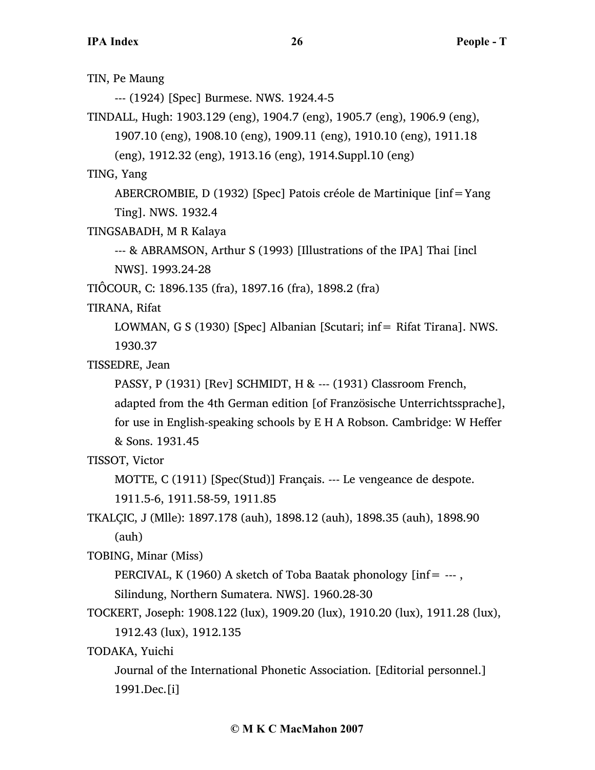TIN, Pe Maung

--- (1924) [Spec] Burmese. NWS. 1924.4-5

TINDALL, Hugh: 1903.129 (eng), 1904.7 (eng), 1905.7 (eng), 1906.9 (eng), 1907.10 (eng), 1908.10 (eng), 1909.11 (eng), 1910.10 (eng), 1911.18 (eng), 1912.32 (eng), 1913.16 (eng), 1914.Suppl.10 (eng)

TING, Yang

ABERCROMBIE, D (1932) [Spec] Patois créole de Martinique [inf=Yang Ting]. NWS. 1932.4

TINGSABADH, M R Kalaya

--- & ABRAMSON, Arthur S (1993) [Illustrations of the IPA] Thai [incl NWS]. 1993.24-28

TIÔCOUR, C: 1896.135 (fra), 1897.16 (fra), 1898.2 (fra)

TIRANA, Rifat

LOWMAN, G S (1930) [Spec] Albanian [Scutari; inf= Rifat Tirana]. NWS. 1930.37

TISSEDRE, Jean

PASSY, P (1931) [Rev] SCHMIDT, H & --- (1931) Classroom French, adapted from the 4th German edition [of Französische Unterrichtssprache], for use in English-speaking schools by E H A Robson. Cambridge: W Heffer & Sons. 1931.45

TISSOT, Victor

MOTTE, C (1911) [Spec(Stud)] Français. --- Le vengeance de despote. 1911.5-6, 1911.58-59, 1911.85

TKALÇIC, J (Mlle): 1897.178 (auh), 1898.12 (auh), 1898.35 (auh), 1898.90 (auh)

TOBING, Minar (Miss)

PERCIVAL, K (1960) A sketch of Toba Baatak phonology [inf= --- , Silindung, Northern Sumatera. NWS]. 1960.28-30

TOCKERT, Joseph: 1908.122 (lux), 1909.20 (lux), 1910.20 (lux), 1911.28 (lux), 1912.43 (lux), 1912.135

TODAKA, Yuichi

Journal of the International Phonetic Association. [Editorial personnel.] 1991.Dec.[i]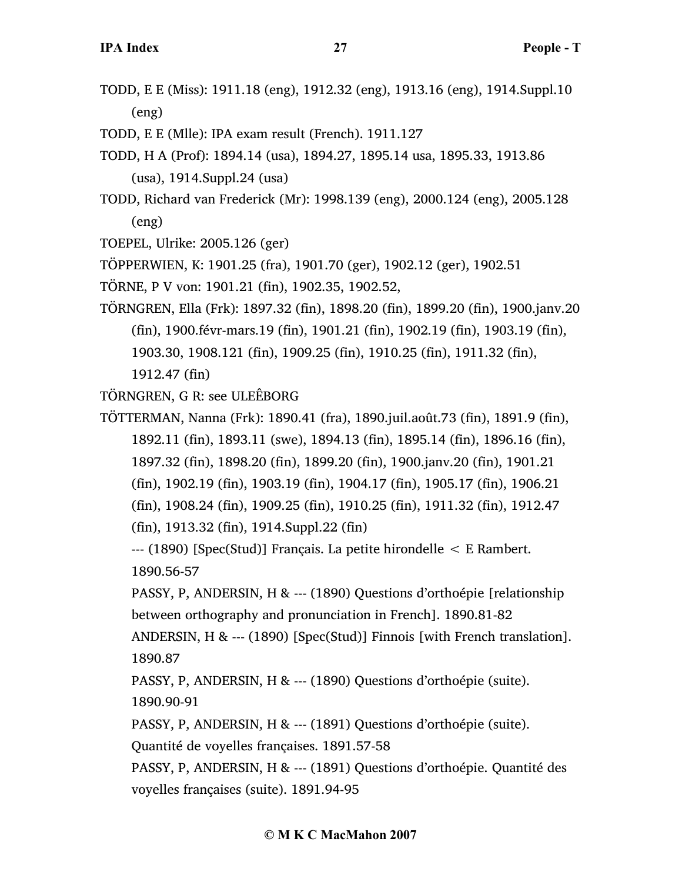TODD, E E (Miss): 1911.18 (eng), 1912.32 (eng), 1913.16 (eng), 1914.Suppl.10 (eng)

TODD, E E (Mlle): IPA exam result (French). 1911.127

TODD, H A (Prof): 1894.14 (usa), 1894.27, 1895.14 usa, 1895.33, 1913.86 (usa), 1914.Suppl.24 (usa)

TODD, Richard van Frederick (Mr): 1998.139 (eng), 2000.124 (eng), 2005.128 (eng)

TOEPEL, Ulrike: 2005.126 (ger)

TÖPPERWIEN, K: 1901.25 (fra), 1901.70 (ger), 1902.12 (ger), 1902.51

TÖRNE, P V von: 1901.21 (fin), 1902.35, 1902.52,

TÖRNGREN, Ella (Frk): 1897.32 (fin), 1898.20 (fin), 1899.20 (fin), 1900.janv.20 (fin), 1900.févr-mars.19 (fin), 1901.21 (fin), 1902.19 (fin), 1903.19 (fin), 1903.30, 1908.121 (fin), 1909.25 (fin), 1910.25 (fin), 1911.32 (fin), 1912.47 (fin)

TÖRNGREN, G R: see ULEÊBORG

TÖTTERMAN, Nanna (Frk): 1890.41 (fra), 1890.juil.août.73 (fin), 1891.9 (fin), 1892.11 (fin), 1893.11 (swe), 1894.13 (fin), 1895.14 (fin), 1896.16 (fin), 1897.32 (fin), 1898.20 (fin), 1899.20 (fin), 1900.janv.20 (fin), 1901.21 (fin), 1902.19 (fin), 1903.19 (fin), 1904.17 (fin), 1905.17 (fin), 1906.21 (fin), 1908.24 (fin), 1909.25 (fin), 1910.25 (fin), 1911.32 (fin), 1912.47 (fin), 1913.32 (fin), 1914.Suppl.22 (fin)

--- (1890) [Spec(Stud)] Français. La petite hirondelle < E Rambert. 1890.56-57

PASSY, P, ANDERSIN, H & --- (1890) Questions d'orthoépie [relationship between orthography and pronunciation in French]. 1890.81-82

ANDERSIN, H & --- (1890) [Spec(Stud)] Finnois [with French translation]. 1890.87

PASSY, P, ANDERSIN, H & --- (1890) Questions d'orthoépie (suite). 1890.90-91

PASSY, P, ANDERSIN, H & --- (1891) Questions d'orthoépie (suite). Quantité de voyelles françaises. 1891.57-58

PASSY, P, ANDERSIN, H & --- (1891) Questions d'orthoépie. Quantité des voyelles françaises (suite). 1891.94-95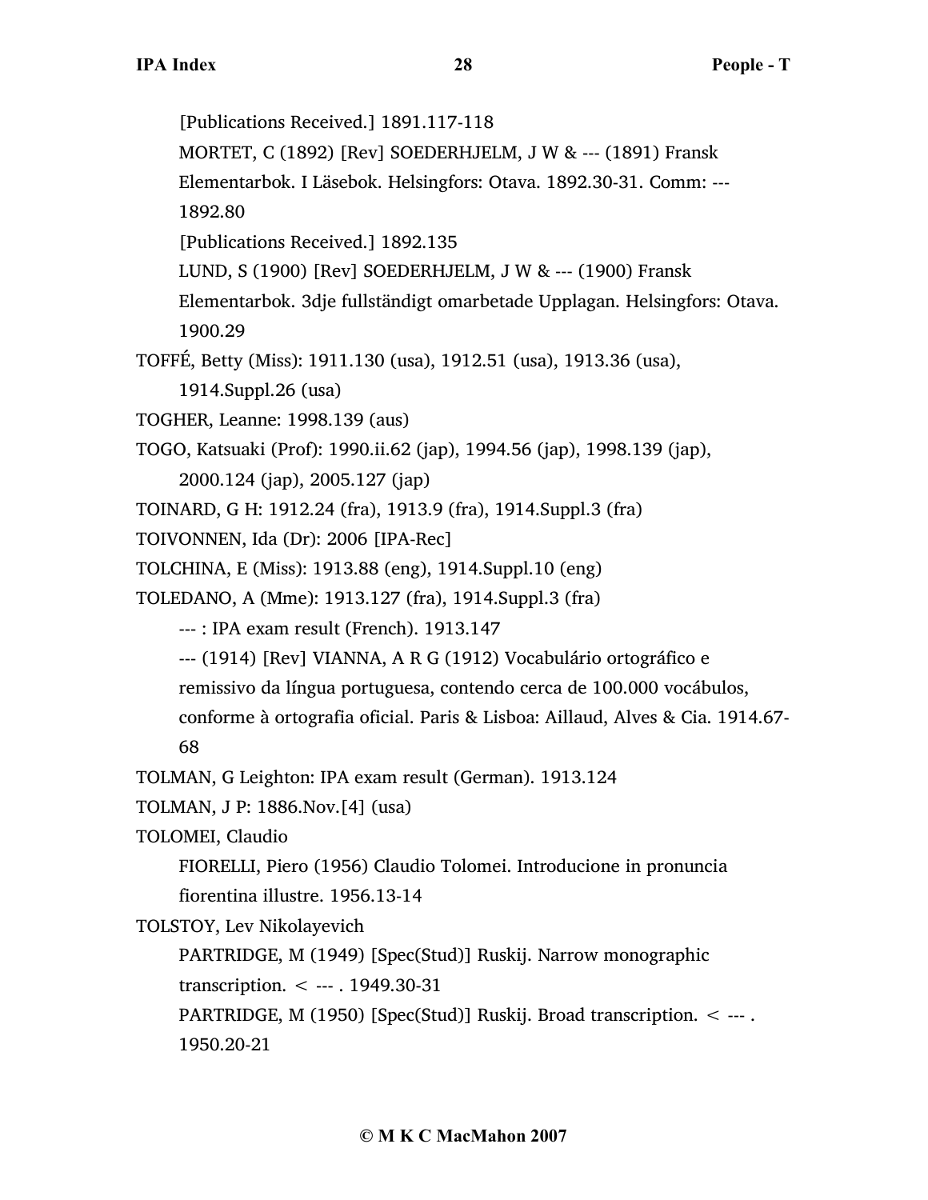[Publications Received.] 1891.117-118

MORTET, C (1892) [Rev] SOEDERHJELM, J W & --- (1891) Fransk Elementarbok. I Läsebok. Helsingfors: Otava. 1892.30-31. Comm: --- 1892.80

[Publications Received.] 1892.135

LUND, S (1900) [Rev] SOEDERHJELM, J W & --- (1900) Fransk Elementarbok. 3dje fullständigt omarbetade Upplagan. Helsingfors: Otava. 1900.29

TOFFÉ, Betty (Miss): 1911.130 (usa), 1912.51 (usa), 1913.36 (usa), 1914.Suppl.26 (usa)

TOGHER, Leanne: 1998.139 (aus)

TOGO, Katsuaki (Prof): 1990.ii.62 (jap), 1994.56 (jap), 1998.139 (jap), 2000.124 (jap), 2005.127 (jap)

TOINARD, G H: 1912.24 (fra), 1913.9 (fra), 1914.Suppl.3 (fra)

TOIVONNEN, Ida (Dr): 2006 [IPA-Rec]

TOLCHINA, E (Miss): 1913.88 (eng), 1914.Suppl.10 (eng)

TOLEDANO, A (Mme): 1913.127 (fra), 1914.Suppl.3 (fra)

--- : IPA exam result (French). 1913.147

--- (1914) [Rev] VIANNA, A R G (1912) Vocabulário ortográfico e remissivo da língua portuguesa, contendo cerca de 100.000 vocábulos, conforme à ortografia oficial. Paris & Lisboa: Aillaud, Alves & Cia. 1914.67-68

TOLMAN, G Leighton: IPA exam result (German). 1913.124

TOLMAN, J P: 1886.Nov.[4] (usa)

TOLOMEI, Claudio

FIORELLI, Piero (1956) Claudio Tolomei. Introducione in pronuncia fiorentina illustre. 1956.13-14

TOLSTOY, Lev Nikolayevich

PARTRIDGE, M (1949) [Spec(Stud)] Ruskij. Narrow monographic transcription. < --- . 1949.30-31

PARTRIDGE, M (1950) [Spec(Stud)] Ruskij. Broad transcription. < --- . 1950.20-21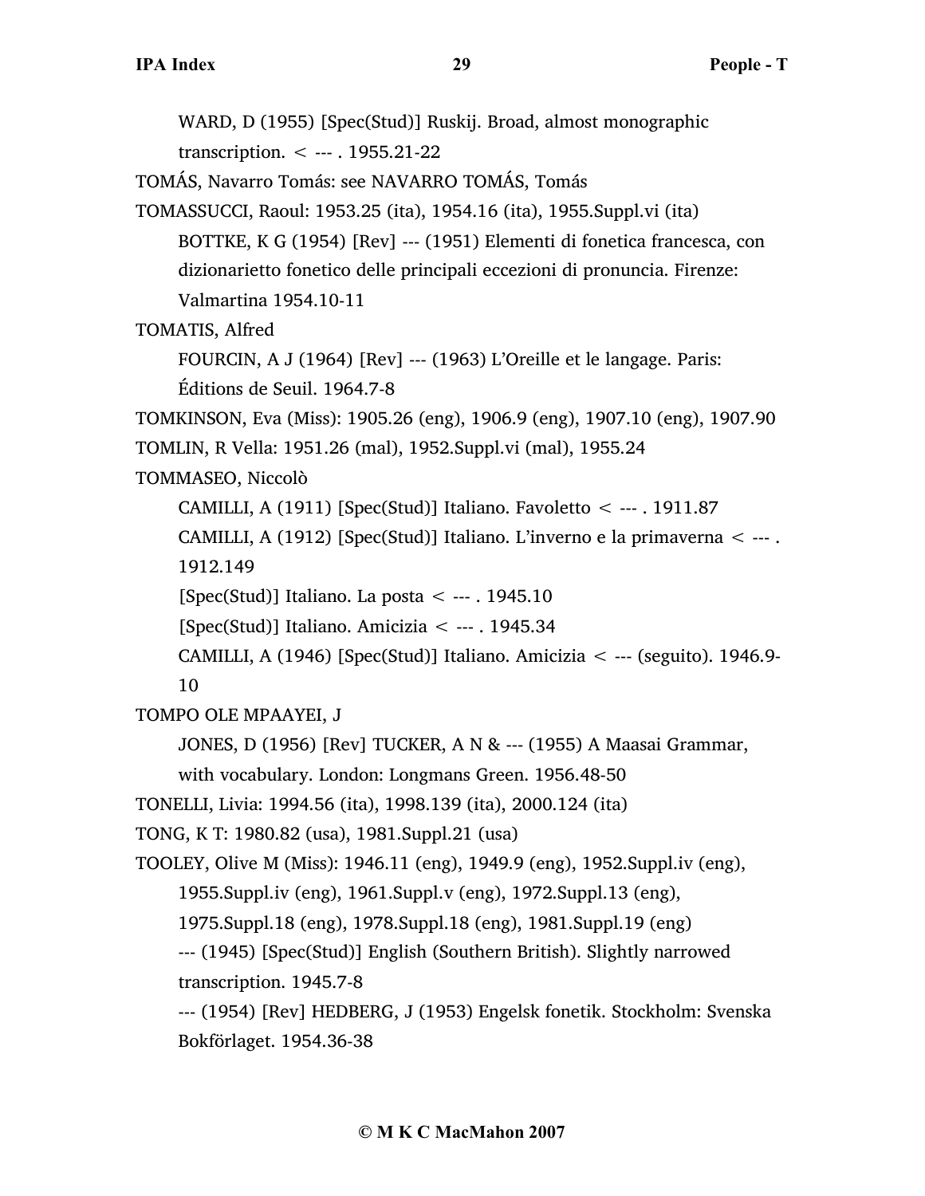WARD, D (1955) [Spec(Stud)] Ruskij. Broad, almost monographic transcription. < --- . 1955.21-22

TOMÁS, Navarro Tomás: see NAVARRO TOMÁS, Tomás

TOMASSUCCI, Raoul: 1953.25 (ita), 1954.16 (ita), 1955.Suppl.vi (ita)

BOTTKE, K G (1954) [Rev] --- (1951) Elementi di fonetica francesca, con dizionarietto fonetico delle principali eccezioni di pronuncia. Firenze: Valmartina 1954.10-11

TOMATIS, Alfred

FOURCIN, A J (1964) [Rev] --- (1963) L'Oreille et le langage. Paris: Éditions de Seuil. 1964.7-8

TOMKINSON, Eva (Miss): 1905.26 (eng), 1906.9 (eng), 1907.10 (eng), 1907.90

TOMLIN, R Vella: 1951.26 (mal), 1952.Suppl.vi (mal), 1955.24

TOMMASEO, Niccolò

CAMILLI, A (1911) [Spec(Stud)] Italiano. Favoletto < --- . 1911.87

CAMILLI, A (1912) [Spec(Stud)] Italiano. L'inverno e la primaverna < --- . 1912.149

[Spec(Stud)] Italiano. La posta < --- . 1945.10

[Spec(Stud)] Italiano. Amicizia < --- . 1945.34

CAMILLI, A (1946) [Spec(Stud)] Italiano. Amicizia < --- (seguito). 1946.9-10

TOMPO OLE MPAAYEI, J

JONES, D (1956) [Rev] TUCKER, A N & --- (1955) A Maasai Grammar, with vocabulary. London: Longmans Green. 1956.48-50

TONELLI, Livia: 1994.56 (ita), 1998.139 (ita), 2000.124 (ita)

TONG, K T: 1980.82 (usa), 1981.Suppl.21 (usa)

TOOLEY, Olive M (Miss): 1946.11 (eng), 1949.9 (eng), 1952.Suppl.iv (eng), 1955.Suppl.iv (eng), 1961.Suppl.v (eng), 1972.Suppl.13 (eng), 1975.Suppl.18 (eng), 1978.Suppl.18 (eng), 1981.Suppl.19 (eng)

--- (1945) [Spec(Stud)] English (Southern British). Slightly narrowed transcription. 1945.7-8

--- (1954) [Rev] HEDBERG, J (1953) Engelsk fonetik. Stockholm: Svenska Bokförlaget. 1954.36-38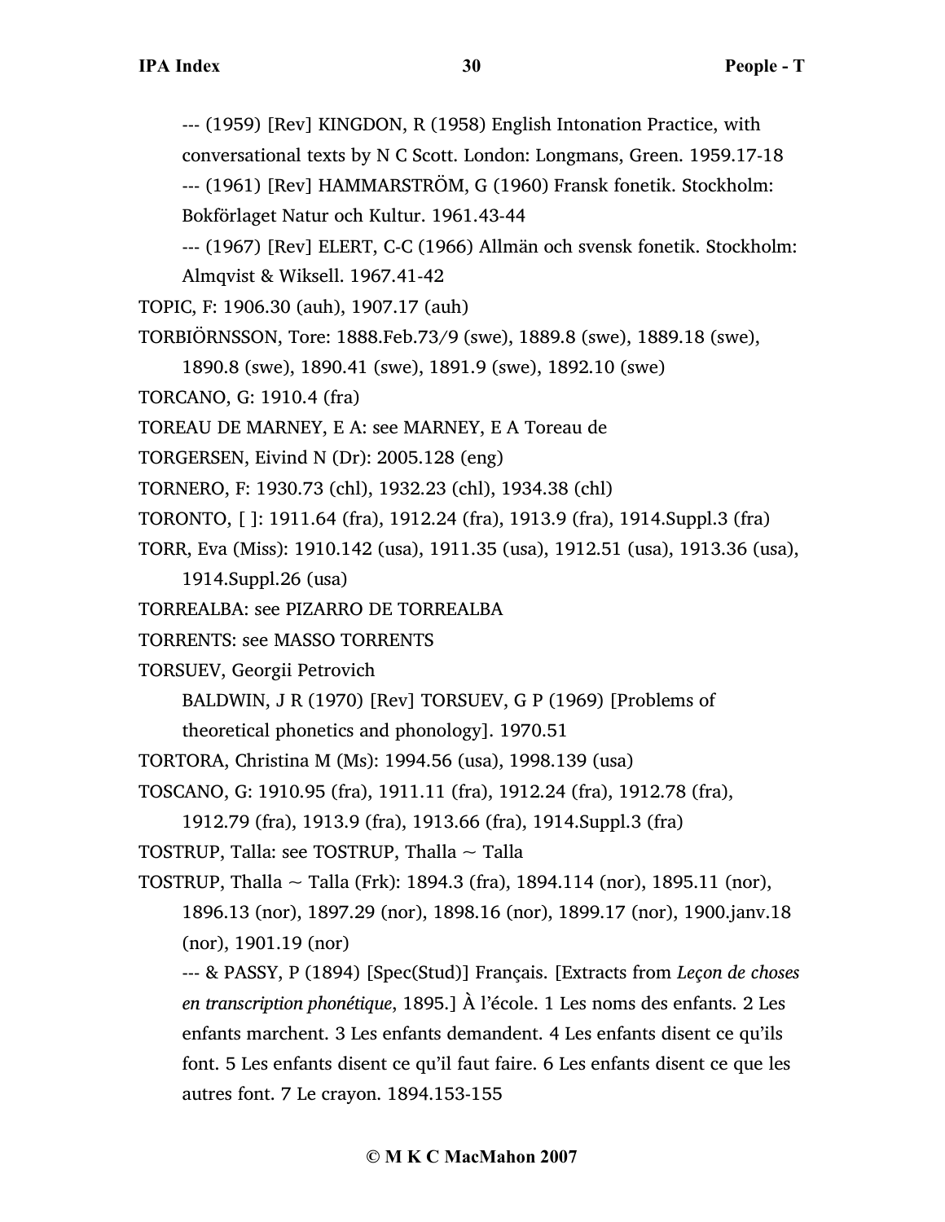--- (1959) [Rev] KINGDON, R (1958) English Intonation Practice, with conversational texts by N C Scott. London: Longmans, Green. 1959.17-18

--- (1961) [Rev] HAMMARSTRÖM, G (1960) Fransk fonetik. Stockholm: Bokförlaget Natur och Kultur. 1961.43-44

--- (1967) [Rev] ELERT, C-C (1966) Allmän och svensk fonetik. Stockholm: Almqvist & Wiksell. 1967.41-42

TOPIC, F: 1906.30 (auh), 1907.17 (auh)

TORBIÖRNSSON, Tore: 1888.Feb.73/9 (swe), 1889.8 (swe), 1889.18 (swe), 1890.8 (swe), 1890.41 (swe), 1891.9 (swe), 1892.10 (swe)

TORCANO, G: 1910.4 (fra)

TOREAU DE MARNEY, E A: see MARNEY, E A Toreau de

TORGERSEN, Eivind N (Dr): 2005.128 (eng)

TORNERO, F: 1930.73 (chl), 1932.23 (chl), 1934.38 (chl)

TORONTO, [ ]: 1911.64 (fra), 1912.24 (fra), 1913.9 (fra), 1914.Suppl.3 (fra)

TORR, Eva (Miss): 1910.142 (usa), 1911.35 (usa), 1912.51 (usa), 1913.36 (usa), 1914.Suppl.26 (usa)

TORREALBA: see PIZARRO DE TORREALBA

TORRENTS: see MASSO TORRENTS

TORSUEV, Georgii Petrovich

BALDWIN, J R (1970) [Rev] TORSUEV, G P (1969) [Problems of theoretical phonetics and phonology]. 1970.51

TORTORA, Christina M (Ms): 1994.56 (usa), 1998.139 (usa)

TOSCANO, G: 1910.95 (fra), 1911.11 (fra), 1912.24 (fra), 1912.78 (fra), 1912.79 (fra), 1913.9 (fra), 1913.66 (fra), 1914.Suppl.3 (fra)

TOSTRUP, Talla: see TOSTRUP, Thalla ~ Talla

TOSTRUP, Thalla ~ Talla (Frk): 1894.3 (fra), 1894.114 (nor), 1895.11 (nor), 1896.13 (nor), 1897.29 (nor), 1898.16 (nor), 1899.17 (nor), 1900.janv.18 (nor), 1901.19 (nor)

--- & PASSY, P (1894) [Spec(Stud)] Français. [Extracts from *Leçon de choses en transcription phonétique*, 1895.] À l'école. 1 Les noms des enfants. 2 Les enfants marchent. 3 Les enfants demandent. 4 Les enfants disent ce qu'ils font. 5 Les enfants disent ce qu'il faut faire. 6 Les enfants disent ce que les autres font. 7 Le crayon. 1894.153-155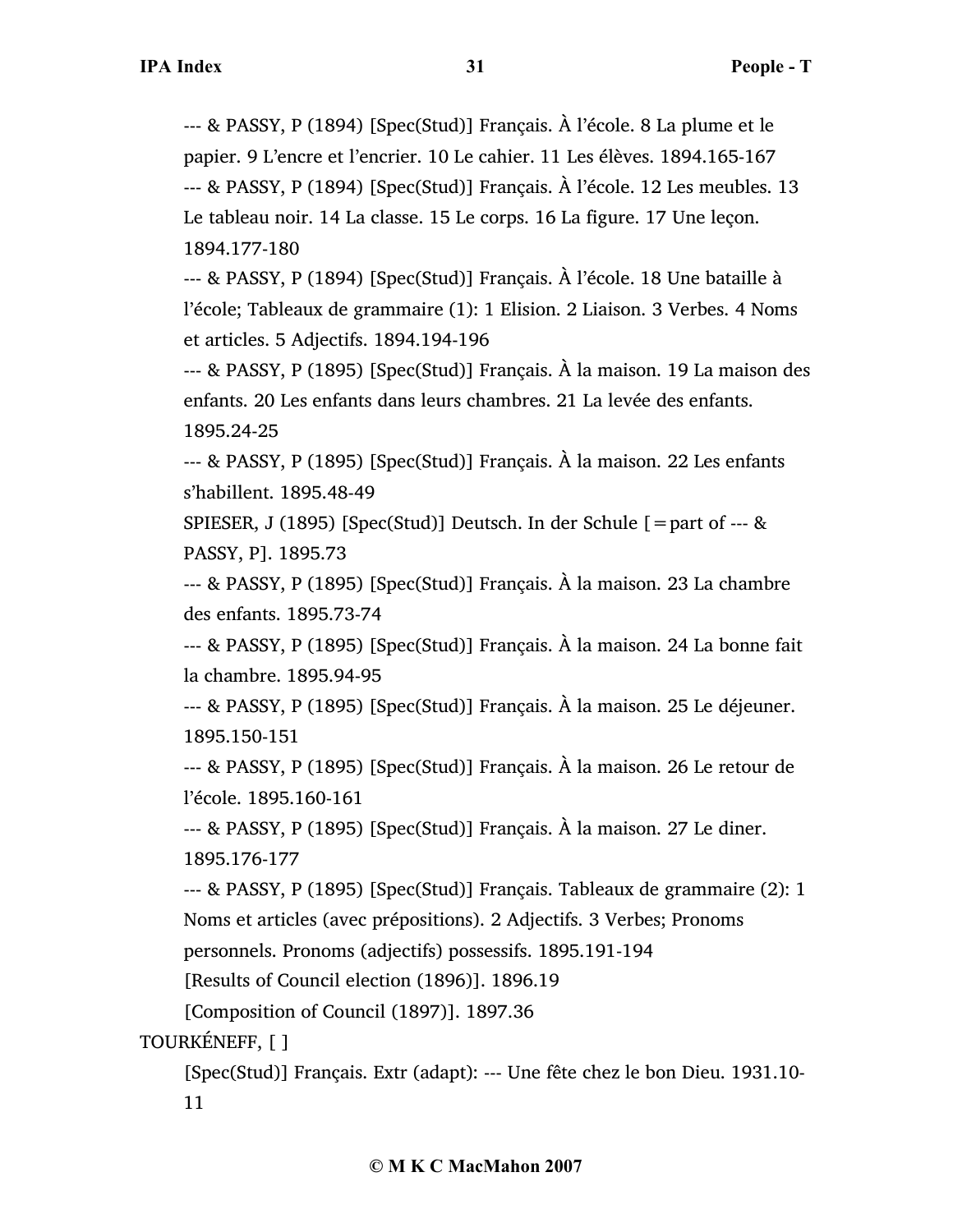--- & PASSY, P (1894) [Spec(Stud)] Français. À l'école. 8 La plume et le papier. 9 L'encre et l'encrier. 10 Le cahier. 11 Les élèves. 1894.165-167

--- & PASSY, P (1894) [Spec(Stud)] Français. À l'école. 12 Les meubles. 13 Le tableau noir. 14 La classe. 15 Le corps. 16 La figure. 17 Une leçon. 1894.177-180

--- & PASSY, P (1894) [Spec(Stud)] Français. À l'école. 18 Une bataille à l'école; Tableaux de grammaire (1): 1 Elision. 2 Liaison. 3 Verbes. 4 Noms et articles. 5 Adjectifs. 1894.194-196

--- & PASSY, P (1895) [Spec(Stud)] Français. À la maison. 19 La maison des enfants. 20 Les enfants dans leurs chambres. 21 La levée des enfants. 1895.24-25

--- & PASSY, P (1895) [Spec(Stud)] Français. À la maison. 22 Les enfants s'habillent. 1895.48-49

SPIESER, J (1895) [Spec(Stud)] Deutsch. In der Schule [=part of --- & PASSY, P]. 1895.73

--- & PASSY, P (1895) [Spec(Stud)] Français. À la maison. 23 La chambre des enfants. 1895.73-74

--- & PASSY, P (1895) [Spec(Stud)] Français. À la maison. 24 La bonne fait la chambre. 1895.94-95

--- & PASSY, P (1895) [Spec(Stud)] Français. À la maison. 25 Le déjeuner. 1895.150-151

--- & PASSY, P (1895) [Spec(Stud)] Français. À la maison. 26 Le retour de l'école. 1895.160-161

--- & PASSY, P (1895) [Spec(Stud)] Français. À la maison. 27 Le diner. 1895.176-177

--- & PASSY, P (1895) [Spec(Stud)] Français. Tableaux de grammaire (2): 1 Noms et articles (avec prépositions). 2 Adjectifs. 3 Verbes; Pronoms personnels. Pronoms (adjectifs) possessifs. 1895.191-194

[Results of Council election (1896)]. 1896.19

[Composition of Council (1897)]. 1897.36

TOURKÉNEFF, [ ]

[Spec(Stud)] Français. Extr (adapt): --- Une fête chez le bon Dieu. 1931.10-11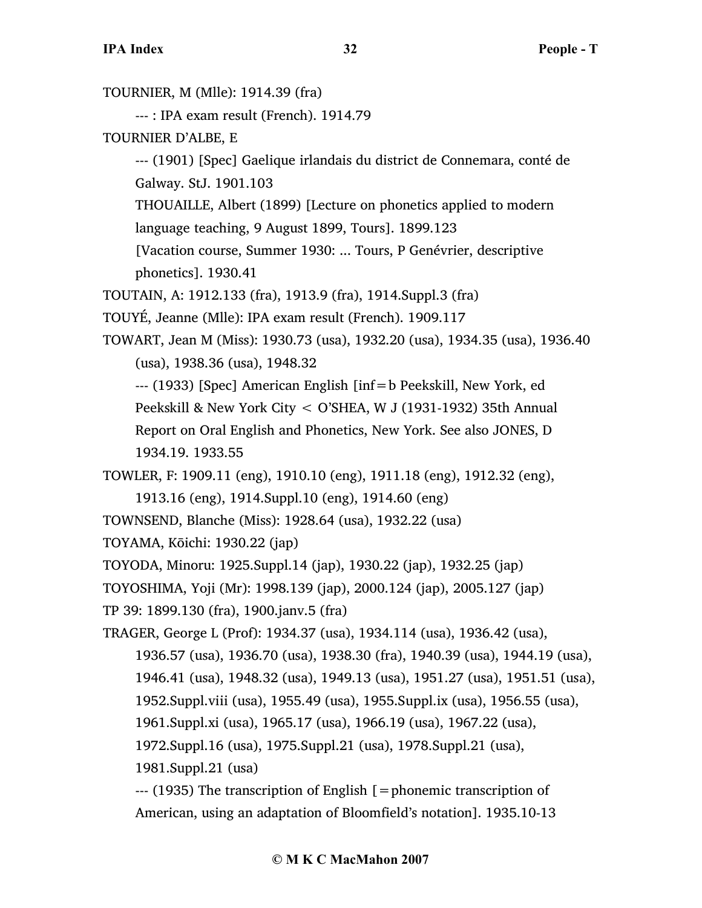TOURNIER, M (Mlle): 1914.39 (fra)

--- : IPA exam result (French). 1914.79

TOURNIER D'ALBE, E

--- (1901) [Spec] Gaelique irlandais du district de Connemara, conté de Galway. StJ. 1901.103

THOUAILLE, Albert (1899) [Lecture on phonetics applied to modern language teaching, 9 August 1899, Tours]. 1899.123

[Vacation course, Summer 1930: ... Tours, P Genévrier, descriptive phonetics]. 1930.41

TOUTAIN, A: 1912.133 (fra), 1913.9 (fra), 1914.Suppl.3 (fra)

TOUYÉ, Jeanne (Mlle): IPA exam result (French). 1909.117

TOWART, Jean M (Miss): 1930.73 (usa), 1932.20 (usa), 1934.35 (usa), 1936.40 (usa), 1938.36 (usa), 1948.32

--- (1933) [Spec] American English [inf=b Peekskill, New York, ed Peekskill & New York City < O'SHEA, W J (1931-1932) 35th Annual Report on Oral English and Phonetics, New York. See also JONES, D 1934.19. 1933.55

TOWLER, F: 1909.11 (eng), 1910.10 (eng), 1911.18 (eng), 1912.32 (eng), 1913.16 (eng), 1914.Suppl.10 (eng), 1914.60 (eng)

TOWNSEND, Blanche (Miss): 1928.64 (usa), 1932.22 (usa)

TOYAMA, Kōichi: 1930.22 (jap)

TOYODA, Minoru: 1925.Suppl.14 (jap), 1930.22 (jap), 1932.25 (jap)

TOYOSHIMA, Yoji (Mr): 1998.139 (jap), 2000.124 (jap), 2005.127 (jap)

TP 39: 1899.130 (fra), 1900.janv.5 (fra)

TRAGER, George L (Prof): 1934.37 (usa), 1934.114 (usa), 1936.42 (usa), 1936.57 (usa), 1936.70 (usa), 1938.30 (fra), 1940.39 (usa), 1944.19 (usa), 1946.41 (usa), 1948.32 (usa), 1949.13 (usa), 1951.27 (usa), 1951.51 (usa), 1952.Suppl.viii (usa), 1955.49 (usa), 1955.Suppl.ix (usa), 1956.55 (usa), 1961.Suppl.xi (usa), 1965.17 (usa), 1966.19 (usa), 1967.22 (usa), 1972.Suppl.16 (usa), 1975.Suppl.21 (usa), 1978.Suppl.21 (usa), 1981.Suppl.21 (usa)

--- (1935) The transcription of English [=phonemic transcription of American, using an adaptation of Bloomfield's notation]. 1935.10-13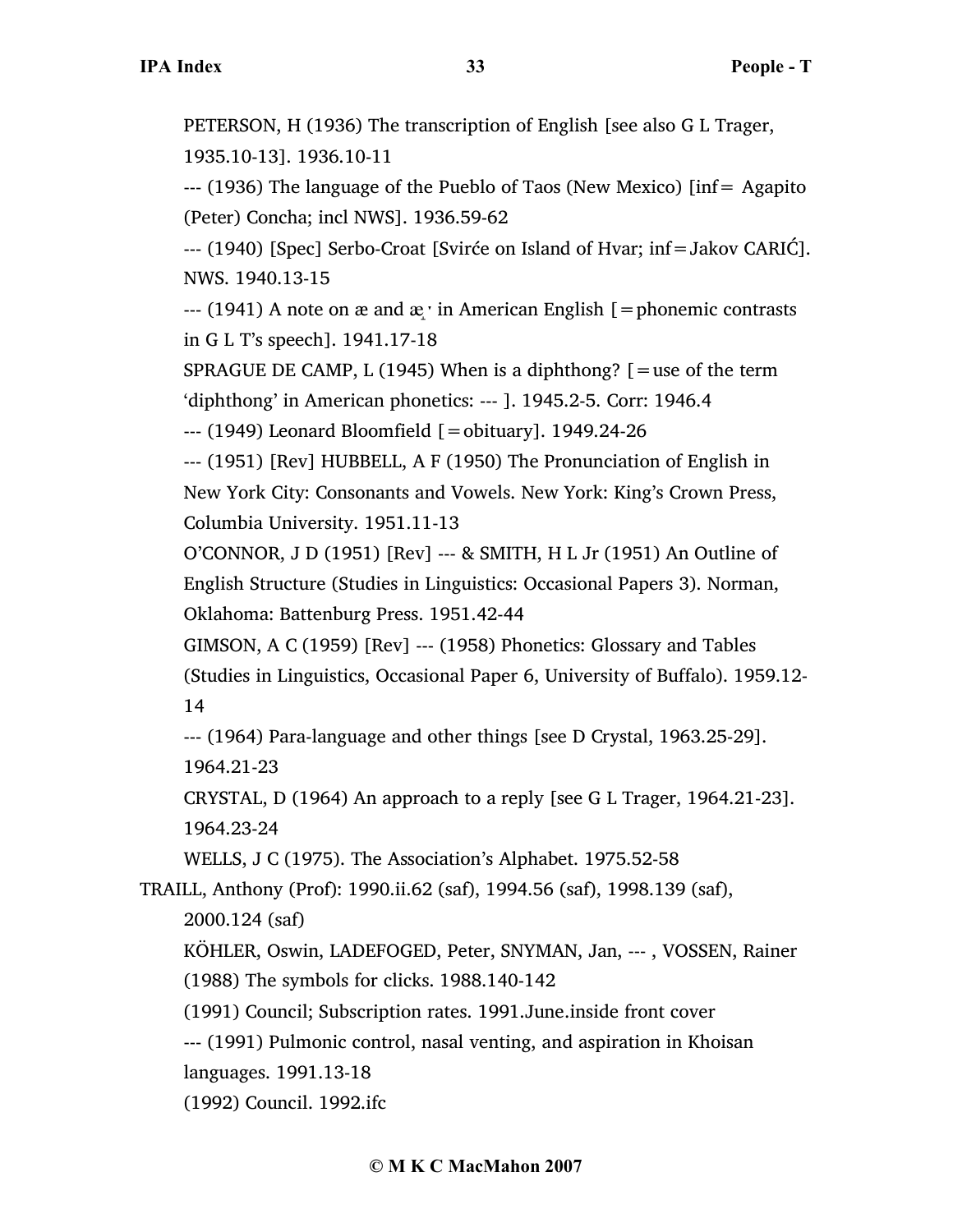PETERSON, H (1936) The transcription of English [see also G L Trager, 1935.10-13]. 1936.10-11

--- (1936) The language of the Pueblo of Taos (New Mexico) [inf= Agapito (Peter) Concha; incl NWS]. 1936.59-62

--- (1940) [Spec] Serbo-Croat [Svirće on Island of Hvar; inf=Jakov CARIĆ]. NWS. 1940.13-15

--- (1941) A note on æ and æ˔ˑ in American English [=phonemic contrasts in G L T's speech]. 1941.17-18

SPRAGUE DE CAMP, L (1945) When is a diphthong? [=use of the term 'diphthong' in American phonetics: --- ]. 1945.2-5. Corr: 1946.4

--- (1949) Leonard Bloomfield [=obituary]. 1949.24-26

--- (1951) [Rev] HUBBELL, A F (1950) The Pronunciation of English in New York City: Consonants and Vowels. New York: King's Crown Press, Columbia University. 1951.11-13

O'CONNOR, J D (1951) [Rev] --- & SMITH, H L Jr (1951) An Outline of English Structure (Studies in Linguistics: Occasional Papers 3). Norman, Oklahoma: Battenburg Press. 1951.42-44

GIMSON, A C (1959) [Rev] --- (1958) Phonetics: Glossary and Tables (Studies in Linguistics, Occasional Paper 6, University of Buffalo). 1959.12-14

--- (1964) Para-language and other things [see D Crystal, 1963.25-29]. 1964.21-23

CRYSTAL, D (1964) An approach to a reply [see G L Trager, 1964.21-23]. 1964.23-24

WELLS, J C (1975). The Association's Alphabet. 1975.52-58

TRAILL, Anthony (Prof): 1990.ii.62 (saf), 1994.56 (saf), 1998.139 (saf), 2000.124 (saf)

KÖHLER, Oswin, LADEFOGED, Peter, SNYMAN, Jan, --- , VOSSEN, Rainer (1988) The symbols for clicks. 1988.140-142

(1991) Council; Subscription rates. 1991.June.inside front cover

--- (1991) Pulmonic control, nasal venting, and aspiration in Khoisan languages. 1991.13-18

(1992) Council. 1992.ifc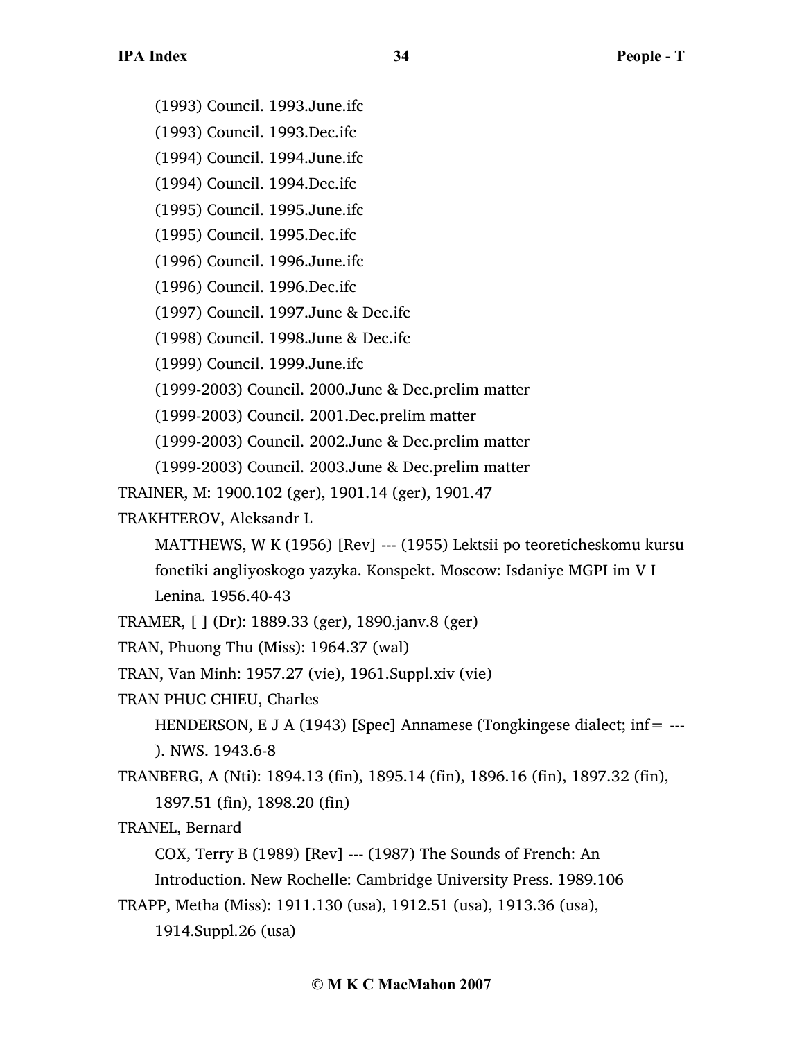(1993) Council. 1993.June.ifc

(1993) Council. 1993.Dec.ifc

(1994) Council. 1994.June.ifc

(1994) Council. 1994.Dec.ifc

(1995) Council. 1995.June.ifc

(1995) Council. 1995.Dec.ifc

(1996) Council. 1996.June.ifc

(1996) Council. 1996.Dec.ifc

(1997) Council. 1997.June & Dec.ifc

(1998) Council. 1998.June & Dec.ifc

(1999) Council. 1999.June.ifc

(1999-2003) Council. 2000.June & Dec.prelim matter

(1999-2003) Council. 2001.Dec.prelim matter

(1999-2003) Council. 2002.June & Dec.prelim matter

(1999-2003) Council. 2003.June & Dec.prelim matter

TRAINER, M: 1900.102 (ger), 1901.14 (ger), 1901.47

TRAKHTEROV, Aleksandr L

MATTHEWS, W K (1956) [Rev] --- (1955) Lektsii po teoreticheskomu kursu fonetiki angliyoskogo yazyka. Konspekt. Moscow: Isdaniye MGPI im V I Lenina. 1956.40-43

TRAMER, [ ] (Dr): 1889.33 (ger), 1890.janv.8 (ger)

TRAN, Phuong Thu (Miss): 1964.37 (wal)

TRAN, Van Minh: 1957.27 (vie), 1961.Suppl.xiv (vie)

TRAN PHUC CHIEU, Charles

HENDERSON, E J A (1943) [Spec] Annamese (Tongkingese dialect; inf= ---). NWS. 1943.6-8

TRANBERG, A (Nti): 1894.13 (fin), 1895.14 (fin), 1896.16 (fin), 1897.32 (fin), 1897.51 (fin), 1898.20 (fin)

TRANEL, Bernard

COX, Terry B (1989) [Rev] --- (1987) The Sounds of French: An Introduction. New Rochelle: Cambridge University Press. 1989.106

TRAPP, Metha (Miss): 1911.130 (usa), 1912.51 (usa), 1913.36 (usa), 1914.Suppl.26 (usa)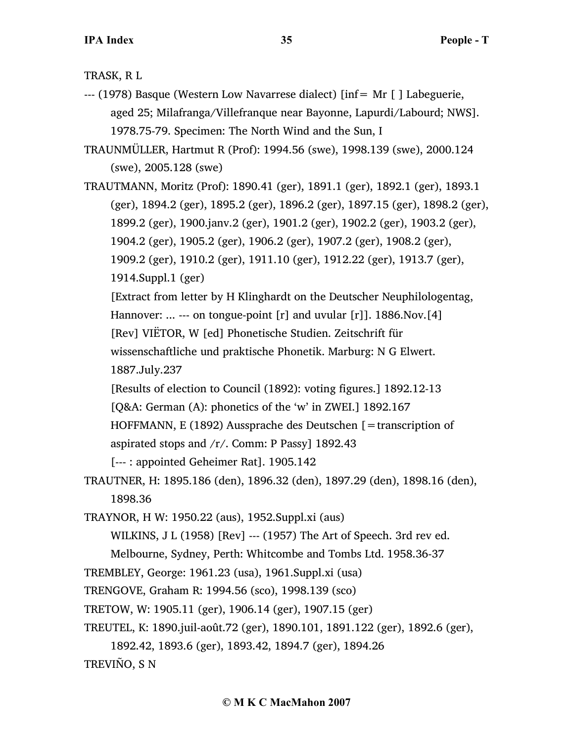TRASK, R L

--- (1978) Basque (Western Low Navarrese dialect) [inf= Mr [ ] Labeguerie, aged 25; Milafranga/Villefranque near Bayonne, Lapurdi/Labourd; NWS]. 1978.75-79. Specimen: The North Wind and the Sun, I

TRAUNMÜLLER, Hartmut R (Prof): 1994.56 (swe), 1998.139 (swe), 2000.124 (swe), 2005.128 (swe)

TRAUTMANN, Moritz (Prof): 1890.41 (ger), 1891.1 (ger), 1892.1 (ger), 1893.1 (ger), 1894.2 (ger), 1895.2 (ger), 1896.2 (ger), 1897.15 (ger), 1898.2 (ger), 1899.2 (ger), 1900.janv.2 (ger), 1901.2 (ger), 1902.2 (ger), 1903.2 (ger), 1904.2 (ger), 1905.2 (ger), 1906.2 (ger), 1907.2 (ger), 1908.2 (ger), 1909.2 (ger), 1910.2 (ger), 1911.10 (ger), 1912.22 (ger), 1913.7 (ger), 1914.Suppl.1 (ger)

[Extract from letter by H Klinghardt on the Deutscher Neuphilologentag, Hannover: ... --- on tongue-point [r] and uvular [r]]. 1886.Nov.[4]

[Rev] VIËTOR, W [ed] Phonetische Studien. Zeitschrift für wissenschaftliche und praktische Phonetik. Marburg: N G Elwert. 1887.July.237

[Results of election to Council (1892): voting figures.] 1892.12-13

[Q&A: German (A): phonetics of the 'w' in ZWEI.] 1892.167

HOFFMANN, E (1892) Aussprache des Deutschen [=transcription of aspirated stops and /r/. Comm: P Passy] 1892.43

[--- : appointed Geheimer Rat]. 1905.142

TRAUTNER, H: 1895.186 (den), 1896.32 (den), 1897.29 (den), 1898.16 (den), 1898.36

TRAYNOR, H W: 1950.22 (aus), 1952.Suppl.xi (aus)

WILKINS, J L (1958) [Rev] --- (1957) The Art of Speech. 3rd rev ed. Melbourne, Sydney, Perth: Whitcombe and Tombs Ltd. 1958.36-37

TREMBLEY, George: 1961.23 (usa), 1961.Suppl.xi (usa)

TRENGOVE, Graham R: 1994.56 (sco), 1998.139 (sco)

TRETOW, W: 1905.11 (ger), 1906.14 (ger), 1907.15 (ger)

TREUTEL, K: 1890.juil-août.72 (ger), 1890.101, 1891.122 (ger), 1892.6 (ger), 1892.42, 1893.6 (ger), 1893.42, 1894.7 (ger), 1894.26

TREVIÑO, S N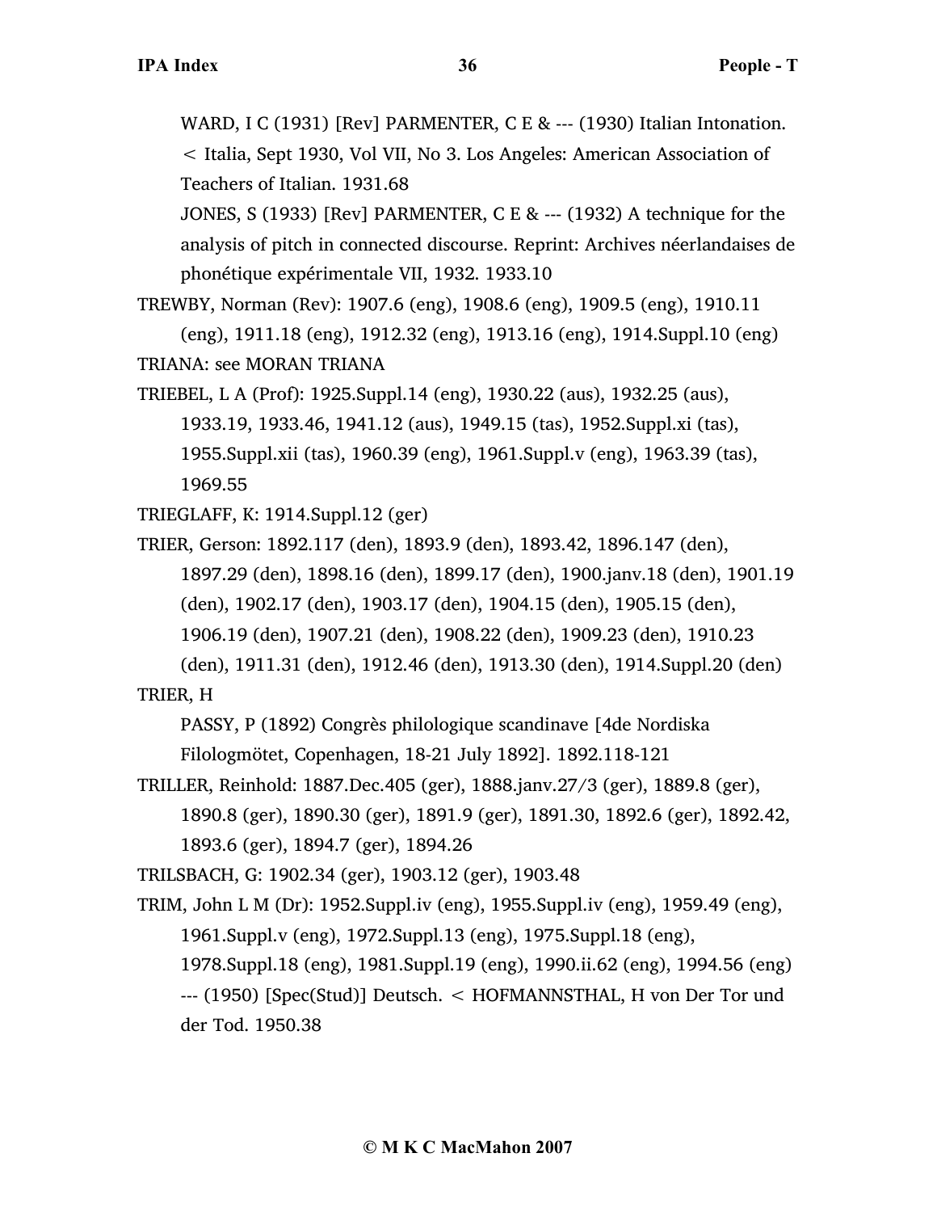WARD, I C (1931) [Rev] PARMENTER, C E & --- (1930) Italian Intonation. < Italia, Sept 1930, Vol VII, No 3. Los Angeles: American Association of Teachers of Italian. 1931.68

JONES, S (1933) [Rev] PARMENTER, C E & --- (1932) A technique for the analysis of pitch in connected discourse. Reprint: Archives néerlandaises de phonétique expérimentale VII, 1932. 1933.10

TREWBY, Norman (Rev): 1907.6 (eng), 1908.6 (eng), 1909.5 (eng), 1910.11 (eng), 1911.18 (eng), 1912.32 (eng), 1913.16 (eng), 1914.Suppl.10 (eng)

TRIANA: see MORAN TRIANA

TRIEBEL, L A (Prof): 1925.Suppl.14 (eng), 1930.22 (aus), 1932.25 (aus), 1933.19, 1933.46, 1941.12 (aus), 1949.15 (tas), 1952.Suppl.xi (tas), 1955.Suppl.xii (tas), 1960.39 (eng), 1961.Suppl.v (eng), 1963.39 (tas), 1969.55

TRIEGLAFF, K: 1914.Suppl.12 (ger)

TRIER, Gerson: 1892.117 (den), 1893.9 (den), 1893.42, 1896.147 (den), 1897.29 (den), 1898.16 (den), 1899.17 (den), 1900.janv.18 (den), 1901.19 (den), 1902.17 (den), 1903.17 (den), 1904.15 (den), 1905.15 (den), 1906.19 (den), 1907.21 (den), 1908.22 (den), 1909.23 (den), 1910.23 (den), 1911.31 (den), 1912.46 (den), 1913.30 (den), 1914.Suppl.20 (den)

TRIER, H

PASSY, P (1892) Congrès philologique scandinave [4de Nordiska Filologmötet, Copenhagen, 18-21 July 1892]. 1892.118-121

TRILLER, Reinhold: 1887.Dec.405 (ger), 1888.janv.27/3 (ger), 1889.8 (ger), 1890.8 (ger), 1890.30 (ger), 1891.9 (ger), 1891.30, 1892.6 (ger), 1892.42, 1893.6 (ger), 1894.7 (ger), 1894.26

TRILSBACH, G: 1902.34 (ger), 1903.12 (ger), 1903.48

TRIM, John L M (Dr): 1952.Suppl.iv (eng), 1955.Suppl.iv (eng), 1959.49 (eng), 1961.Suppl.v (eng), 1972.Suppl.13 (eng), 1975.Suppl.18 (eng), 1978.Suppl.18 (eng), 1981.Suppl.19 (eng), 1990.ii.62 (eng), 1994.56 (eng)

--- (1950) [Spec(Stud)] Deutsch. < HOFMANNSTHAL, H von Der Tor und der Tod. 1950.38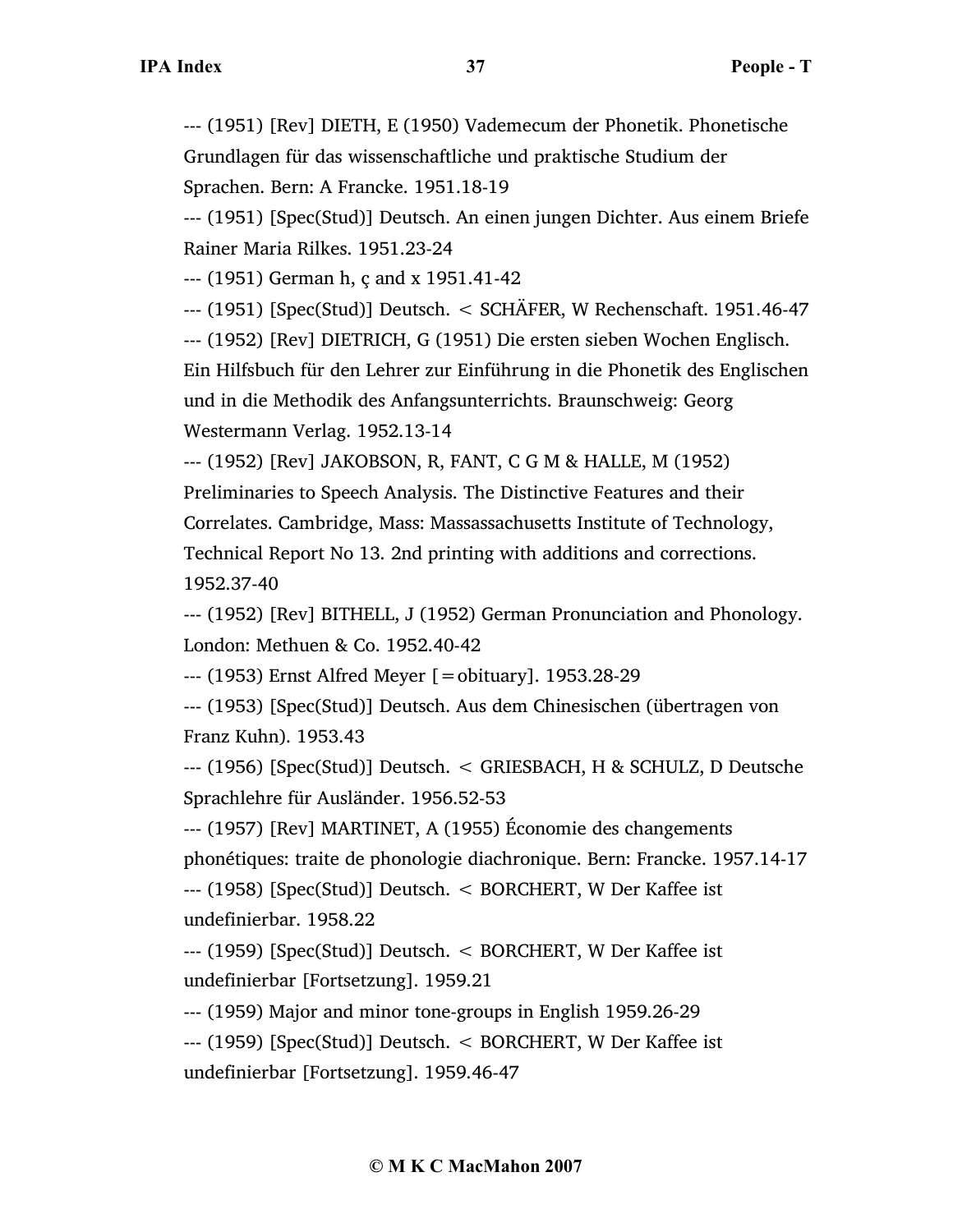--- (1951) [Rev] DIETH, E (1950) Vademecum der Phonetik. Phonetische Grundlagen für das wissenschaftliche und praktische Studium der Sprachen. Bern: A Francke. 1951.18-19

--- (1951) [Spec(Stud)] Deutsch. An einen jungen Dichter. Aus einem Briefe Rainer Maria Rilkes. 1951.23-24

--- (1951) German h, ç and x 1951.41-42

--- (1951) [Spec(Stud)] Deutsch. < SCHÄFER, W Rechenschaft. 1951.46-47

--- (1952) [Rev] DIETRICH, G (1951) Die ersten sieben Wochen Englisch. Ein Hilfsbuch für den Lehrer zur Einführung in die Phonetik des Englischen und in die Methodik des Anfangsunterrichts. Braunschweig: Georg Westermann Verlag. 1952.13-14

--- (1952) [Rev] JAKOBSON, R, FANT, C G M & HALLE, M (1952) Preliminaries to Speech Analysis. The Distinctive Features and their Correlates. Cambridge, Mass: Massassachusetts Institute of Technology, Technical Report No 13. 2nd printing with additions and corrections. 1952.37-40

--- (1952) [Rev] BITHELL, J (1952) German Pronunciation and Phonology. London: Methuen & Co. 1952.40-42

--- (1953) Ernst Alfred Meyer [=obituary]. 1953.28-29

--- (1953) [Spec(Stud)] Deutsch. Aus dem Chinesischen (übertragen von Franz Kuhn). 1953.43

--- (1956) [Spec(Stud)] Deutsch. < GRIESBACH, H & SCHULZ, D Deutsche Sprachlehre für Ausländer. 1956.52-53

--- (1957) [Rev] MARTINET, A (1955) Économie des changements phonétiques: traite de phonologie diachronique. Bern: Francke. 1957.14-17

--- (1958) [Spec(Stud)] Deutsch. < BORCHERT, W Der Kaffee ist undefinierbar. 1958.22

--- (1959) [Spec(Stud)] Deutsch. < BORCHERT, W Der Kaffee ist undefinierbar [Fortsetzung]. 1959.21

--- (1959) Major and minor tone-groups in English 1959.26-29

--- (1959) [Spec(Stud)] Deutsch. < BORCHERT, W Der Kaffee ist undefinierbar [Fortsetzung]. 1959.46-47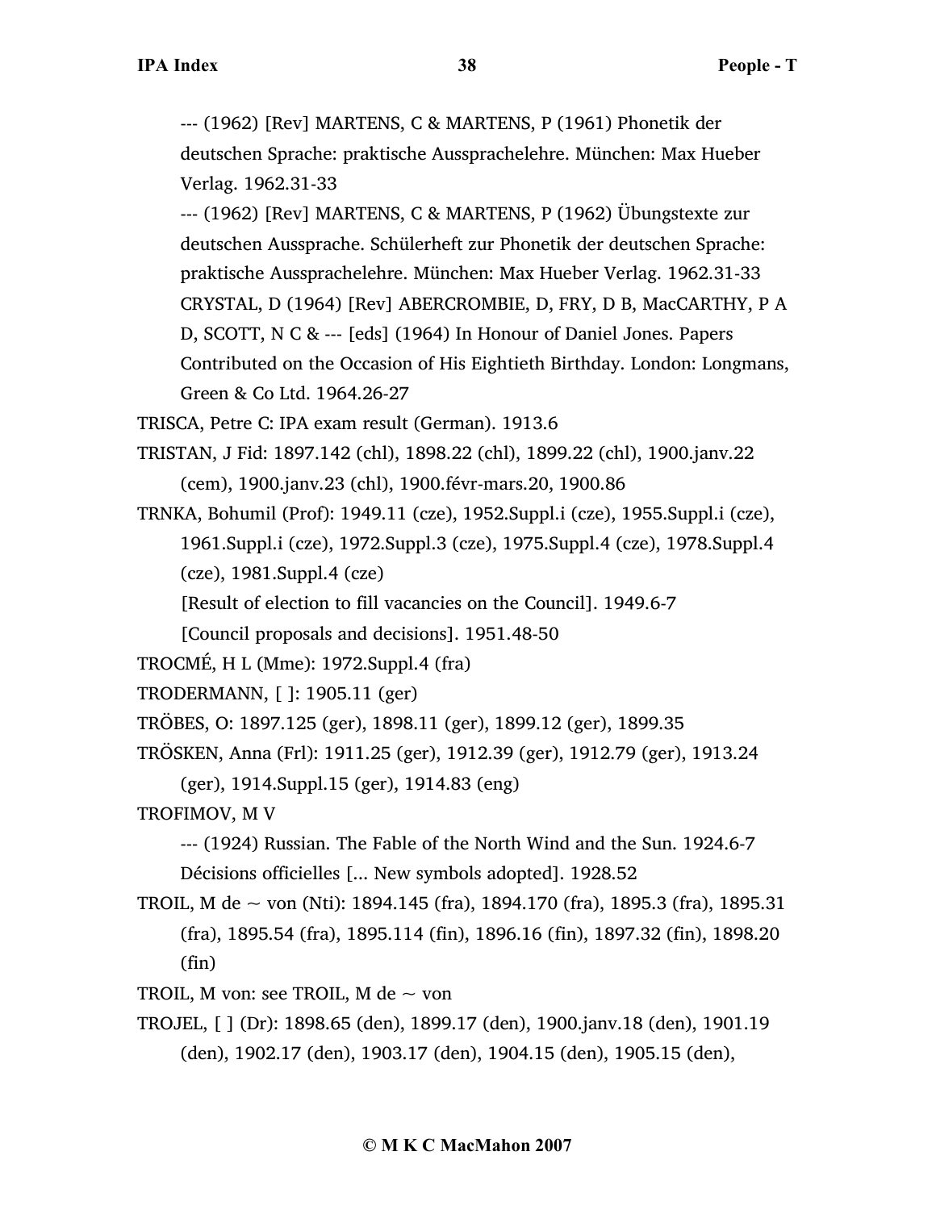--- (1962) [Rev] MARTENS, C & MARTENS, P (1961) Phonetik der deutschen Sprache: praktische Aussprachelehre. München: Max Hueber Verlag. 1962.31-33

--- (1962) [Rev] MARTENS, C & MARTENS, P (1962) Übungstexte zur deutschen Aussprache. Schülerheft zur Phonetik der deutschen Sprache: praktische Aussprachelehre. München: Max Hueber Verlag. 1962.31-33

CRYSTAL, D (1964) [Rev] ABERCROMBIE, D, FRY, D B, MacCARTHY, P A D, SCOTT, N C & --- [eds] (1964) In Honour of Daniel Jones. Papers Contributed on the Occasion of His Eightieth Birthday. London: Longmans, Green & Co Ltd. 1964.26-27

TRISCA, Petre C: IPA exam result (German). 1913.6

TRISTAN, J Fid: 1897.142 (chl), 1898.22 (chl), 1899.22 (chl), 1900.janv.22 (cem), 1900.janv.23 (chl), 1900.févr-mars.20, 1900.86

TRNKA, Bohumil (Prof): 1949.11 (cze), 1952.Suppl.i (cze), 1955.Suppl.i (cze), 1961.Suppl.i (cze), 1972.Suppl.3 (cze), 1975.Suppl.4 (cze), 1978.Suppl.4 (cze), 1981.Suppl.4 (cze)

[Result of election to fill vacancies on the Council]. 1949.6-7

[Council proposals and decisions]. 1951.48-50

TROCMÉ, H L (Mme): 1972.Suppl.4 (fra)

TRODERMANN, [ ]: 1905.11 (ger)

TRÖBES, O: 1897.125 (ger), 1898.11 (ger), 1899.12 (ger), 1899.35

TRÖSKEN, Anna (Frl): 1911.25 (ger), 1912.39 (ger), 1912.79 (ger), 1913.24 (ger), 1914.Suppl.15 (ger), 1914.83 (eng)

TROFIMOV, M V

--- (1924) Russian. The Fable of the North Wind and the Sun. 1924.6-7

Décisions officielles [... New symbols adopted]. 1928.52

TROIL, M de ~ von (Nti): 1894.145 (fra), 1894.170 (fra), 1895.3 (fra), 1895.31 (fra), 1895.54 (fra), 1895.114 (fin), 1896.16 (fin), 1897.32 (fin), 1898.20 (fin)

TROIL, M von: see TROIL, M de ~ von

TROJEL, [ ] (Dr): 1898.65 (den), 1899.17 (den), 1900.janv.18 (den), 1901.19 (den), 1902.17 (den), 1903.17 (den), 1904.15 (den), 1905.15 (den),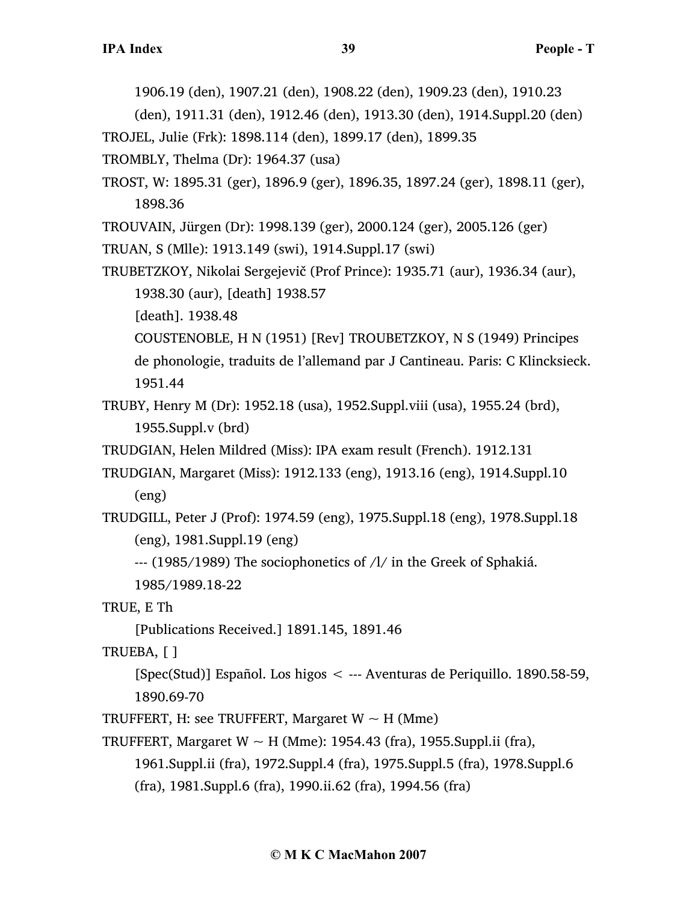1906.19 (den), 1907.21 (den), 1908.22 (den), 1909.23 (den), 1910.23 (den), 1911.31 (den), 1912.46 (den), 1913.30 (den), 1914.Suppl.20 (den)

TROJEL, Julie (Frk): 1898.114 (den), 1899.17 (den), 1899.35

TROMBLY, Thelma (Dr): 1964.37 (usa)

TROST, W: 1895.31 (ger), 1896.9 (ger), 1896.35, 1897.24 (ger), 1898.11 (ger), 1898.36

TROUVAIN, Jürgen (Dr): 1998.139 (ger), 2000.124 (ger), 2005.126 (ger)

TRUAN, S (Mlle): 1913.149 (swi), 1914.Suppl.17 (swi)

TRUBETZKOY, Nikolai Sergejevič (Prof Prince): 1935.71 (aur), 1936.34 (aur), 1938.30 (aur), [death] 1938.57

[death]. 1938.48

COUSTENOBLE, H N (1951) [Rev] TROUBETZKOY, N S (1949) Principes de phonologie, traduits de l'allemand par J Cantineau. Paris: C Klincksieck. 1951.44

TRUBY, Henry M (Dr): 1952.18 (usa), 1952.Suppl.viii (usa), 1955.24 (brd), 1955.Suppl.v (brd)

TRUDGIAN, Helen Mildred (Miss): IPA exam result (French). 1912.131

TRUDGIAN, Margaret (Miss): 1912.133 (eng), 1913.16 (eng), 1914.Suppl.10 (eng)

TRUDGILL, Peter J (Prof): 1974.59 (eng), 1975.Suppl.18 (eng), 1978.Suppl.18 (eng), 1981.Suppl.19 (eng)

--- (1985/1989) The sociophonetics of /l/ in the Greek of Sphakiá. 1985/1989.18-22

TRUE, E Th

[Publications Received.] 1891.145, 1891.46

TRUEBA, [ ]

[Spec(Stud)] Español. Los higos < --- Aventuras de Periquillo. 1890.58-59, 1890.69-70

TRUFFERT, H: see TRUFFERT, Margaret W ~ H (Mme)

TRUFFERT, Margaret W ~ H (Mme): 1954.43 (fra), 1955.Suppl.ii (fra), 1961.Suppl.ii (fra), 1972.Suppl.4 (fra), 1975.Suppl.5 (fra), 1978.Suppl.6 (fra), 1981.Suppl.6 (fra), 1990.ii.62 (fra), 1994.56 (fra)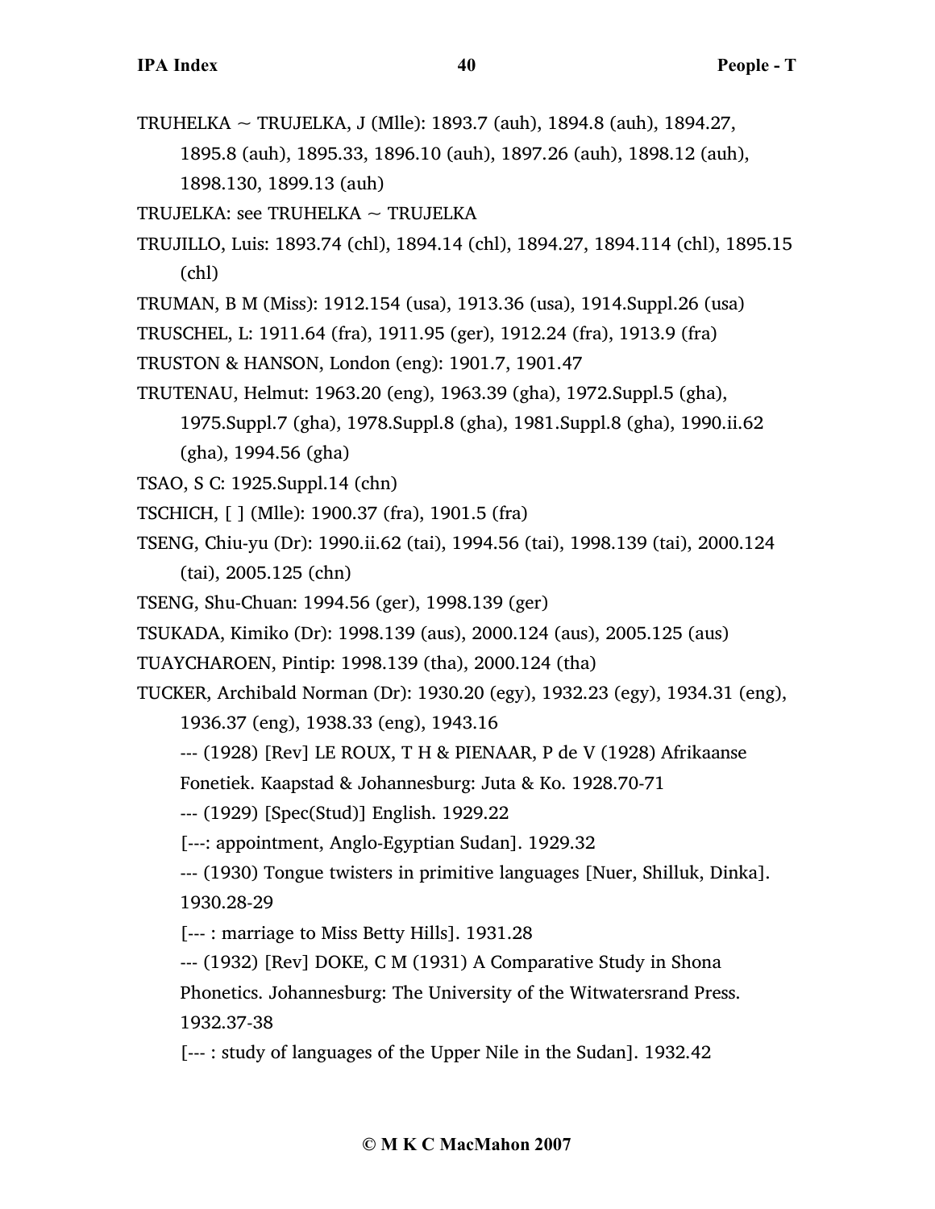TRUHELKA ~ TRUJELKA, J (Mlle): 1893.7 (auh), 1894.8 (auh), 1894.27, 1895.8 (auh), 1895.33, 1896.10 (auh), 1897.26 (auh), 1898.12 (auh), 1898.130, 1899.13 (auh)

TRUJELKA: see TRUHELKA ~ TRUJELKA

TRUJILLO, Luis: 1893.74 (chl), 1894.14 (chl), 1894.27, 1894.114 (chl), 1895.15 (chl)

TRUMAN, B M (Miss): 1912.154 (usa), 1913.36 (usa), 1914.Suppl.26 (usa)

TRUSCHEL, L: 1911.64 (fra), 1911.95 (ger), 1912.24 (fra), 1913.9 (fra)

TRUSTON & HANSON, London (eng): 1901.7, 1901.47

TRUTENAU, Helmut: 1963.20 (eng), 1963.39 (gha), 1972.Suppl.5 (gha), 1975.Suppl.7 (gha), 1978.Suppl.8 (gha), 1981.Suppl.8 (gha), 1990.ii.62 (gha), 1994.56 (gha)

TSAO, S C: 1925.Suppl.14 (chn)

TSCHICH, [ ] (Mlle): 1900.37 (fra), 1901.5 (fra)

TSENG, Chiu-yu (Dr): 1990.ii.62 (tai), 1994.56 (tai), 1998.139 (tai), 2000.124 (tai), 2005.125 (chn)

TSENG, Shu-Chuan: 1994.56 (ger), 1998.139 (ger)

TSUKADA, Kimiko (Dr): 1998.139 (aus), 2000.124 (aus), 2005.125 (aus)

TUAYCHAROEN, Pintip: 1998.139 (tha), 2000.124 (tha)

TUCKER, Archibald Norman (Dr): 1930.20 (egy), 1932.23 (egy), 1934.31 (eng), 1936.37 (eng), 1938.33 (eng), 1943.16

--- (1928) [Rev] LE ROUX, T H & PIENAAR, P de V (1928) Afrikaanse Fonetiek. Kaapstad & Johannesburg: Juta & Ko. 1928.70-71

--- (1929) [Spec(Stud)] English. 1929.22

[---: appointment, Anglo-Egyptian Sudan]. 1929.32

--- (1930) Tongue twisters in primitive languages [Nuer, Shilluk, Dinka]. 1930.28-29

[--- : marriage to Miss Betty Hills]. 1931.28

--- (1932) [Rev] DOKE, C M (1931) A Comparative Study in Shona Phonetics. Johannesburg: The University of the Witwatersrand Press. 1932.37-38

[--- : study of languages of the Upper Nile in the Sudan]. 1932.42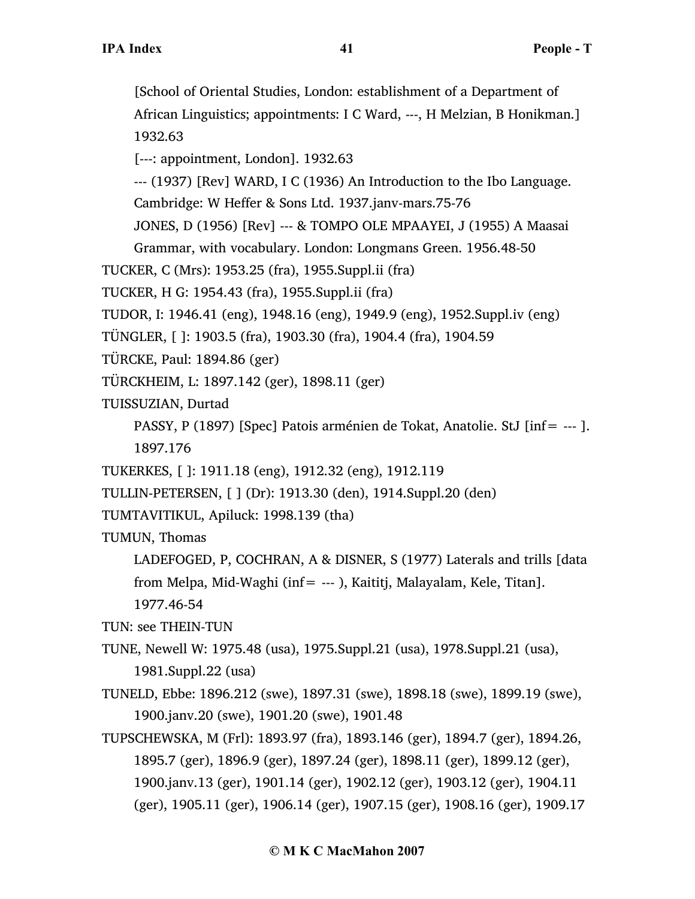[School of Oriental Studies, London: establishment of a Department of African Linguistics; appointments: I C Ward, ---, H Melzian, B Honikman.] 1932.63

[---: appointment, London]. 1932.63

--- (1937) [Rev] WARD, I C (1936) An Introduction to the Ibo Language. Cambridge: W Heffer & Sons Ltd. 1937.janv-mars.75-76

JONES, D (1956) [Rev] --- & TOMPO OLE MPAAYEI, J (1955) A Maasai Grammar, with vocabulary. London: Longmans Green. 1956.48-50

TUCKER, C (Mrs): 1953.25 (fra), 1955.Suppl.ii (fra)

TUCKER, H G: 1954.43 (fra), 1955.Suppl.ii (fra)

TUDOR, I: 1946.41 (eng), 1948.16 (eng), 1949.9 (eng), 1952.Suppl.iv (eng)

TÜNGLER, [ ]: 1903.5 (fra), 1903.30 (fra), 1904.4 (fra), 1904.59

TÜRCKE, Paul: 1894.86 (ger)

TÜRCKHEIM, L: 1897.142 (ger), 1898.11 (ger)

TUISSUZIAN, Durtad

PASSY, P (1897) [Spec] Patois arménien de Tokat, Anatolie. StJ [inf= --- ]. 1897.176

TUKERKES, [ ]: 1911.18 (eng), 1912.32 (eng), 1912.119

TULLIN-PETERSEN, [ ] (Dr): 1913.30 (den), 1914.Suppl.20 (den)

TUMTAVITIKUL, Apiluck: 1998.139 (tha)

TUMUN, Thomas

LADEFOGED, P, COCHRAN, A & DISNER, S (1977) Laterals and trills [data from Melpa, Mid-Waghi (inf= --- ), Kaititj, Malayalam, Kele, Titan]. 1977.46-54

TUN: see THEIN-TUN

TUNE, Newell W: 1975.48 (usa), 1975.Suppl.21 (usa), 1978.Suppl.21 (usa), 1981.Suppl.22 (usa)

TUNELD, Ebbe: 1896.212 (swe), 1897.31 (swe), 1898.18 (swe), 1899.19 (swe), 1900.janv.20 (swe), 1901.20 (swe), 1901.48

TUPSCHEWSKA, M (Frl): 1893.97 (fra), 1893.146 (ger), 1894.7 (ger), 1894.26, 1895.7 (ger), 1896.9 (ger), 1897.24 (ger), 1898.11 (ger), 1899.12 (ger), 1900.janv.13 (ger), 1901.14 (ger), 1902.12 (ger), 1903.12 (ger), 1904.11 (ger), 1905.11 (ger), 1906.14 (ger), 1907.15 (ger), 1908.16 (ger), 1909.17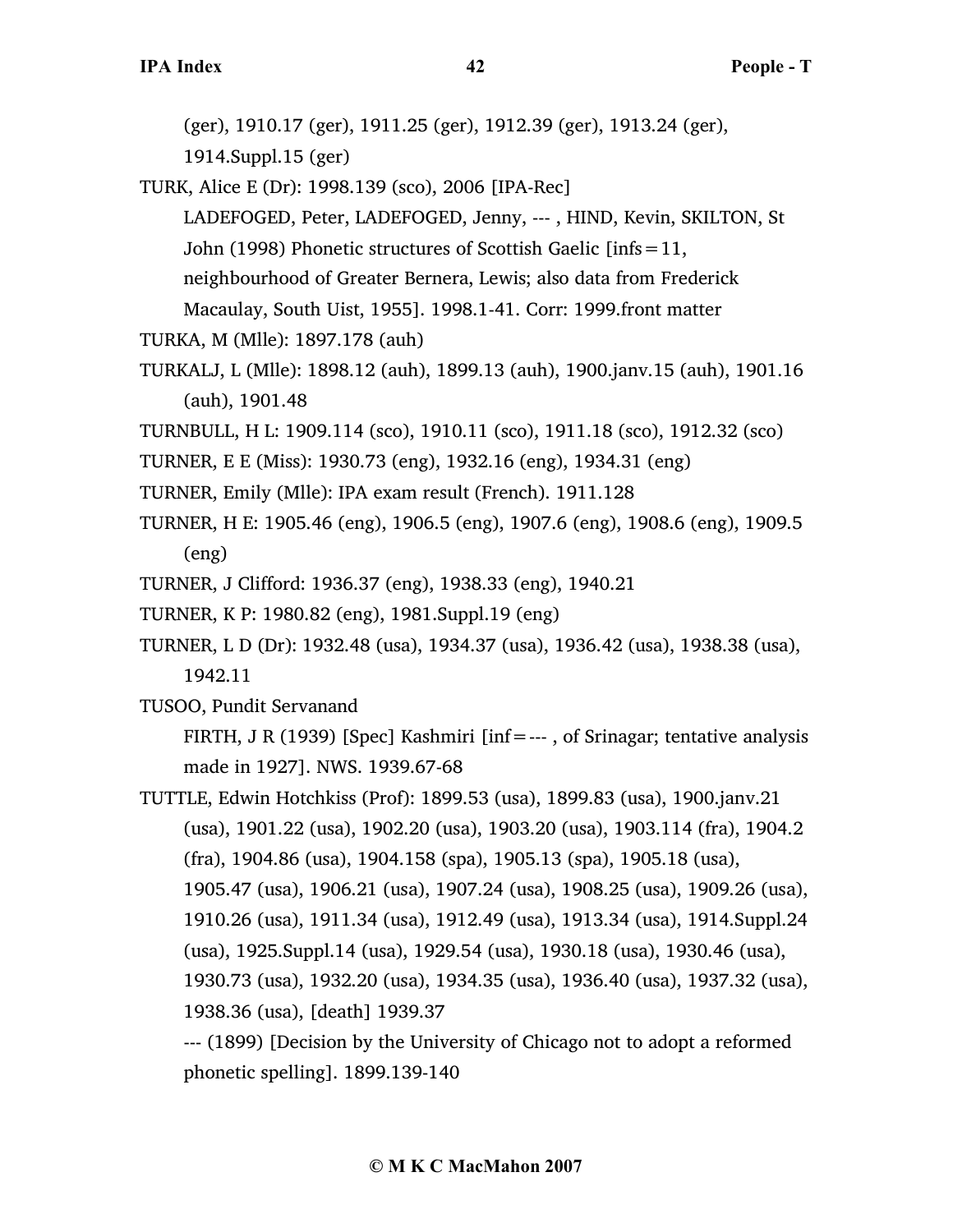(ger), 1910.17 (ger), 1911.25 (ger), 1912.39 (ger), 1913.24 (ger), 1914.Suppl.15 (ger)

TURK, Alice E (Dr): 1998.139 (sco), 2006 [IPA-Rec]

LADEFOGED, Peter, LADEFOGED, Jenny, --- , HIND, Kevin, SKILTON, St John (1998) Phonetic structures of Scottish Gaelic [infs = 11, neighbourhood of Greater Bernera, Lewis; also data from Frederick Macaulay, South Uist, 1955]. 1998.1-41. Corr: 1999.front matter

TURKA, M (Mlle): 1897.178 (auh)

TURKALJ, L (Mlle): 1898.12 (auh), 1899.13 (auh), 1900.janv.15 (auh), 1901.16 (auh), 1901.48

TURNBULL, H L: 1909.114 (sco), 1910.11 (sco), 1911.18 (sco), 1912.32 (sco)

TURNER, E E (Miss): 1930.73 (eng), 1932.16 (eng), 1934.31 (eng)

TURNER, Emily (Mlle): IPA exam result (French). 1911.128

TURNER, H E: 1905.46 (eng), 1906.5 (eng), 1907.6 (eng), 1908.6 (eng), 1909.5 (eng)

TURNER, J Clifford: 1936.37 (eng), 1938.33 (eng), 1940.21

TURNER, K P: 1980.82 (eng), 1981.Suppl.19 (eng)

TURNER, L D (Dr): 1932.48 (usa), 1934.37 (usa), 1936.42 (usa), 1938.38 (usa), 1942.11

TUSOO, Pundit Servanand

FIRTH, J R (1939) [Spec] Kashmiri [inf = --- , of Srinagar; tentative analysis made in 1927]. NWS. 1939.67-68

TUTTLE, Edwin Hotchkiss (Prof): 1899.53 (usa), 1899.83 (usa), 1900.janv.21 (usa), 1901.22 (usa), 1902.20 (usa), 1903.20 (usa), 1903.114 (fra), 1904.2 (fra), 1904.86 (usa), 1904.158 (spa), 1905.13 (spa), 1905.18 (usa), 1905.47 (usa), 1906.21 (usa), 1907.24 (usa), 1908.25 (usa), 1909.26 (usa), 1910.26 (usa), 1911.34 (usa), 1912.49 (usa), 1913.34 (usa), 1914.Suppl.24 (usa), 1925.Suppl.14 (usa), 1929.54 (usa), 1930.18 (usa), 1930.46 (usa), 1930.73 (usa), 1932.20 (usa), 1934.35 (usa), 1936.40 (usa), 1937.32 (usa), 1938.36 (usa), [death] 1939.37

--- (1899) [Decision by the University of Chicago not to adopt a reformed phonetic spelling]. 1899.139-140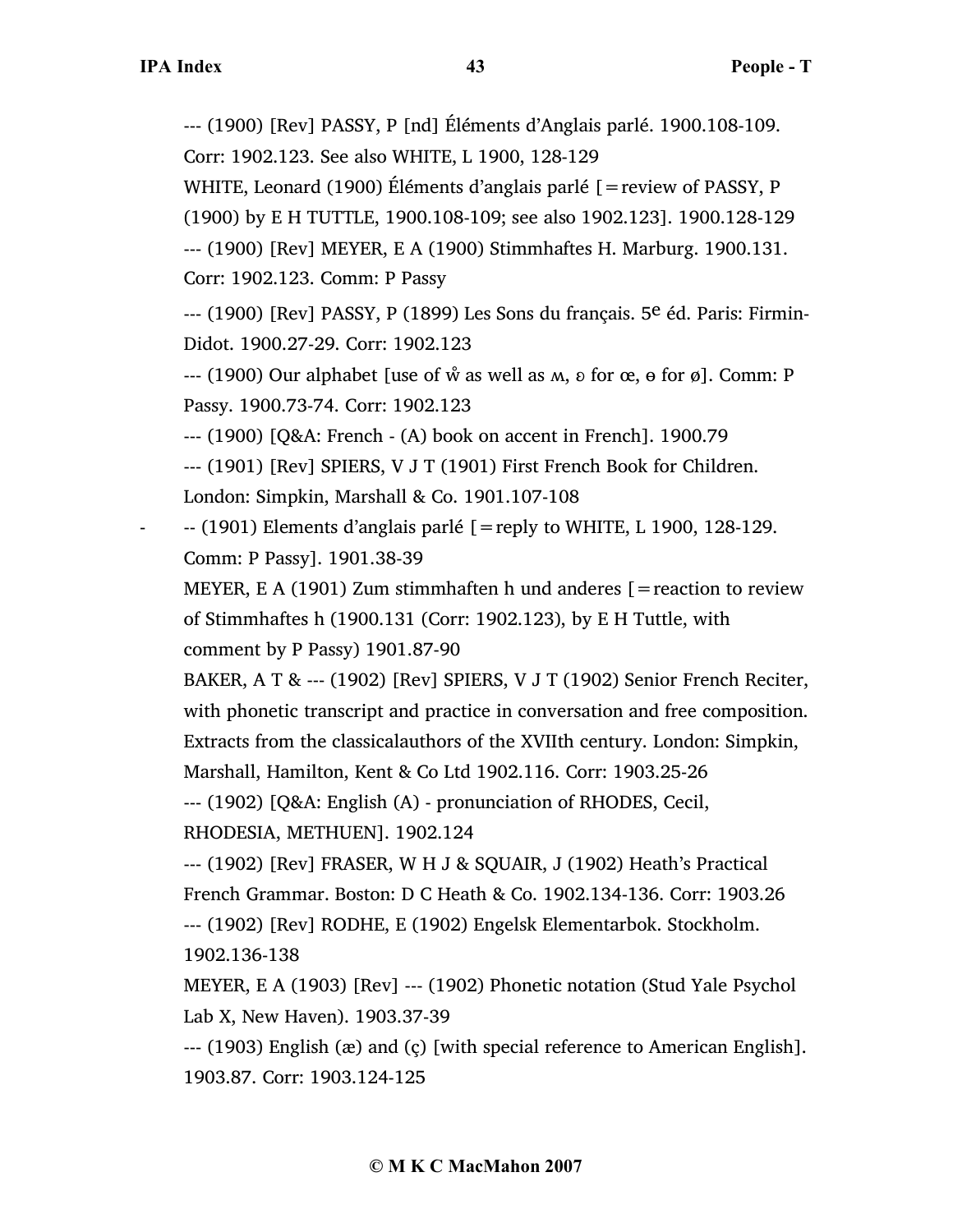--- (1900) [Rev] PASSY, P [nd] Éléments d'Anglais parlé. 1900.108-109. Corr: 1902.123. See also WHITE, L 1900, 128-129

WHITE, Leonard (1900) Éléments d'anglais parlé [=review of PASSY, P (1900) by E H TUTTLE, 1900.108-109; see also 1902.123]. 1900.128-129

--- (1900) [Rev] MEYER, E A (1900) Stimmhaftes H. Marburg. 1900.131. Corr: 1902.123. Comm: P Passy

--- (1900) [Rev] PASSY, P (1899) Les Sons du français. 5e éd. Paris: Firmin-Didot. 1900.27-29. Corr: 1902.123

--- (1900) Our alphabet [use of ẘ as well as ʍ, ɐ for œ, ɵ for ø]. Comm: P Passy. 1900.73-74. Corr: 1902.123

--- (1900) [Q&A: French - (A) book on accent in French]. 1900.79

--- (1901) [Rev] SPIERS, V J T (1901) First French Book for Children. London: Simpkin, Marshall & Co. 1901.107-108

- -- (1901) Elements d'anglais parlé [=reply to WHITE, L 1900, 128-129. Comm: P Passy]. 1901.38-39

MEYER, E A (1901) Zum stimmhaften h und anderes [=reaction to review of Stimmhaftes h (1900.131 (Corr: 1902.123), by E H Tuttle, with comment by P Passy) 1901.87-90

BAKER, A T & --- (1902) [Rev] SPIERS, V J T (1902) Senior French Reciter, with phonetic transcript and practice in conversation and free composition. Extracts from the classicalauthors of the XVIIth century. London: Simpkin, Marshall, Hamilton, Kent & Co Ltd 1902.116. Corr: 1903.25-26

--- (1902) [Q&A: English (A) - pronunciation of RHODES, Cecil, RHODESIA, METHUEN]. 1902.124

--- (1902) [Rev] FRASER, W H J & SQUAIR, J (1902) Heath's Practical French Grammar. Boston: D C Heath & Co. 1902.134-136. Corr: 1903.26

--- (1902) [Rev] RODHE, E (1902) Engelsk Elementarbok. Stockholm. 1902.136-138

MEYER, E A (1903) [Rev] --- (1902) Phonetic notation (Stud Yale Psychol Lab X, New Haven). 1903.37-39

--- (1903) English (æ) and (ç) [with special reference to American English]. 1903.87. Corr: 1903.124-125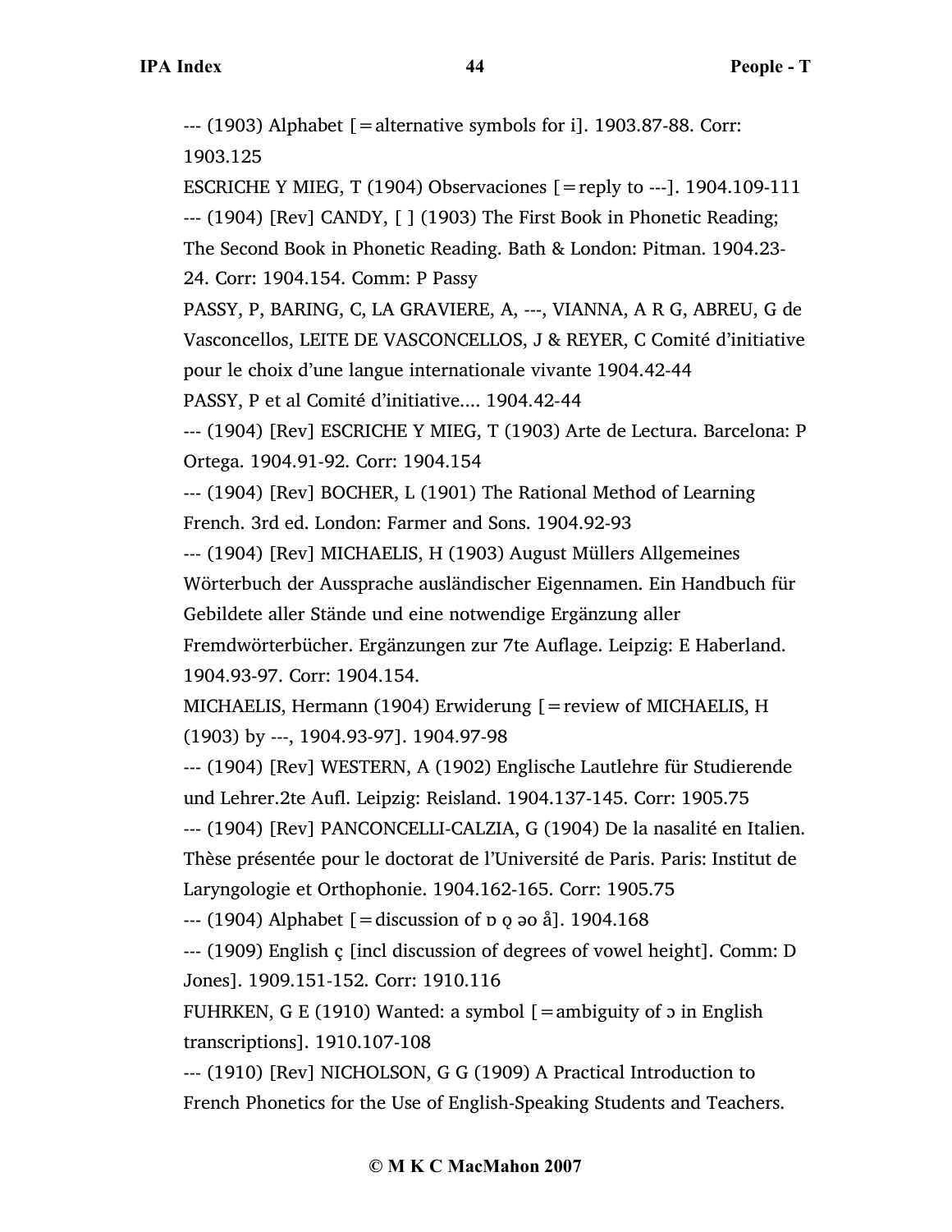--- (1903) Alphabet [=alternative symbols for i]. 1903.87-88. Corr: 1903.125

ESCRICHE Y MIEG, T (1904) Observaciones [=reply to ---]. 1904.109-111

--- (1904) [Rev] CANDY, [ ] (1903) The First Book in Phonetic Reading; The Second Book in Phonetic Reading. Bath & London: Pitman. 1904.23-24. Corr: 1904.154. Comm: P Passy

PASSY, P, BARING, C, LA GRAVIERE, A, ---, VIANNA, A R G, ABREU, G de Vasconcellos, LEITE DE VASCONCELLOS, J & REYER, C Comité d'initiative pour le choix d'une langue internationale vivante 1904.42-44

PASSY, P et al Comité d'initiative.... 1904.42-44

--- (1904) [Rev] ESCRICHE Y MIEG, T (1903) Arte de Lectura. Barcelona: P Ortega. 1904.91-92. Corr: 1904.154

--- (1904) [Rev] BOCHER, L (1901) The Rational Method of Learning French. 3rd ed. London: Farmer and Sons. 1904.92-93

--- (1904) [Rev] MICHAELIS, H (1903) August Müllers Allgemeines Wörterbuch der Aussprache ausländischer Eigennamen. Ein Handbuch für Gebildete aller Stände und eine notwendige Ergänzung aller Fremdwörterbücher. Ergänzungen zur 7te Auflage. Leipzig: E Haberland. 1904.93-97. Corr: 1904.154.

MICHAELIS, Hermann (1904) Erwiderung [=review of MICHAELIS, H (1903) by ---, 1904.93-97]. 1904.97-98

--- (1904) [Rev] WESTERN, A (1902) Englische Lautlehre für Studierende und Lehrer.2te Aufl. Leipzig: Reisland. 1904.137-145. Corr: 1905.75

--- (1904) [Rev] PANCONCELLI-CALZIA, G (1904) De la nasalité en Italien. Thèse présentée pour le doctorat de l'Université de Paris. Paris: Institut de Laryngologie et Orthophonie. 1904.162-165. Corr: 1905.75

--- (1904) Alphabet [=discussion of ɒ ǫ əo å]. 1904.168

--- (1909) English ç [incl discussion of degrees of vowel height]. Comm: D Jones]. 1909.151-152. Corr: 1910.116

FUHRKEN, G E (1910) Wanted: a symbol [=ambiguity of ɔ in English transcriptions]. 1910.107-108

--- (1910) [Rev] NICHOLSON, G G (1909) A Practical Introduction to French Phonetics for the Use of English-Speaking Students and Teachers.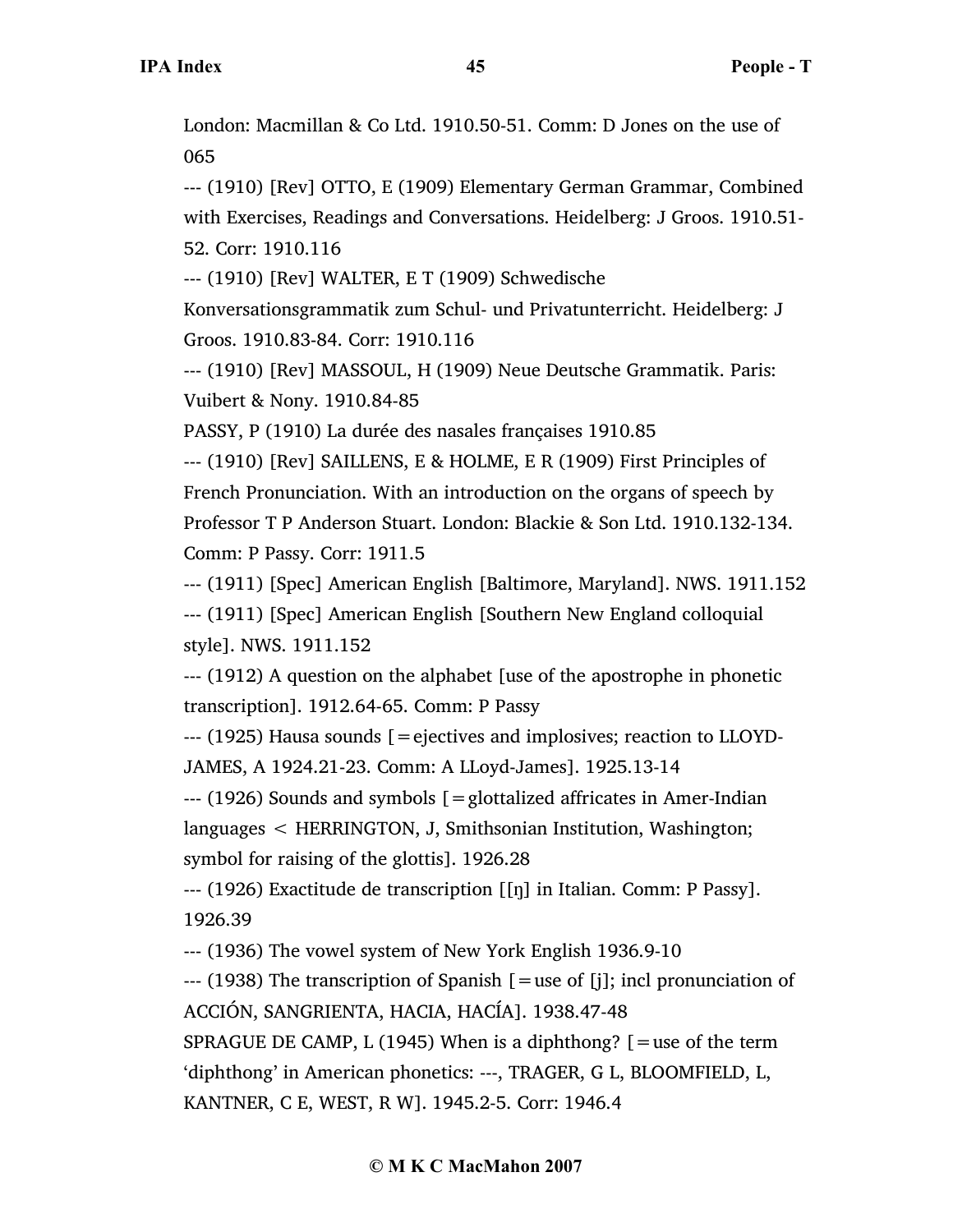London: Macmillan & Co Ltd. 1910.50-51. Comm: D Jones on the use of 065

--- (1910) [Rev] OTTO, E (1909) Elementary German Grammar, Combined with Exercises, Readings and Conversations. Heidelberg: J Groos. 1910.51-52. Corr: 1910.116

--- (1910) [Rev] WALTER, E T (1909) Schwedische Konversationsgrammatik zum Schul- und Privatunterricht. Heidelberg: J Groos. 1910.83-84. Corr: 1910.116

--- (1910) [Rev] MASSOUL, H (1909) Neue Deutsche Grammatik. Paris: Vuibert & Nony. 1910.84-85

PASSY, P (1910) La durée des nasales françaises 1910.85

--- (1910) [Rev] SAILLENS, E & HOLME, E R (1909) First Principles of French Pronunciation. With an introduction on the organs of speech by Professor T P Anderson Stuart. London: Blackie & Son Ltd. 1910.132-134. Comm: P Passy. Corr: 1911.5

--- (1911) [Spec] American English [Baltimore, Maryland]. NWS. 1911.152

--- (1911) [Spec] American English [Southern New England colloquial style]. NWS. 1911.152

--- (1912) A question on the alphabet [use of the apostrophe in phonetic transcription]. 1912.64-65. Comm: P Passy

--- (1925) Hausa sounds [=ejectives and implosives; reaction to LLOYD-JAMES, A 1924.21-23. Comm: A LLoyd-James]. 1925.13-14

--- (1926) Sounds and symbols [=glottalized affricates in Amer-Indian languages < HERRINGTON, J, Smithsonian Institution, Washington; symbol for raising of the glottis]. 1926.28

--- (1926) Exactitude de transcription [[ŋ] in Italian. Comm: P Passy]. 1926.39

--- (1936) The vowel system of New York English 1936.9-10

--- (1938) The transcription of Spanish [=use of [j]; incl pronunciation of ACCIÓN, SANGRIENTA, HACIA, HACÍA]. 1938.47-48

SPRAGUE DE CAMP, L (1945) When is a diphthong? [=use of the term 'diphthong' in American phonetics: ---, TRAGER, G L, BLOOMFIELD, L, KANTNER, C E, WEST, R W]. 1945.2-5. Corr: 1946.4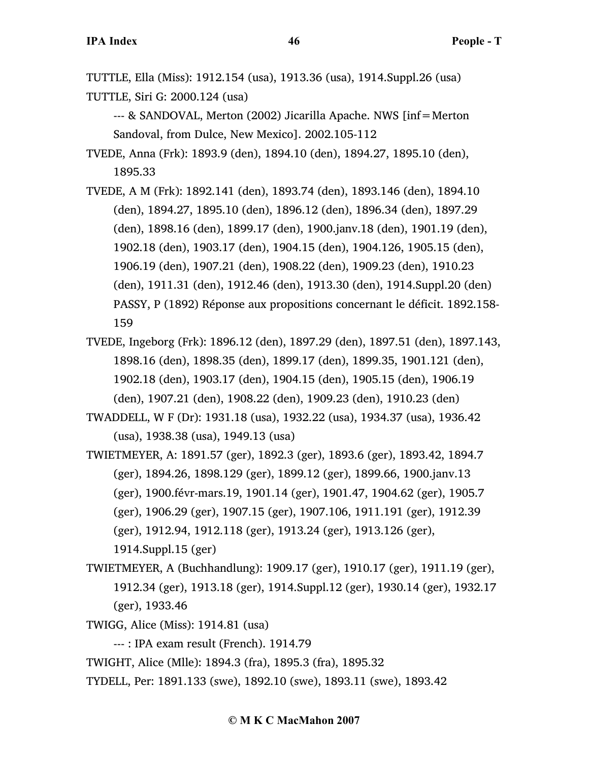TUTTLE, Ella (Miss): 1912.154 (usa), 1913.36 (usa), 1914.Suppl.26 (usa)

TUTTLE, Siri G: 2000.124 (usa)

--- & SANDOVAL, Merton (2002) Jicarilla Apache. NWS [inf=Merton Sandoval, from Dulce, New Mexico]. 2002.105-112

TVEDE, Anna (Frk): 1893.9 (den), 1894.10 (den), 1894.27, 1895.10 (den), 1895.33

TVEDE, A M (Frk): 1892.141 (den), 1893.74 (den), 1893.146 (den), 1894.10 (den), 1894.27, 1895.10 (den), 1896.12 (den), 1896.34 (den), 1897.29 (den), 1898.16 (den), 1899.17 (den), 1900.janv.18 (den), 1901.19 (den), 1902.18 (den), 1903.17 (den), 1904.15 (den), 1904.126, 1905.15 (den), 1906.19 (den), 1907.21 (den), 1908.22 (den), 1909.23 (den), 1910.23 (den), 1911.31 (den), 1912.46 (den), 1913.30 (den), 1914.Suppl.20 (den)

PASSY, P (1892) Réponse aux propositions concernant le déficit. 1892.158-159

TVEDE, Ingeborg (Frk): 1896.12 (den), 1897.29 (den), 1897.51 (den), 1897.143, 1898.16 (den), 1898.35 (den), 1899.17 (den), 1899.35, 1901.121 (den), 1902.18 (den), 1903.17 (den), 1904.15 (den), 1905.15 (den), 1906.19 (den), 1907.21 (den), 1908.22 (den), 1909.23 (den), 1910.23 (den)

TWADDELL, W F (Dr): 1931.18 (usa), 1932.22 (usa), 1934.37 (usa), 1936.42 (usa), 1938.38 (usa), 1949.13 (usa)

TWIETMEYER, A: 1891.57 (ger), 1892.3 (ger), 1893.6 (ger), 1893.42, 1894.7 (ger), 1894.26, 1898.129 (ger), 1899.12 (ger), 1899.66, 1900.janv.13 (ger), 1900.févr-mars.19, 1901.14 (ger), 1901.47, 1904.62 (ger), 1905.7 (ger), 1906.29 (ger), 1907.15 (ger), 1907.106, 1911.191 (ger), 1912.39 (ger), 1912.94, 1912.118 (ger), 1913.24 (ger), 1913.126 (ger), 1914.Suppl.15 (ger)

TWIETMEYER, A (Buchhandlung): 1909.17 (ger), 1910.17 (ger), 1911.19 (ger), 1912.34 (ger), 1913.18 (ger), 1914.Suppl.12 (ger), 1930.14 (ger), 1932.17 (ger), 1933.46

TWIGG, Alice (Miss): 1914.81 (usa)

--- : IPA exam result (French). 1914.79

TWIGHT, Alice (Mlle): 1894.3 (fra), 1895.3 (fra), 1895.32

TYDELL, Per: 1891.133 (swe), 1892.10 (swe), 1893.11 (swe), 1893.42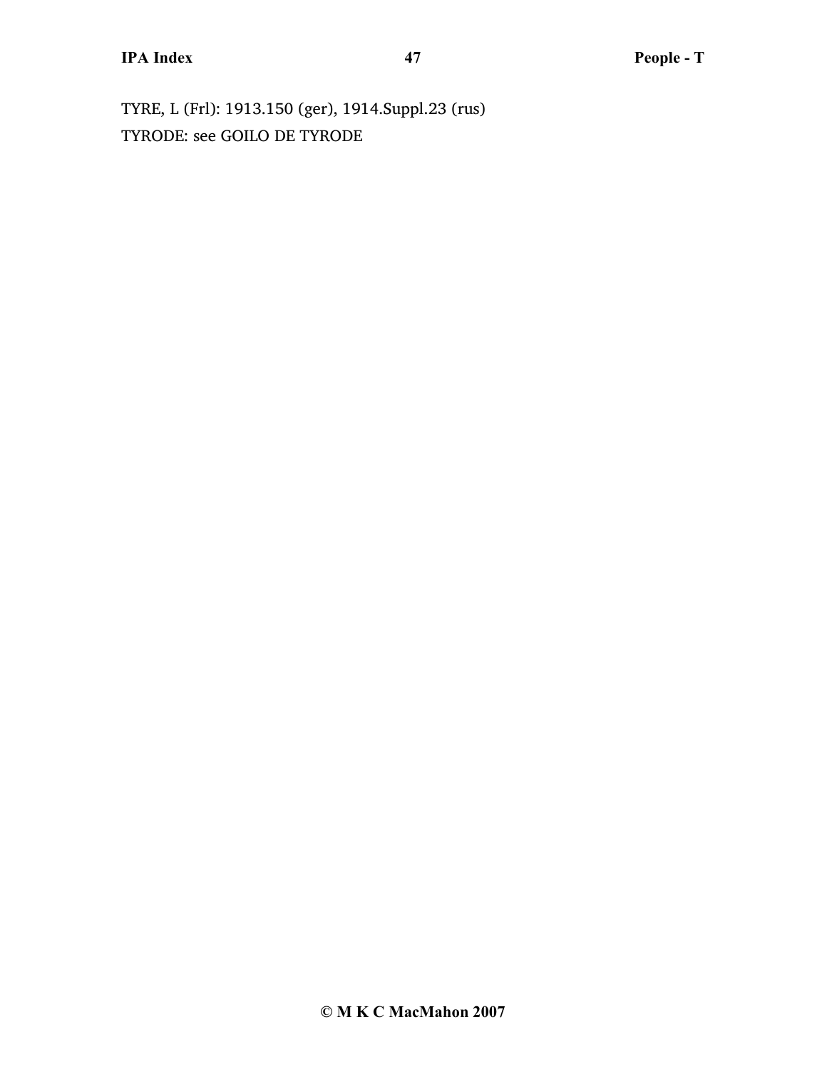TYRE, L (Frl): 1913.150 (ger), 1914.Suppl.23 (rus)

TYRODE: see GOILO DE TYRODE